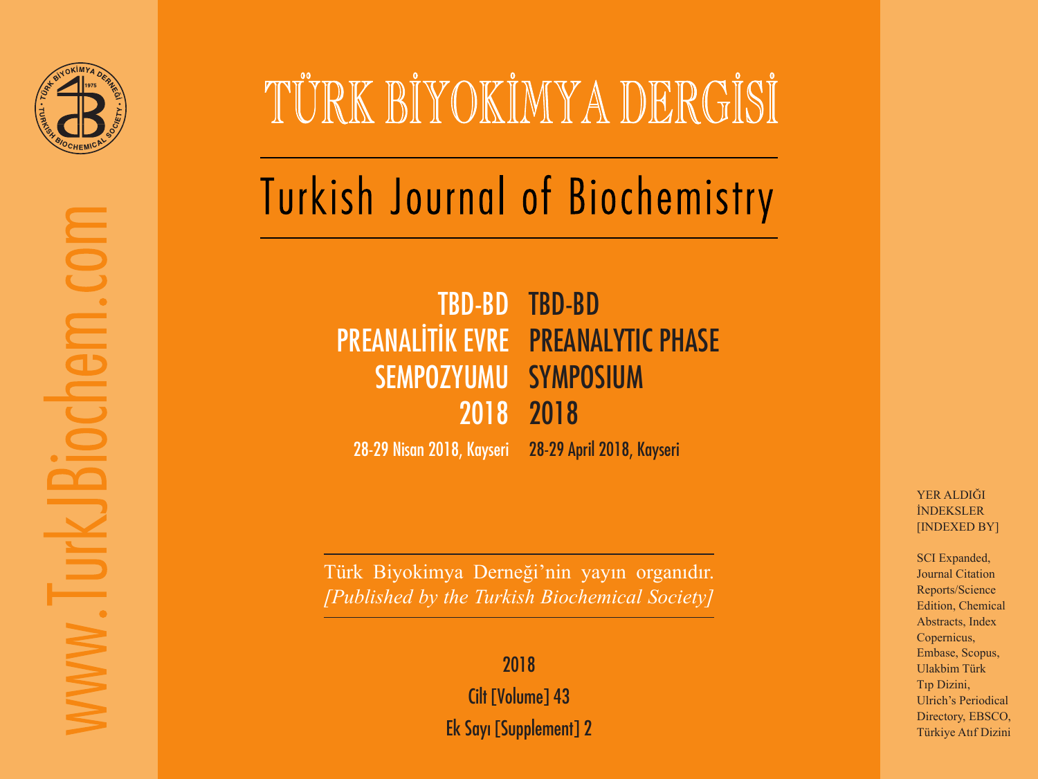# TÜRK BİYOKİMYA DERGİSİ

# Turkish Journal of Biochemistry

## TBD-BD PREANALİTİK EVRE SEMPOZYUMU 2018

28-29 Nisan 2018, Kayseri

## TBD-BD PREANALYTIC PHASE SYMPOSIUM 2018

28-29 April 2018, Kayseri

Türk Biyokimya Derneği'nin yayın organıdır.
*[Published by the Turkish Biochemical Society]*

2018

Cilt [Volume] 43

Ek Sayı [Supplement] 2

www.TurkJBiochem.com

YER ALDIĞI İNDEKSLER [INDEXED BY]

SCI Expanded, Journal Citation Reports/Science Edition, Chemical Abstracts, Index Copernicus, Embase, Scopus, Ulakbim Türk Tıp Dizini, Ulrich's Periodical Directory, EBSCO, Türkiye Atıf Dizini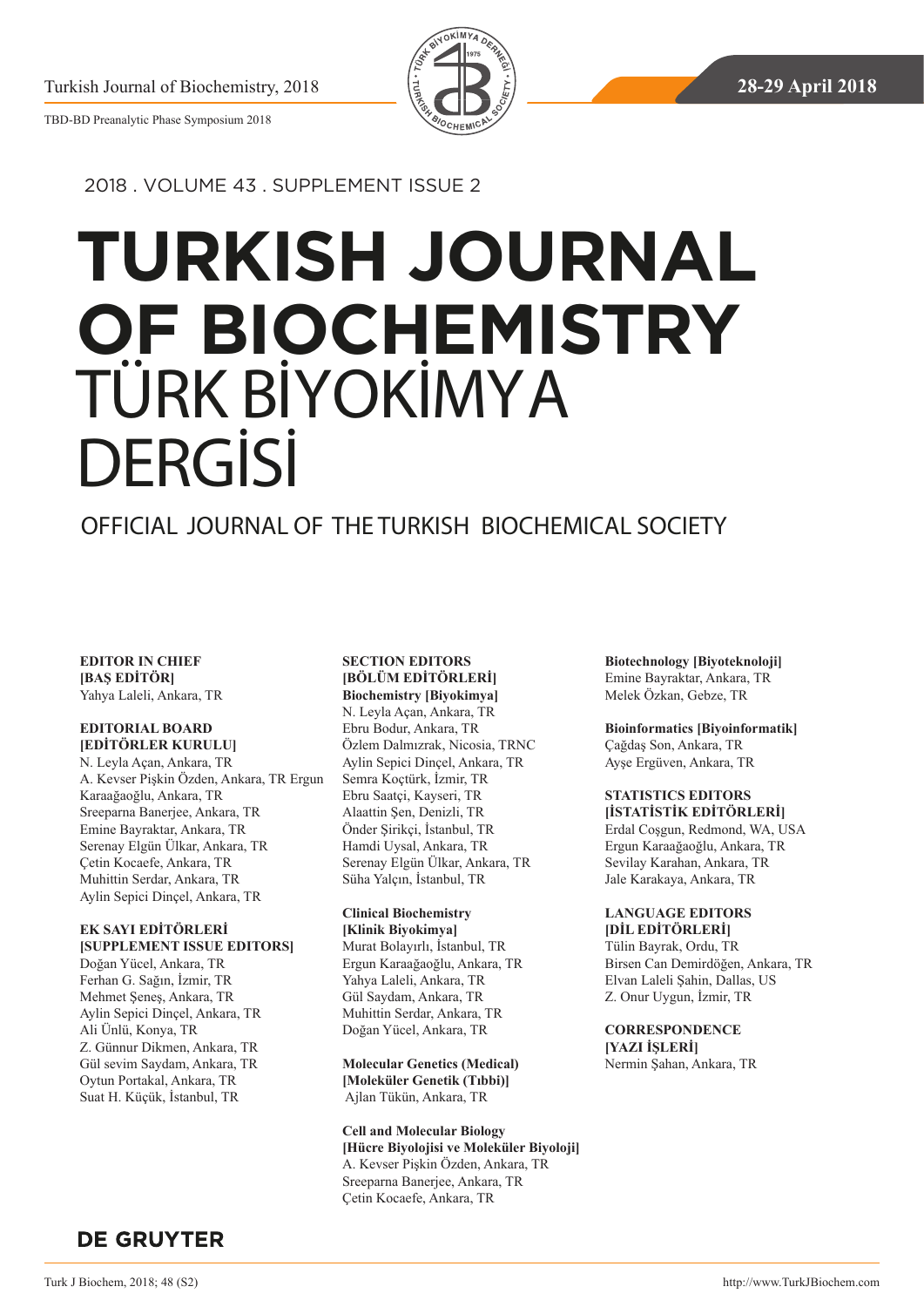2018 . VOLUME 43 . SUPPLEMENT ISSUE 2

# TURKISH JOURNAL OF BIOCHEMISTRY
# TÜRK BİYOKİMYA DERGİSİ

OFFICIAL JOURNAL OF THE TURKISH BIOCHEMICAL SOCIETY

**EDITOR IN CHIEF**
**[BAŞ EDİTÖR]**
Yahya Laleli, Ankara, TR

**EDITORIAL BOARD**
**[EDİTÖRLER KURULU]**
N. Leyla Açan, Ankara, TR
A. Kevser Pişkin Özden, Ankara, TR Ergun Karaağaoğlu, Ankara, TR
Sreeparna Banerjee, Ankara, TR
Emine Bayraktar, Ankara, TR
Serenay Elgün Ülkar, Ankara, TR
Çetin Kocaefe, Ankara, TR
Muhittin Serdar, Ankara, TR
Aylin Sepici Dinçel, Ankara, TR

**EK SAYI EDİTÖRLERİ**
**[SUPPLEMENT ISSUE EDITORS]**
Doğan Yücel, Ankara, TR
Ferhan G. Sağın, İzmir, TR
Mehmet Şeneş, Ankara, TR
Aylin Sepici Dinçel, Ankara, TR
Ali Ünlü, Konya, TR
Z. Günnur Dikmen, Ankara, TR
Gül sevim Saydam, Ankara, TR
Oytun Portakal, Ankara, TR
Suat H. Küçük, İstanbul, TR

**SECTION EDITORS**
**[BÖLÜM EDİTÖRLERİ]**

**Biochemistry [Biyokimya]**
N. Leyla Açan, Ankara, TR
Ebru Bodur, Ankara, TR
Özlem Dalmızrak, Nicosia, TRNC
Aylin Sepici Dinçel, Ankara, TR
Semra Koçtürk, İzmir, TR
Ebru Saatçi, Kayseri, TR
Alaattin Şen, Denizli, TR
Önder Şirikçi, İstanbul, TR
Hamdi Uysal, Ankara, TR
Serenay Elgün Ülkar, Ankara, TR
Süha Yalçın, İstanbul, TR

**Clinical Biochemistry**
**[Klinik Biyokimya]**
Murat Bolayırlı, İstanbul, TR
Ergun Karaağaoğlu, Ankara, TR
Yahya Laleli, Ankara, TR
Gül Saydam, Ankara, TR
Muhittin Serdar, Ankara, TR
Doğan Yücel, Ankara, TR

**Molecular Genetics (Medical)**
**[Moleküler Genetik (Tıbbi)]**
Ajlan Tükün, Ankara, TR

**Cell and Molecular Biology**
**[Hücre Biyolojisi ve Moleküler Biyoloji]**
A. Kevser Pişkin Özden, Ankara, TR
Sreeparna Banerjee, Ankara, TR
Çetin Kocaefe, Ankara, TR

**Biotechnology [Biyoteknoloji]**
Emine Bayraktar, Ankara, TR
Melek Özkan, Gebze, TR

**Bioinformatics [Biyoinformatik]**
Çağdaş Son, Ankara, TR
Ayşe Ergüven, Ankara, TR

**STATISTICS EDITORS**
**[İSTATİSTİK EDİTÖRLERİ]**
Erdal Coşgun, Redmond, WA, USA
Ergun Karaağaoğlu, Ankara, TR
Sevilay Karahan, Ankara, TR
Jale Karakaya, Ankara, TR

**LANGUAGE EDITORS**
**[DİL EDİTÖRLERİ]**
Tülin Bayrak, Ordu, TR
Birsen Can Demirdöğen, Ankara, TR
Elvan Laleli Şahin, Dallas, US
Z. Onur Uygun, İzmir, TR

**CORRESPONDENCE**
**[YAZI İŞLERİ]**
Nermin Şahan, Ankara, TR

DE GRUYTER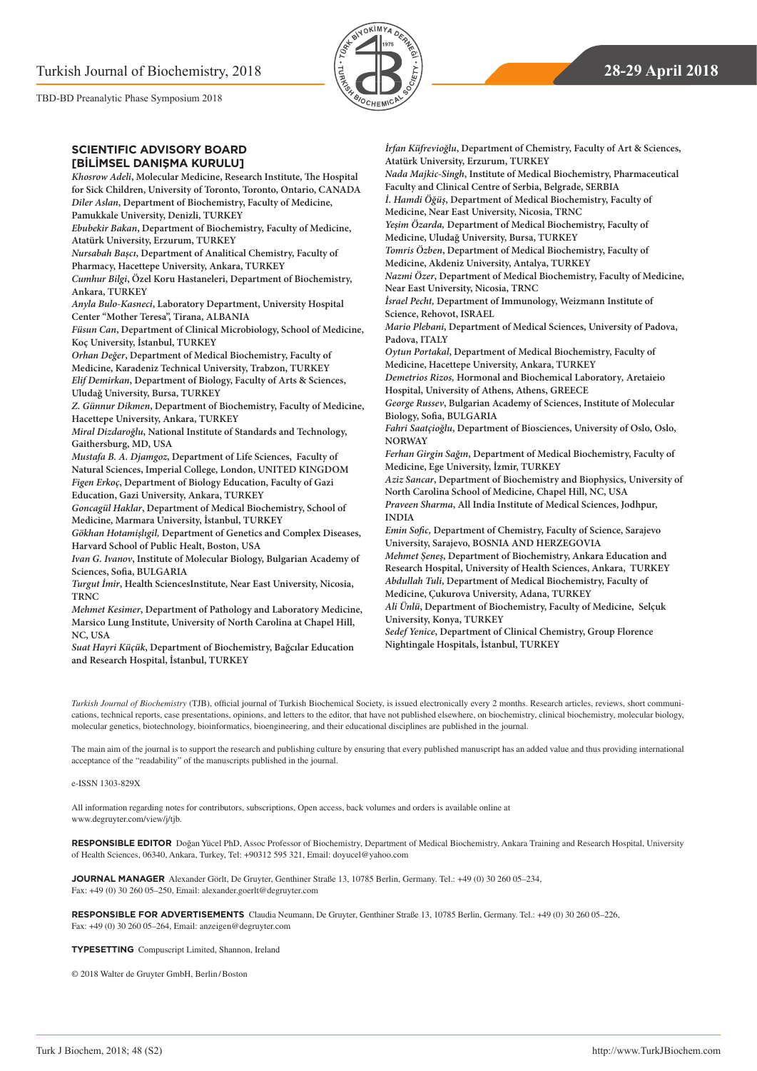## SCIENTIFIC ADVISORY BOARD [BİLİMSEL DANIŞMA KURULU]

*Khosrow Adeli*, **Molecular Medicine, Research Institute, The Hospital for Sick Children, University of Toronto, Toronto, Ontario, CANADA**
*Diler Aslan*, **Department of Biochemistry, Faculty of Medicine, Pamukkale University, Denizli, TURKEY**
*Ebubekir Bakan*, **Department of Biochemistry, Faculty of Medicine, Atatürk University, Erzurum, TURKEY**
*Nursabah Başcı*, **Department of Analitical Chemistry, Faculty of Pharmacy, Hacettepe University, Ankara, TURKEY**
*Cumhur Bilgi*, **Özel Koru Hastaneleri, Department of Biochemistry, Ankara, TURKEY**
*Anyla Bulo-Kasneci*, **Laboratory Department, University Hospital Center "Mother Teresa", Tirana, ALBANIA**
*Füsun Can*, **Department of Clinical Microbiology, School of Medicine, Koç University, İstanbul, TURKEY**
*Orhan Değer*, **Department of Medical Biochemistry, Faculty of Medicine, Karadeniz Technical University, Trabzon, TURKEY**
*Elif Demirkan*, **Department of Biology, Faculty of Arts & Sciences, Uludağ University, Bursa, TURKEY**
*Z. Günnur Dikmen*, **Department of Biochemistry, Faculty of Medicine, Hacettepe University, Ankara, TURKEY**
*Miral Dizdaroğlu*, **National Institute of Standards and Technology, Gaithersburg, MD, USA**
*Mustafa B. A. Djamgoz*, **Department of Life Sciences, Faculty of Natural Sciences, Imperial College, London, UNITED KINGDOM**
*Figen Erkoç*, **Department of Biology Education, Faculty of Gazi Education, Gazi University, Ankara, TURKEY**
*Goncagül Haklar*, **Department of Medical Biochemistry, School of Medicine, Marmara University, İstanbul, TURKEY**
*Gökhan Hotamişlıgil,* **Department of Genetics and Complex Diseases, Harvard School of Public Healt, Boston, USA**
*Ivan G. Ivanov*, **Institute of Molecular Biology, Bulgarian Academy of Sciences, Sofia, BULGARIA**
*Turgut İmir*, **Health SciencesInstitute, Near East University, Nicosia, TRNC**
*Mehmet Kesimer*, **Department of Pathology and Laboratory Medicine, Marsico Lung Institute, University of North Carolina at Chapel Hill, NC, USA**
*Suat Hayri Küçük*, **Department of Biochemistry, Bağcılar Education and Research Hospital, İstanbul, TURKEY**
*İrfan Küfrevioğlu*, **Department of Chemistry, Faculty of Art & Sciences, Atatürk University, Erzurum, TURKEY**
*Nada Majkic-Singh*, **Institute of Medical Biochemistry, Pharmaceutical Faculty and Clinical Centre of Serbia, Belgrade, SERBIA**
*İ. Hamdi Öğüş*, **Department of Medical Biochemistry, Faculty of Medicine, Near East University, Nicosia, TRNC**
*Yeşim Özarda,* **Department of Medical Biochemistry, Faculty of Medicine, Uludağ University, Bursa, TURKEY**
*Tomris Özben*, **Department of Medical Biochemistry, Faculty of Medicine, Akdeniz University, Antalya, TURKEY**
*Nazmi Özer*, **Department of Medical Biochemistry, Faculty of Medicine, Near East University, Nicosia, TRNC**
*İsrael Pecht,* **Department of Immunology, Weizmann Institute of Science, Rehovot, ISRAEL**
*Mario Plebani*, **Department of Medical Sciences, University of Padova, Padova, ITALY**
*Oytun Portakal*, **Department of Medical Biochemistry, Faculty of Medicine, Hacettepe University, Ankara, TURKEY**
*Demetrios Rizos,* **Hormonal and Biochemical Laboratory, Aretaieio Hospital, University of Athens, Athens, GREECE**
*George Russev*, **Bulgarian Academy of Sciences, Institute of Molecular Biology, Sofia, BULGARIA**
*Fahri Saatçioğlu*, **Department of Biosciences, University of Oslo, Oslo, NORWAY**
*Ferhan Girgin Sağın*, **Department of Medical Biochemistry, Faculty of Medicine, Ege University, İzmir, TURKEY**
*Aziz Sancar*, **Department of Biochemistry and Biophysics, University of North Carolina School of Medicine, Chapel Hill, NC, USA**
*Praveen Sharma*, **All India Institute of Medical Sciences, Jodhpur, INDIA**
*Emin Sofic,* **Department of Chemistry, Faculty of Science, Sarajevo University, Sarajevo, BOSNIA AND HERZEGOVIA**
*Mehmet Şeneş*, **Department of Biochemistry, Ankara Education and Research Hospital, University of Health Sciences, Ankara, TURKEY**
*Abdullah Tuli*, **Department of Medical Biochemistry, Faculty of Medicine, Çukurova University, Adana, TURKEY**
*Ali Ünlü*, **Department of Biochemistry, Faculty of Medicine, Selçuk University, Konya, TURKEY**
*Sedef Yenice*, **Department of Clinical Chemistry, Group Florence Nightingale Hospitals, İstanbul, TURKEY**

*Turkish Journal of Biochemistry* (TJB), official journal of Turkish Biochemical Society, is issued electronically every 2 months. Research articles, reviews, short communications, technical reports, case presentations, opinions, and letters to the editor, that have not published elsewhere, on biochemistry, clinical biochemistry, molecular biology, molecular genetics, biotechnology, bioinformatics, bioengineering, and their educational disciplines are published in the journal.

The main aim of the journal is to support the research and publishing culture by ensuring that every published manuscript has an added value and thus providing international acceptance of the "readability" of the manuscripts published in the journal.

e-ISSN 1303-829X

All information regarding notes for contributors, subscriptions, Open access, back volumes and orders is available online at www.degruyter.com/view/j/tjb.

**RESPONSIBLE EDITOR** Doğan Yücel PhD, Assoc Professor of Biochemistry, Department of Medical Biochemistry, Ankara Training and Research Hospital, University of Health Sciences, 06340, Ankara, Turkey, Tel: +90312 595 321, Email: doyucel@yahoo.com

**JOURNAL MANAGER** Alexander Görlt, De Gruyter, Genthiner Straße 13, 10785 Berlin, Germany. Tel.: +49 (0) 30 260 05–234, Fax: +49 (0) 30 260 05–250, Email: alexander.goerlt@degruyter.com

**RESPONSIBLE FOR ADVERTISEMENTS** Claudia Neumann, De Gruyter, Genthiner Straße 13, 10785 Berlin, Germany. Tel.: +49 (0) 30 260 05–226, Fax: +49 (0) 30 260 05–264, Email: anzeigen@degruyter.com

**TYPESETTING** Compuscript Limited, Shannon, Ireland

© 2018 Walter de Gruyter GmbH, Berlin/Boston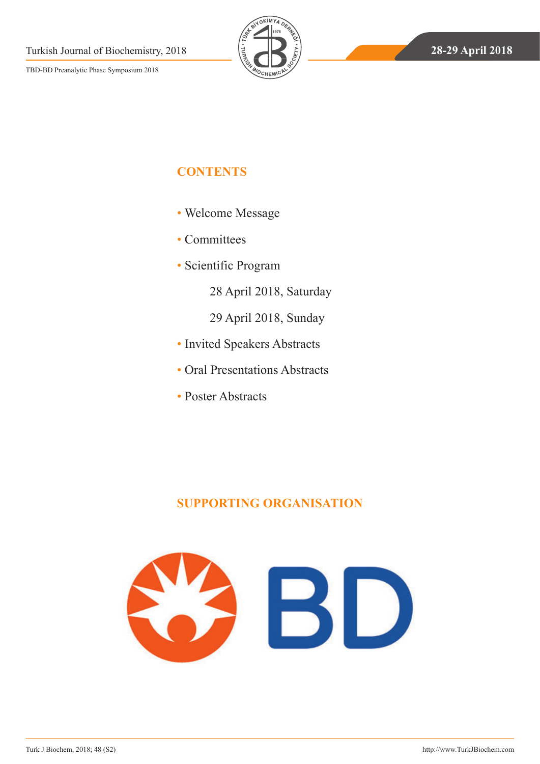## CONTENTS

- Welcome Message
- Committees
- Scientific Program
  - 28 April 2018, Saturday
  - 29 April 2018, Sunday
- Invited Speakers Abstracts
- Oral Presentations Abstracts
- Poster Abstracts

## SUPPORTING ORGANISATION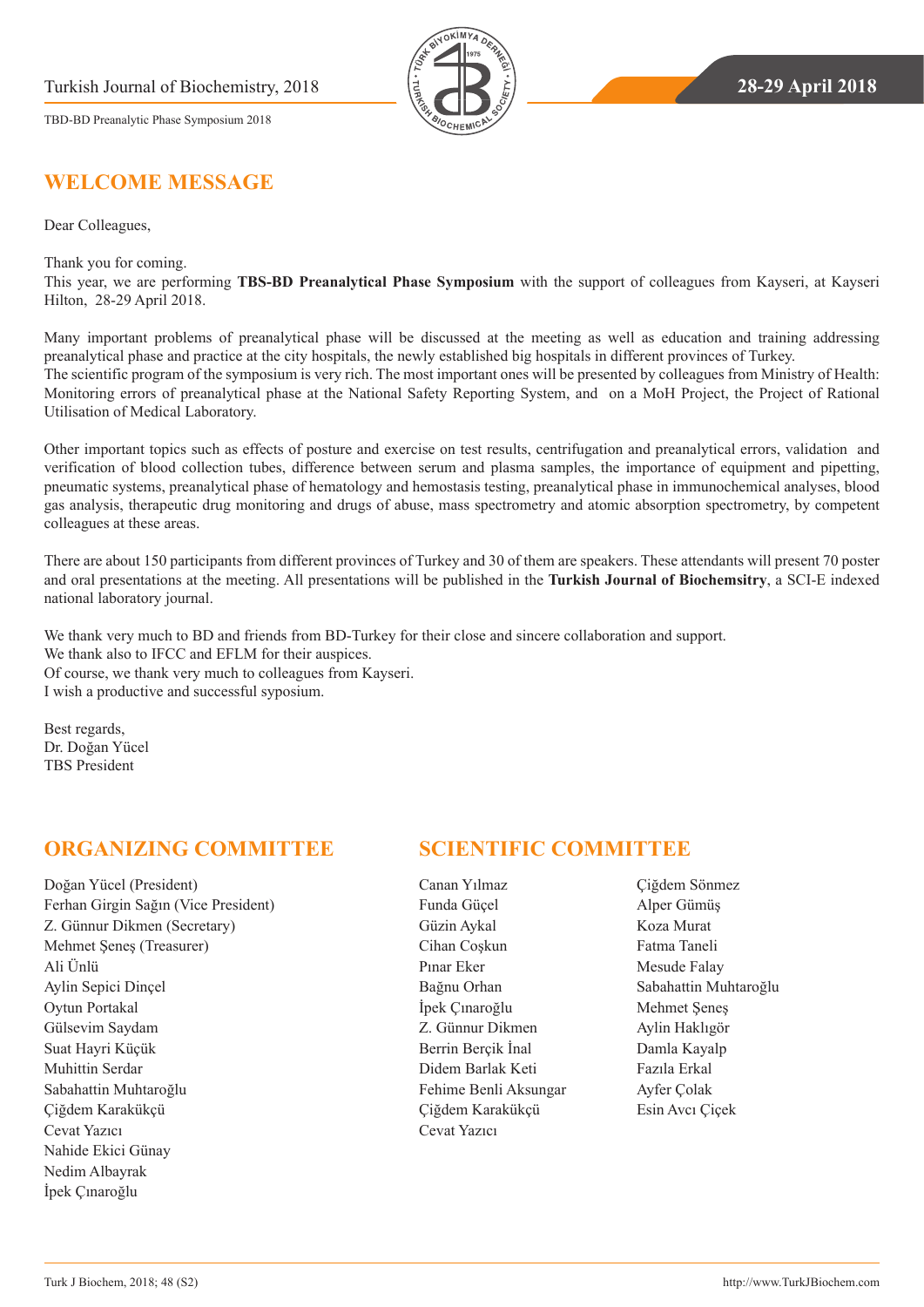## WELCOME MESSAGE

Dear Colleagues,

Thank you for coming.
This year, we are performing **TBS-BD Preanalytical Phase Symposium** with the support of colleagues from Kayseri, at Kayseri Hilton, 28-29 April 2018.

Many important problems of preanalytical phase will be discussed at the meeting as well as education and training addressing preanalytical phase and practice at the city hospitals, the newly established big hospitals in different provinces of Turkey.
The scientific program of the symposium is very rich. The most important ones will be presented by colleagues from Ministry of Health: Monitoring errors of preanalytical phase at the National Safety Reporting System, and on a MoH Project, the Project of Rational Utilisation of Medical Laboratory.

Other important topics such as effects of posture and exercise on test results, centrifugation and preanalytical errors, validation and verification of blood collection tubes, difference between serum and plasma samples, the importance of equipment and pipetting, pneumatic systems, preanalytical phase of hematology and hemostasis testing, preanalytical phase in immunochemical analyses, blood gas analysis, therapeutic drug monitoring and drugs of abuse, mass spectrometry and atomic absorption spectrometry, by competent colleagues at these areas.

There are about 150 participants from different provinces of Turkey and 30 of them are speakers. These attendants will present 70 poster and oral presentations at the meeting. All presentations will be published in the **Turkish Journal of Biochemsitry**, a SCI-E indexed national laboratory journal.

We thank very much to BD and friends from BD-Turkey for their close and sincere collaboration and support.
We thank also to IFCC and EFLM for their auspices.
Of course, we thank very much to colleagues from Kayseri.
I wish a productive and successful syposium.

Best regards,
Dr. Doğan Yücel
TBS President

## ORGANIZING COMMITTEE

Doğan Yücel (President)
Ferhan Girgin Sağın (Vice President)
Z. Günnur Dikmen (Secretary)
Mehmet Şeneş (Treasurer)
Ali Ünlü
Aylin Sepici Dinçel
Oytun Portakal
Gülsevim Saydam
Suat Hayri Küçük
Muhittin Serdar
Sabahattin Muhtaroğlu
Çiğdem Karakükçü
Cevat Yazıcı
Nahide Ekici Günay
Nedim Albayrak
İpek Çınaroğlu

## SCIENTIFIC COMMITTEE

Canan Yılmaz
Funda Güçel
Güzin Aykal
Cihan Coşkun
Pınar Eker
Bağnu Orhan
İpek Çınaroğlu
Z. Günnur Dikmen
Berrin Berçik İnal
Didem Barlak Keti
Fehime Benli Aksungar
Çiğdem Karakükçü
Cevat Yazıcı
Çiğdem Sönmez
Alper Gümüş
Koza Murat
Fatma Taneli
Mesude Falay
Sabahattin Muhtaroğlu
Mehmet Şeneş
Aylin Haklıgör
Damla Kayalp
Fazıla Erkal
Ayfer Çolak
Esin Avcı Çiçek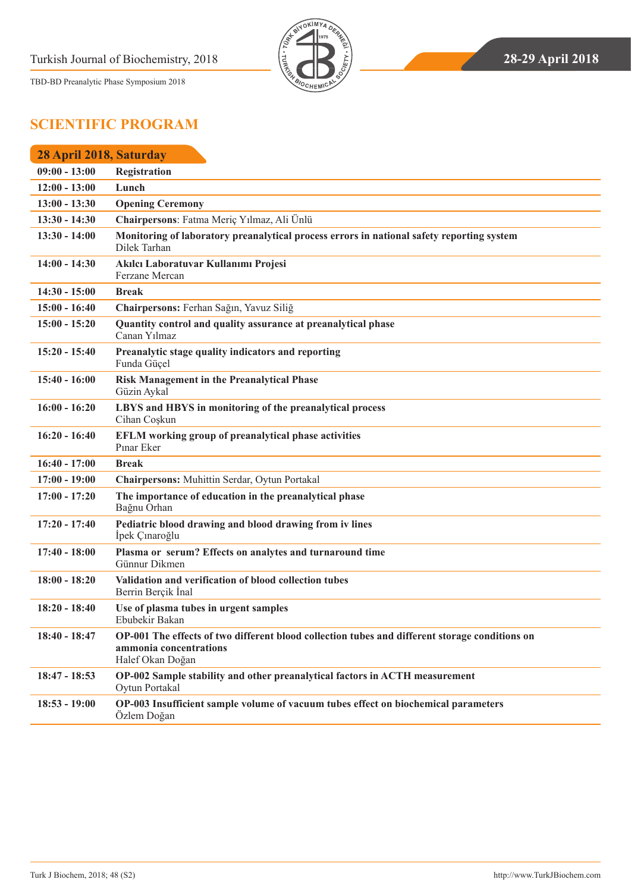## SCIENTIFIC PROGRAM

### 28 April 2018, Saturday

| | |
|---|---|
| **09:00 - 13:00** | **Registration** |
| **12:00 - 13:00** | **Lunch** |
| **13:00 - 13:30** | **Opening Ceremony** |
| **13:30 - 14:30** | **Chairpersons**: Fatma Meriç Yılmaz, Ali Ünlü |
| **13:30 - 14:00** | **Monitoring of laboratory preanalytical process errors in national safety reporting system**<br>Dilek Tarhan |
| **14:00 - 14:30** | **Akılcı Laboratuvar Kullanımı Projesi**<br>Ferzane Mercan |
| **14:30 - 15:00** | **Break** |
| **15:00 - 16:40** | **Chairpersons:** Ferhan Sağın, Yavuz Siliğ |
| **15:00 - 15:20** | **Quantity control and quality assurance at preanalytical phase**<br>Canan Yılmaz |
| **15:20 - 15:40** | **Preanalytic stage quality indicators and reporting**<br>Funda Güçel |
| **15:40 - 16:00** | **Risk Management in the Preanalytical Phase**<br>Güzin Aykal |
| **16:00 - 16:20** | **LBYS and HBYS in monitoring of the preanalytical process**<br>Cihan Coşkun |
| **16:20 - 16:40** | **EFLM working group of preanalytical phase activities**<br>Pınar Eker |
| **16:40 - 17:00** | **Break** |
| **17:00 - 19:00** | **Chairpersons:** Muhittin Serdar, Oytun Portakal |
| **17:00 - 17:20** | **The importance of education in the preanalytical phase**<br>Bağnu Orhan |
| **17:20 - 17:40** | **Pediatric blood drawing and blood drawing from iv lines**<br>İpek Çınaroğlu |
| **17:40 - 18:00** | **Plasma or serum? Effects on analytes and turnaround time**<br>Günnur Dikmen |
| **18:00 - 18:20** | **Validation and verification of blood collection tubes**<br>Berrin Berçik İnal |
| **18:20 - 18:40** | **Use of plasma tubes in urgent samples**<br>Ebubekir Bakan |
| **18:40 - 18:47** | **OP-001 The effects of two different blood collection tubes and different storage conditions on ammonia concentrations**<br>Halef Okan Doğan |
| **18:47 - 18:53** | **OP-002 Sample stability and other preanalytical factors in ACTH measurement**<br>Oytun Portakal |
| **18:53 - 19:00** | **OP-003 Insufficient sample volume of vacuum tubes effect on biochemical parameters**<br>Özlem Doğan |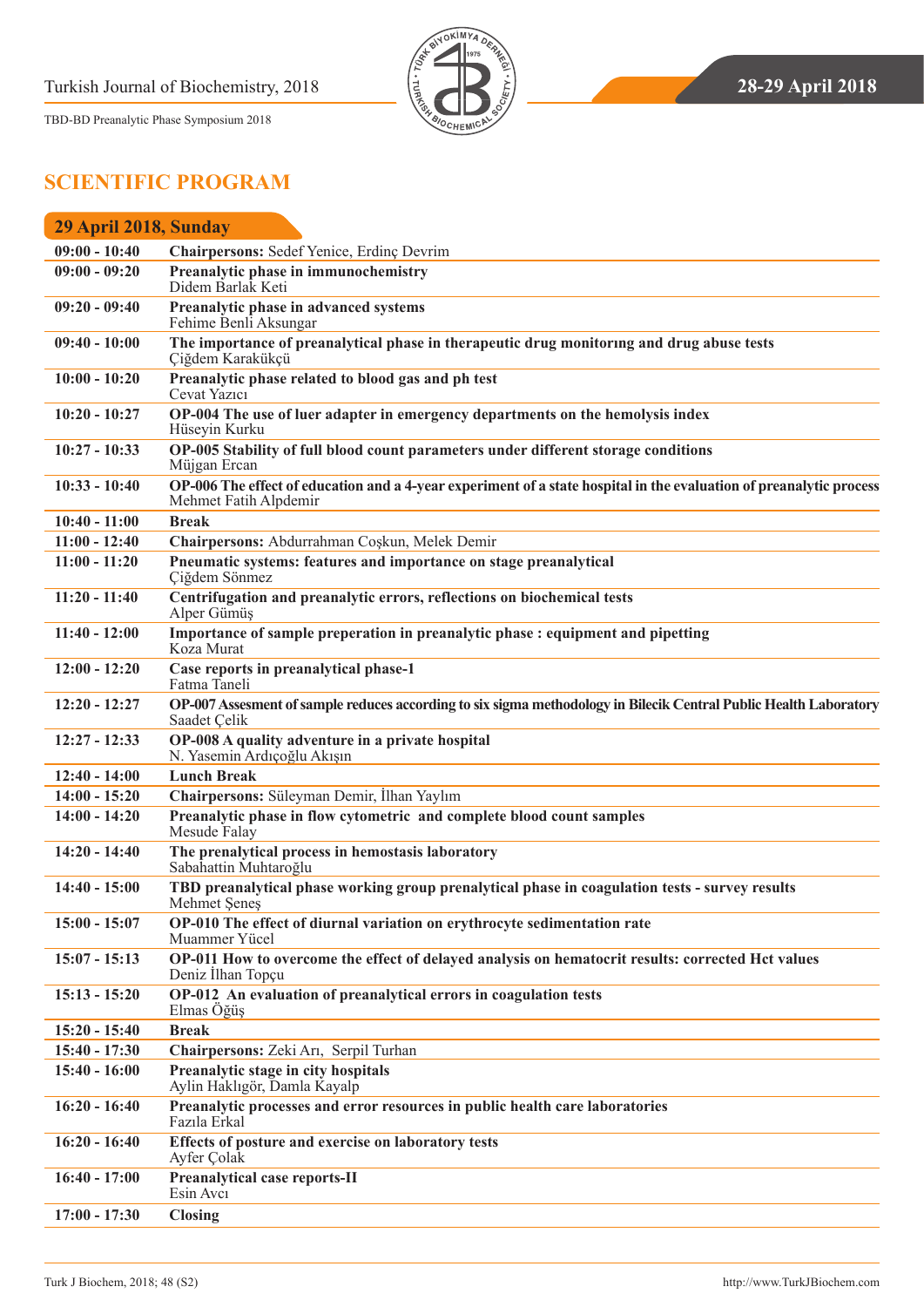## SCIENTIFIC PROGRAM

### 29 April 2018, Sunday

| | |
|---|---|
| **09:00 - 10:40** | **Chairpersons:** Sedef Yenice, Erdinç Devrim |
| **09:00 - 09:20** | **Preanalytic phase in immunochemistry**<br>Didem Barlak Keti |
| **09:20 - 09:40** | **Preanalytic phase in advanced systems**<br>Fehime Benli Aksungar |
| **09:40 - 10:00** | **The importance of preanalytical phase in therapeutic drug monitorıng and drug abuse tests**<br>Çiğdem Karakükçü |
| **10:00 - 10:20** | **Preanalytic phase related to blood gas and ph test**<br>Cevat Yazıcı |
| **10:20 - 10:27** | **OP-004 The use of luer adapter in emergency departments on the hemolysis index**<br>Hüseyin Kurku |
| **10:27 - 10:33** | **OP-005 Stability of full blood count parameters under different storage conditions**<br>Müjgan Ercan |
| **10:33 - 10:40** | **OP-006 The effect of education and a 4-year experiment of a state hospital in the evaluation of preanalytic process**<br>Mehmet Fatih Alpdemir |
| **10:40 - 11:00** | **Break** |
| **11:00 - 12:40** | **Chairpersons:** Abdurrahman Coşkun, Melek Demir |
| **11:00 - 11:20** | **Pneumatic systems: features and importance on stage preanalytical**<br>Çiğdem Sönmez |
| **11:20 - 11:40** | **Centrifugation and preanalytic errors, reflections on biochemical tests**<br>Alper Gümüş |
| **11:40 - 12:00** | **Importance of sample preperation in preanalytic phase : equipment and pipetting**<br>Koza Murat |
| **12:00 - 12:20** | **Case reports in preanalytical phase-1**<br>Fatma Taneli |
| **12:20 - 12:27** | **OP-007 Assesment of sample reduces according to six sigma methodology in Bilecik Central Public Health Laboratory**<br>Saadet Çelik |
| **12:27 - 12:33** | **OP-008 A quality adventure in a private hospital**<br>N. Yasemin Ardıçoğlu Akışın |
| **12:40 - 14:00** | **Lunch Break** |
| **14:00 - 15:20** | **Chairpersons:** Süleyman Demir, İlhan Yaylım |
| **14:00 - 14:20** | **Preanalytic phase in flow cytometric and complete blood count samples**<br>Mesude Falay |
| **14:20 - 14:40** | **The prenalytical process in hemostasis laboratory**<br>Sabahattin Muhtaroğlu |
| **14:40 - 15:00** | **TBD preanalytical phase working group prenalytical phase in coagulation tests - survey results**<br>Mehmet Şeneş |
| **15:00 - 15:07** | **OP-010 The effect of diurnal variation on erythrocyte sedimentation rate**<br>Muammer Yücel |
| **15:07 - 15:13** | **OP-011 How to overcome the effect of delayed analysis on hematocrit results: corrected Hct values**<br>Deniz İlhan Topçu |
| **15:13 - 15:20** | **OP-012 An evaluation of preanalytical errors in coagulation tests**<br>Elmas Öğüş |
| **15:20 - 15:40** | **Break** |
| **15:40 - 17:30** | **Chairpersons:** Zeki Arı, Serpil Turhan |
| **15:40 - 16:00** | **Preanalytic stage in city hospitals**<br>Aylin Haklıgör, Damla Kayalp |
| **16:20 - 16:40** | **Preanalytic processes and error resources in public health care laboratories**<br>Fazıla Erkal |
| **16:20 - 16:40** | **Effects of posture and exercise on laboratory tests**<br>Ayfer Çolak |
| **16:40 - 17:00** | **Preanalytical case reports-II**<br>Esin Avcı |
| **17:00 - 17:30** | **Closing** |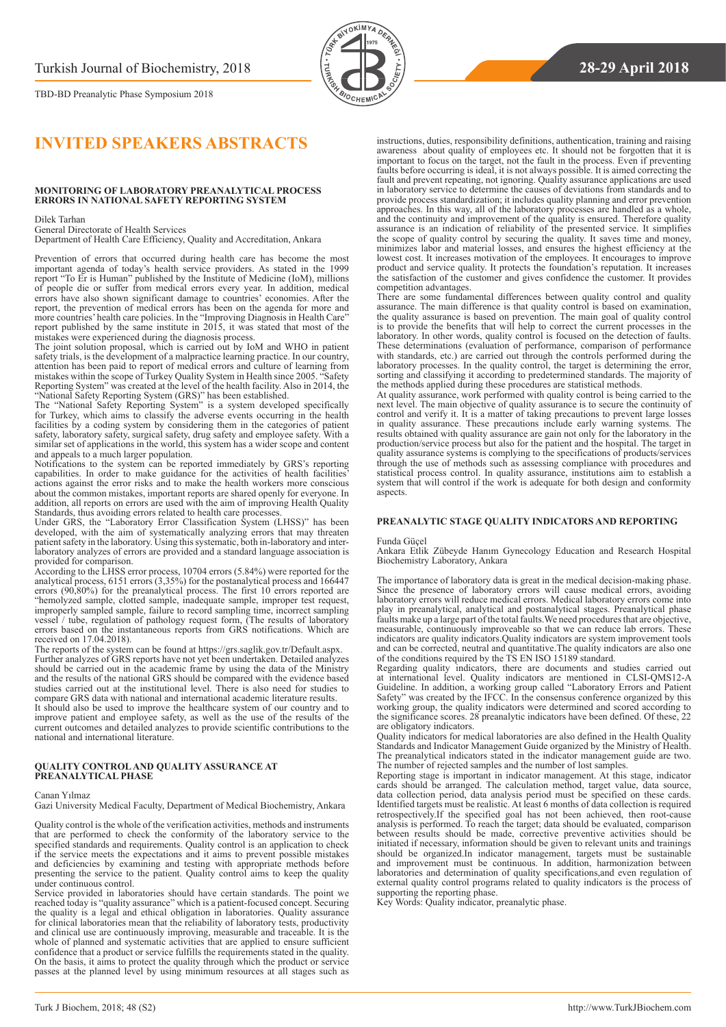# INVITED SPEAKERS ABSTRACTS

### MONITORING OF LABORATORY PREANALYTICAL PROCESS ERRORS IN NATIONAL SAFETY REPORTING SYSTEM

Dilek Tarhan
General Directorate of Health Services
Department of Health Care Efficiency, Quality and Accreditation, Ankara

Prevention of errors that occurred during health care has become the most important agenda of today's health service providers. As stated in the 1999 report "To Er is Human" published by the Institute of Medicine (IoM), millions of people die or suffer from medical errors every year. In addition, medical errors have also shown significant damage to countries' economies. After the report, the prevention of medical errors has been on the agenda for more and more countries' health care policies. In the "Improving Diagnosis in Health Care" report published by the same institute in 2015, it was stated that most of the mistakes were experienced during the diagnosis process.
The joint solution proposal, which is carried out by IoM and WHO in patient safety trials, is the development of a malpractice learning practice. In our country, attention has been paid to report of medical errors and culture of learning from mistakes within the scope of Turkey Quality System in Health since 2005. "Safety Reporting System" was created at the level of the health facility. Also in 2014, the "National Safety Reporting System (GRS)" has been established.
The "National Safety Reporting System" is a system developed specifically for Turkey, which aims to classify the adverse events occurring in the health facilities by a coding system by considering them in the categories of patient safety, laboratory safety, surgical safety, drug safety and employee safety. With a similar set of applications in the world, this system has a wider scope and content and appeals to a much larger population.
Notifications to the system can be reported immediately by GRS's reporting capabilities. In order to make guidance for the activities of health facilities' actions against the error risks and to make the health workers more conscious about the common mistakes, important reports are shared openly for everyone. In addition, all reports on errors are used with the aim of improving Health Quality Standards, thus avoiding errors related to health care processes.
Under GRS, the "Laboratory Error Classification System (LHSS)" has been developed, with the aim of systematically analyzing errors that may threaten patient safety in the laboratory. Using this systematic, both in-laboratory and inter-laboratory analyzes of errors are provided and a standard language association is provided for comparison.
According to the LHSS error process, 10704 errors (5.84%) were reported for the analytical process, 6151 errors (3,35%) for the postanalytical process and 166447 errors (90,80%) for the preanalytical process. The first 10 errors reported are "hemolyzed sample, clotted sample, inadequate sample, improper test request, improperly sampled sample, failure to record sampling time, incorrect sampling vessel / tube, regulation of pathology request form, (The results of laboratory errors based on the instantaneous reports from GRS notifications. Which are received on 17.04.2018).
The reports of the system can be found at https://grs.saglik.gov.tr/Default.aspx.
Further analyzes of GRS reports have not yet been undertaken. Detailed analyzes should be carried out in the academic frame by using the data of the Ministry and the results of the national GRS should be compared with the evidence based studies carried out at the institutional level. There is also need for studies to compare GRS data with national and international academic literature results.
It should also be used to improve the healthcare system of our country and to improve patient and employee safety, as well as the use of the results of the current outcomes and detailed analyzes to provide scientific contributions to the national and international literature.

### QUALITY CONTROL AND QUALITY ASSURANCE AT PREANALYTICAL PHASE

Canan Yılmaz
Gazi University Medical Faculty, Department of Medical Biochemistry, Ankara

Quality control is the whole of the verification activities, methods and instruments that are performed to check the conformity of the laboratory service to the specified standards and requirements. Quality control is an application to check if the service meets the expectations and it aims to prevent possible mistakes and deficiencies by examining and testing with appropriate methods before presenting the service to the patient. Quality control aims to keep the quality under continuous control.
Service provided in laboratories should have certain standards. The point we reached today is "quality assurance" which is a patient-focused concept. Securing the quality is a legal and ethical obligation in laboratories. Quality assurance for clinical laboratories mean that the reliability of laboratory tests, productivity and clinical use are continuously improving, measurable and traceable. It is the whole of planned and systematic activities that are applied to ensure sufficient confidence that a product or service fulfills the requirements stated in the quality. On the basis, it aims to protect the quality through which the product or service passes at the planned level by using minimum resources at all stages such as instructions, duties, responsibility definitions, authentication, training and raising awareness about quality of employees etc. It should not be forgotten that it is important to focus on the target, not the fault in the process. Even if preventing faults before occurring is ideal, it is not always possible. It is aimed correcting the fault and prevent repeating, not ignoring. Quality assurance applications are used in laboratory service to determine the causes of deviations from standards and to provide process standardization; it includes quality planning and error prevention approaches. In this way, all of the laboratory processes are handled as a whole, and the continuity and improvement of the quality is ensured. Therefore quality assurance is an indication of reliability of the presented service. It simplifies the scope of quality control by securing the quality. It saves time and money, minimizes labor and material losses, and ensures the highest efficiency at the lowest cost. It increases motivation of the employees. It encourages to improve product and service quality. It protects the foundation's reputation. It increases the satisfaction of the customer and gives confidence the customer. It provides competition advantages.
There are some fundamental differences between quality control and quality assurance. The main difference is that quality control is based on examination, the quality assurance is based on prevention. The main goal of quality control is to provide the benefits that will help to correct the current processes in the laboratory. In other words, quality control is focused on the detection of faults. These determinations (evaluation of performance, comparison of performance with standards, etc.) are carried out through the controls performed during the laboratory processes. In the quality control, the target is determining the error, sorting and classifying it according to predetermined standards. The majority of the methods applied during these procedures are statistical methods.
At quality assurance, work performed with quality control is being carried to the next level. The main objective of quality assurance is to secure the continuity of control and verify it. It is a matter of taking precautions to prevent large losses in quality assurance. These precautions include early warning systems. The results obtained with quality assurance are gain not only for the laboratory in the production/service process but also for the patient and the hospital. The target in quality assurance systems is complying to the specifications of products/services through the use of methods such as assessing compliance with procedures and statistical process control. In quality assurance, institutions aim to establish a system that will control if the work is adequate for both design and conformity aspects.

### PREANALYTIC STAGE QUALITY INDICATORS AND REPORTING

Funda Güçel
Ankara Etlik Zübeyde Hanım Gynecology Education and Research Hospital Biochemistry Laboratory, Ankara

The importance of laboratory data is great in the medical decision-making phase. Since the presence of laboratory errors will cause medical errors, avoiding laboratory errors will reduce medical errors. Medical laboratory errors come into play in preanalytical, analytical and postanalytical stages. Preanalytical phase faults make up a large part of the total faults.We need procedures that are objective, measurable, continuously improveable so that we can reduce lab errors. These indicators are quality indicators.Quality indicators are system improvement tools and can be corrected, neutral and quantitative.The quality indicators are also one of the conditions required by the TS EN ISO 15189 standard.
Regarding quality indicators, there are documents and studies carried out at international level. Quality indicators are mentioned in CLSI-QMS12-A Guideline. In addition, a working group called "Laboratory Errors and Patient Safety" was created by the IFCC. In the consensus conference organized by this working group, the quality indicators were determined and scored according to the significance scores. 28 preanalytical indicators have been defined. Of these, 22 are obligatory indicators.
Quality indicators for medical laboratories are also defined in the Health Quality Standards and Indicator Management Guide organized by the Ministry of Health. The preanalytical indicators stated in the indicator management guide are two. The number of rejected samples and the number of lost samples.
Reporting stage is important in indicator management. At this stage, indicator cards should be arranged. The calculation method, target value, data source, data collection period, data analysis period must be specified on these cards. Identified targets must be realistic. At least 6 months of data collection is required retrospectively.If the specified goal has not been achieved, then root-cause analysis is performed. To reach the target; data should be evaluated, comparison between results should be made, corrective preventive activities should be initiated if necessary, information should be given to relevant units and trainings should be organized.In indicator management, targets must be sustainable and improvement must be continuous. In addition, harmonization between laboratories and determination of quality specifications,and even regulation of external quality control programs related to quality indicators is the process of supporting the reporting phase.
Key Words: Quality indicator, preanalytic phase.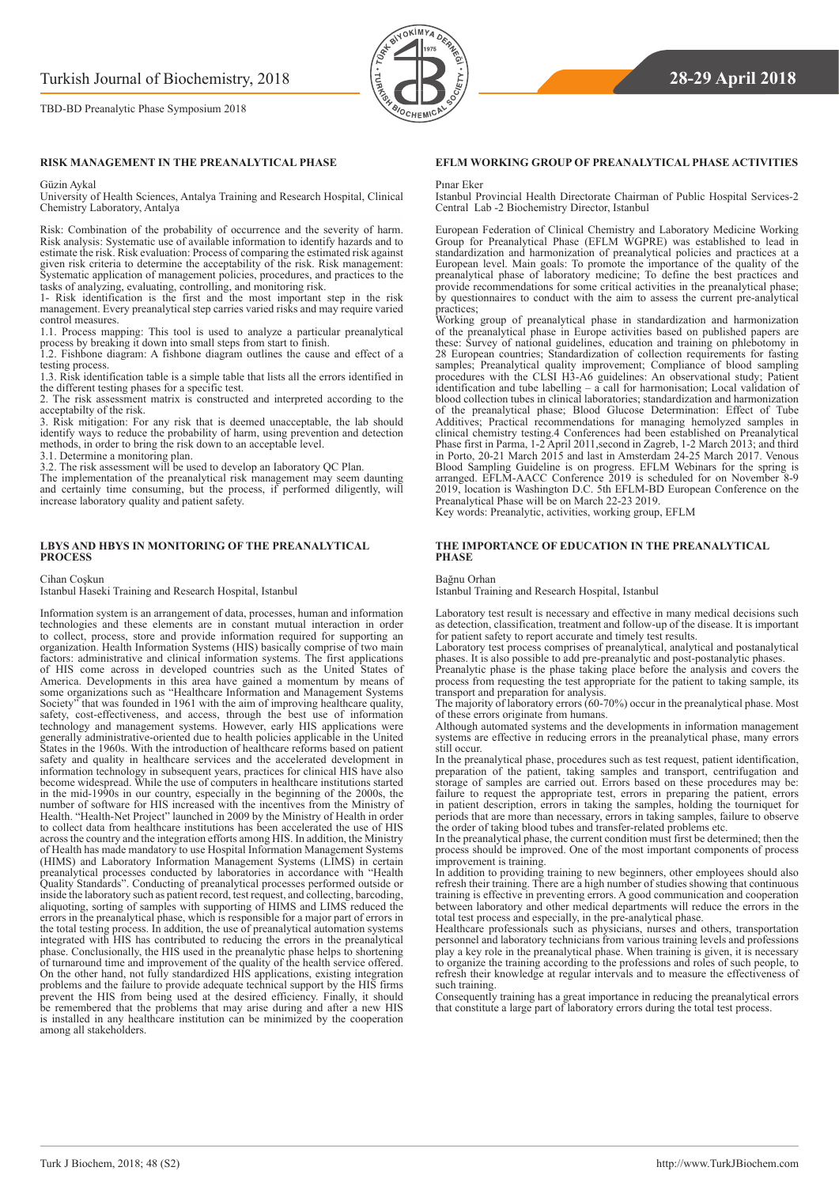## RISK MANAGEMENT IN THE PREANALYTICAL PHASE

Güzin Aykal

University of Health Sciences, Antalya Training and Research Hospital, Clinical Chemistry Laboratory, Antalya

Risk: Combination of the probability of occurrence and the severity of harm. Risk analysis: Systematic use of available information to identify hazards and to estimate the risk. Risk evaluation: Process of comparing the estimated risk against given risk criteria to determine the acceptability of the risk. Risk management: Systematic application of management policies, procedures, and practices to the tasks of analyzing, evaluating, controlling, and monitoring risk.

1- Risk identification is the first and the most important step in the risk management. Every preanalytical step carries varied risks and may require varied control measures.

1.1. Process mapping: This tool is used to analyze a particular preanalytical process by breaking it down into small steps from start to finish.

1.2. Fishbone diagram: A fishbone diagram outlines the cause and effect of a testing process.

1.3. Risk identification table is a simple table that lists all the errors identified in the different testing phases for a specific test.

2. The risk assessment matrix is constructed and interpreted according to the acceptabilty of the risk.

3. Risk mitigation: For any risk that is deemed unacceptable, the lab should identify ways to reduce the probability of harm, using prevention and detection methods, in order to bring the risk down to an acceptable level.

3.1. Determine a monitoring plan.

3.2. The risk assessment will be used to develop an laboratory QC Plan.

The implementation of the preanalytical risk management may seem daunting and certainly time consuming, but the process, if performed diligently, will increase laboratory quality and patient safety.

## LBYS AND HBYS IN MONITORING OF THE PREANALYTICAL PROCESS

Cihan Coşkun

Istanbul Haseki Training and Research Hospital, Istanbul

Information system is an arrangement of data, processes, human and information technologies and these elements are in constant mutual interaction in order to collect, process, store and provide information required for supporting an organization. Health Information Systems (HIS) basically comprise of two main factors: administrative and clinical information systems. The first applications of HIS come across in developed countries such as the United States of America. Developments in this area have gained a momentum by means of some organizations such as "Healthcare Information and Management Systems Society" that was founded in 1961 with the aim of improving healthcare quality, safety, cost-effectiveness, and access, through the best use of information technology and management systems. However, early HIS applications were generally administrative-oriented due to health policies applicable in the United States in the 1960s. With the introduction of healthcare reforms based on patient safety and quality in healthcare services and the accelerated development in information technology in subsequent years, practices for clinical HIS have also become widespread. While the use of computers in healthcare institutions started in the mid-1990s in our country, especially in the beginning of the 2000s, the number of software for HIS increased with the incentives from the Ministry of Health. "Health-Net Project" launched in 2009 by the Ministry of Health in order to collect data from healthcare institutions has been accelerated the use of HIS across the country and the integration efforts among HIS. In addition, the Ministry of Health has made mandatory to use Hospital Information Management Systems (HIMS) and Laboratory Information Management Systems (LIMS) in certain preanalytical processes conducted by laboratories in accordance with "Health Quality Standards". Conducting of preanalytical processes performed outside or inside the laboratory such as patient record, test request, and collecting, barcoding, aliquoting, sorting of samples with supporting of HIMS and LIMS reduced the errors in the preanalytical phase, which is responsible for a major part of errors in the total testing process. In addition, the use of preanalytical automation systems integrated with HIS has contributed to reducing the errors in the preanalytical phase. Conclusively, the HIS used in the preanalytic phase helps to shortening of turnaround time and improvement of the quality of the health service offered. On the other hand, not fully standardized HIS applications, existing integration problems and the failure to provide adequate technical support by the HIS firms prevent the HIS from being used at the desired efficiency. Finally, it should be remembered that the problems that may arise during and after a new HIS is installed in any healthcare institution can be minimized by the cooperation among all stakeholders.

## EFLM WORKING GROUP OF PREANALYTICAL PHASE ACTIVITIES

Pınar Eker

Istanbul Provincial Health Directorate Chairman of Public Hospital Services-2 Central Lab -2 Biochemistry Director, Istanbul

European Federation of Clinical Chemistry and Laboratory Medicine Working Group for Preanalytical Phase (EFLM WGPRE) was established to lead in standardization and harmonization of preanalytical policies and practices at a European level. Main goals: To promote the importance of the quality of the preanalytical phase of laboratory medicine; To define the best practices and provide recommendations for some critical activities in the preanalytical phase; by questionnaires to conduct with the aim to assess the current pre-analytical practices;

Working group of preanalytical phase in standardization and harmonization of the preanalytical phase in Europe activities based on published papers are these: Survey of national guidelines, education and training on phlebotomy in 28 European countries; Standardization of collection requirements for fasting samples; Preanalytical quality improvement; Compliance of blood sampling procedures with the CLSI H3-A6 guidelines: An observational study; Patient identification and tube labelling – a call for harmonisation; Local validation of blood collection tubes in clinical laboratories; standardization and harmonization of the preanalytical phase; Blood Glucose Determination: Effect of Tube Additives; Practical recommendations for managing hemolyzed samples in clinical chemistry testing.4 Conferences had been established on Preanalytical Phase first in Parma, 1-2 April 2011,second in Zagreb, 1-2 March 2013; and third in Porto, 20-21 March 2015 and last in Amsterdam 24-25 March 2017. Venous Blood Sampling Guideline is on progress. EFLM Webinars for the spring is arranged. EFLM-AACC Conference 2019 is scheduled for on November 8-9 2019, location is Washington D.C. 5th EFLM-BD European Conference on the Preanalytical Phase will be on March 22-23 2019.

Key words: Preanalytic, activities, working group, EFLM

## THE IMPORTANCE OF EDUCATION IN THE PREANALYTICAL PHASE

Bağnu Orhan

Istanbul Training and Research Hospital, Istanbul

Laboratory test result is necessary and effective in many medical decisions such as detection, classification, treatment and follow-up of the disease. It is important for patient safety to report accurate and timely test results.

Laboratory test process comprises of preanalytical, analytical and postanalytical phases. It is also possible to add pre-preanalytic and post-postanalytic phases.

Preanalytic phase is the phase taking place before the analysis and covers the process from requesting the test appropriate for the patient to taking sample, its transport and preparation for analysis.

The majority of laboratory errors (60-70%) occur in the preanalytical phase. Most of these errors originate from humans.

Although automated systems and the developments in information management systems are effective in reducing errors in the preanalytical phase, many errors still occur.

In the preanalytical phase, procedures such as test request, patient identification, preparation of the patient, taking samples and transport, centrifugation and storage of samples are carried out. Errors based on these procedures may be: failure to request the appropriate test, errors in preparing the patient, errors in patient description, errors in taking the samples, holding the tourniquet for periods that are more than necessary, errors in taking samples, failure to observe the order of taking blood tubes and transfer-related problems etc.

In the preanalytical phase, the current condition must first be determined; then the process should be improved. One of the most important components of process improvement is training.

In addition to providing training to new beginners, other employees should also refresh their training. There are a high number of studies showing that continuous training is effective in preventing errors. A good communication and cooperation between laboratory and other medical departments will reduce the errors in the total test process and especially, in the pre-analytical phase.

Healthcare professionals such as physicians, nurses and others, transportation personnel and laboratory technicians from various training levels and professions play a key role in the preanalytical phase. When training is given, it is necessary to organize the training according to the professions and roles of such people, to refresh their knowledge at regular intervals and to measure the effectiveness of such training.

Consequently training has a great importance in reducing the preanalytical errors that constitute a large part of laboratory errors during the total test process.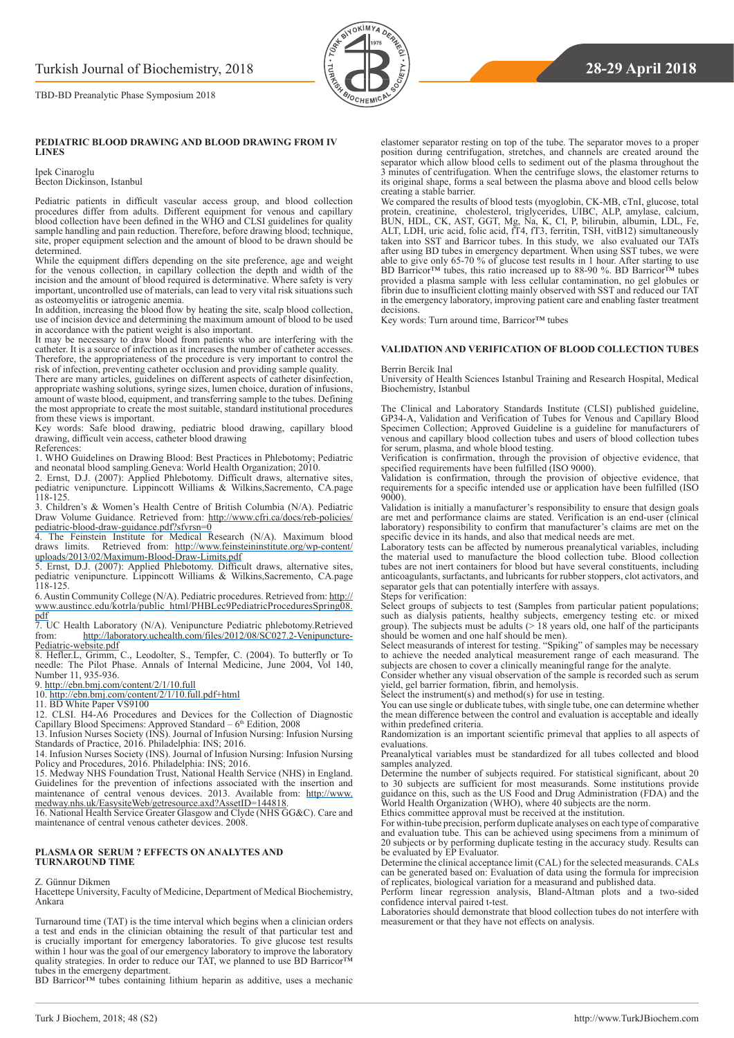## PEDIATRIC BLOOD DRAWING AND BLOOD DRAWING FROM IV LINES

Ipek Cinaroglu
Becton Dickinson, Istanbul

Pediatric patients in difficult vascular access group, and blood collection procedures differ from adults. Different equipment for venous and capillary blood collection have been defined in the WHO and CLSI guidelines for quality sample handling and pain reduction. Therefore, before drawing blood; technique, site, proper equipment selection and the amount of blood to be drawn should be determined.

While the equipment differs depending on the site preference, age and weight for the venous collection, in capillary collection the depth and width of the incision and the amount of blood required is determinative. Where safety is very important, uncontrolled use of materials, can lead to very vital risk situations such as osteomyelitis or iatrogenic anemia.

In addition, increasing the blood flow by heating the site, scalp blood collection, use of incision device and determining the maximum amount of blood to be used in accordance with the patient weight is also important.

It may be necessary to draw blood from patients who are interfering with the catheter. It is a source of infection as it increases the number of catheter accesses. Therefore, the appropriateness of the procedure is very important to control the risk of infection, preventing catheter occlusion and providing sample quality.

There are many articles, guidelines on different aspects of catheter disinfection, appropriate washing solutions, syringe sizes, lumen choice, duration of infusions, amount of waste blood, equipment, and transferring sample to the tubes. Defining the most appropriate to create the most suitable, standard institutional procedures from these views is important.

Key words: Safe blood drawing, pediatric blood drawing, capillary blood drawing, difficult vein access, catheter blood drawing

References:

1. WHO Guidelines on Drawing Blood: Best Practices in Phlebotomy; Pediatric and neonatal blood sampling.Geneva: World Health Organization; 2010.
2. Ernst, D.J. (2007): Applied Phlebotomy. Difficult draws, alternative sites, pediatric venipuncture. Lippincott Williams & Wilkins,Sacremento, CA.page 118-125.
3. Children's & Women's Health Centre of British Columbia (N/A). Pediatric Draw Volume Guidance. Retrieved from: http://www.cfri.ca/docs/reb-policies/pediatric-blood-draw-guidance.pdf?sfvrsn=0
4. The Feinstein Institute for Medical Research (N/A). Maximum blood draws limits. Retrieved from: http://www.feinsteininstitute.org/wp-content/uploads/2013/02/Maximum-Blood-Draw-Limits.pdf
5. Ernst, D.J. (2007): Applied Phlebotomy. Difficult draws, alternative sites, pediatric venipuncture. Lippincott Williams & Wilkins,Sacremento, CA.page 118-125.
6. Austin Community College (N/A). Pediatric procedures. Retrieved from: http://www.austincc.edu/kotrla/public_html/PHBLec9PediatricProceduresSpring08.pdf
7. UC Health Laboratory (N/A). Venipuncture Pediatric phlebotomy.Retrieved from: http://laboratory.uchealth.com/files/2012/08/SC027.2-Venipuncture-Pediatric-website.pdf
8. Hefler.L, Grimm, C., Leodolter, S., Tempfer, C. (2004). To butterfly or To needle: The Pilot Phase. Annals of Internal Medicine, June 2004, Vol 140, Number 11, 935-936.
9. http://ebn.bmj.com/content/2/1/10.full
10. http://ebn.bmj.com/content/2/1/10.full.pdf+html
11. BD White Paper VS9100
12. CLSI. H4-A6 Procedures and Devices for the Collection of Diagnostic Capillary Blood Specimens: Approved Standard – 6th Edition, 2008
13. Infusion Nurses Society (INS). Journal of Infusion Nursing: Infusion Nursing Standards of Practice, 2016. Philadelphia: INS; 2016.
14. Infusion Nurses Society (INS). Journal of Infusion Nursing: Infusion Nursing Policy and Procedures, 2016. Philadelphia: INS; 2016.
15. Medway NHS Foundation Trust, National Health Service (NHS) in England. Guidelines for the prevention of infections associated with the insertion and maintenance of central venous devices. 2013. Available from: http://www.medway.nhs.uk/EasysiteWeb/getresource.axd?AssetID=144818.
16. National Health Service Greater Glasgow and Clyde (NHS GG&C). Care and maintenance of central venous catheter devices. 2008.

## PLASMA OR SERUM ? EFFECTS ON ANALYTES AND TURNAROUND TIME

Z. Günnur Dikmen
Hacettepe University, Faculty of Medicine, Department of Medical Biochemistry, Ankara

Turnaround time (TAT) is the time interval which begins when a clinician orders a test and ends in the clinician obtaining the result of that particular test and is crucially important for emergency laboratories. To give glucose test results within 1 hour was the goal of our emergency laboratory to improve the laboratory quality strategies. In order to reduce our TAT, we planned to use BD Barricor™ tubes in the emergeny department.

BD Barricor™ tubes containing lithium heparin as additive, uses a mechanic elastomer separator resting on top of the tube. The separator moves to a proper position during centrifugation, stretches, and channels are created around the separator which allow blood cells to sediment out of the plasma throughout the 3 minutes of centrifugation. When the centrifuge slows, the elastomer returns to its original shape, forms a seal between the plasma above and blood cells below creating a stable barrier.

We compared the results of blood tests (myoglobin, CK-MB, cTnI, glucose, total protein, creatinine, cholesterol, triglycerides, UIBC, ALP, amylase, calcium, BUN, HDL, CK, AST, GGT, Mg, Na, K, Cl, P, bilirubin, albumin, LDL, Fe, ALT, LDH, uric acid, folic acid, fT4, fT3, ferritin, TSH, vitB12) simultaneously taken into SST and Barricor tubes. In this study, we also evaluated our TATs after using BD tubes in emergency department. When using SST tubes, we were able to give only 65-70 % of glucose test results in 1 hour. After starting to use BD Barricor™ tubes, this ratio increased up to 88-90 %. BD Barricor™ tubes provided a plasma sample with less cellular contamination, no gel globules or fibrin due to insufficient clotting mainly observed with SST and reduced our TAT in the emergency laboratory, improving patient care and enabling faster treatment decisions.

Key words: Turn around time, Barricor™ tubes

## VALIDATION AND VERIFICATION OF BLOOD COLLECTION TUBES

Berrin Bercik Inal
University of Health Sciences Istanbul Training and Research Hospital, Medical Biochemistry, Istanbul

The Clinical and Laboratory Standards Institute (CLSI) published guideline, GP34-A, Validation and Verification of Tubes for Venous and Capillary Blood Specimen Collection; Approved Guideline is a guideline for manufacturers of venous and capillary blood collection tubes and users of blood collection tubes for serum, plasma, and whole blood testing.

Verification is confirmation, through the provision of objective evidence, that specified requirements have been fulfilled (ISO 9000).

Validation is confirmation, through the provision of objective evidence, that requirements for a specific intended use or application have been fulfilled (ISO 9000).

Validation is initially a manufacturer's responsibility to ensure that design goals are met and performance claims are stated. Verification is an end-user (clinical laboratory) responsibility to confirm that manufacturer's claims are met on the specific device in its hands, and also that medical needs are met.

Laboratory tests can be affected by numerous preanalytical variables, including the material used to manufacture the blood collection tube. Blood collection tubes are not inert containers for blood but have several constituents, including anticoagulants, surfactants, and lubricants for rubber stoppers, clot activators, and separator gels that can potentially interfere with assays.

Steps for verification:

Select groups of subjects to test (Samples from particular patient populations; such as dialysis patients, healthy subjects, emergency testing etc. or mixed group). The subjects must be adults (> 18 years old, one half of the participants should be women and one half should be men).

Select measurands of interest for testing. "Spiking" of samples may be necessary to achieve the needed analytical measurement range of each measurand. The subjects are chosen to cover a clinically meaningful range for the analyte.

Consider whether any visual observation of the sample is recorded such as serum yield, gel barrier formation, fibrin, and hemolysis.

Select the instrument(s) and method(s) for use in testing.

You can use single or dublicate tubes, with single tube, one can determine whether the mean difference between the control and evaluation is acceptable and ideally within predefined criteria.

Randomization is an important scientific primeval that applies to all aspects of evaluations.

Preanalytical variables must be standardized for all tubes collected and blood samples analyzed.

Determine the number of subjects required. For statistical significant, about 20 to 30 subjects are sufficient for most measurands. Some institutions provide guidance on this, such as the US Food and Drug Administration (FDA) and the World Health Organization (WHO), where 40 subjects are the norm.

Ethics committee approval must be received at the institution.

For within-tube precision, perform duplicate analyses on each type of comparative and evaluation tube. This can be achieved using specimens from a minimum of 20 subjects or by performing duplicate testing in the accuracy study. Results can be evaluated by EP Evaluator.

Determine the clinical acceptance limit (CAL) for the selected measurands. CALs can be generated based on: Evaluation of data using the formula for imprecision of replicates, biological variation for a measurand and published data.

Perform linear regression analysis, Bland-Altman plots and a two-sided confidence interval paired t-test.

Laboratories should demonstrate that blood collection tubes do not interfere with measurement or that they have not effects on analysis.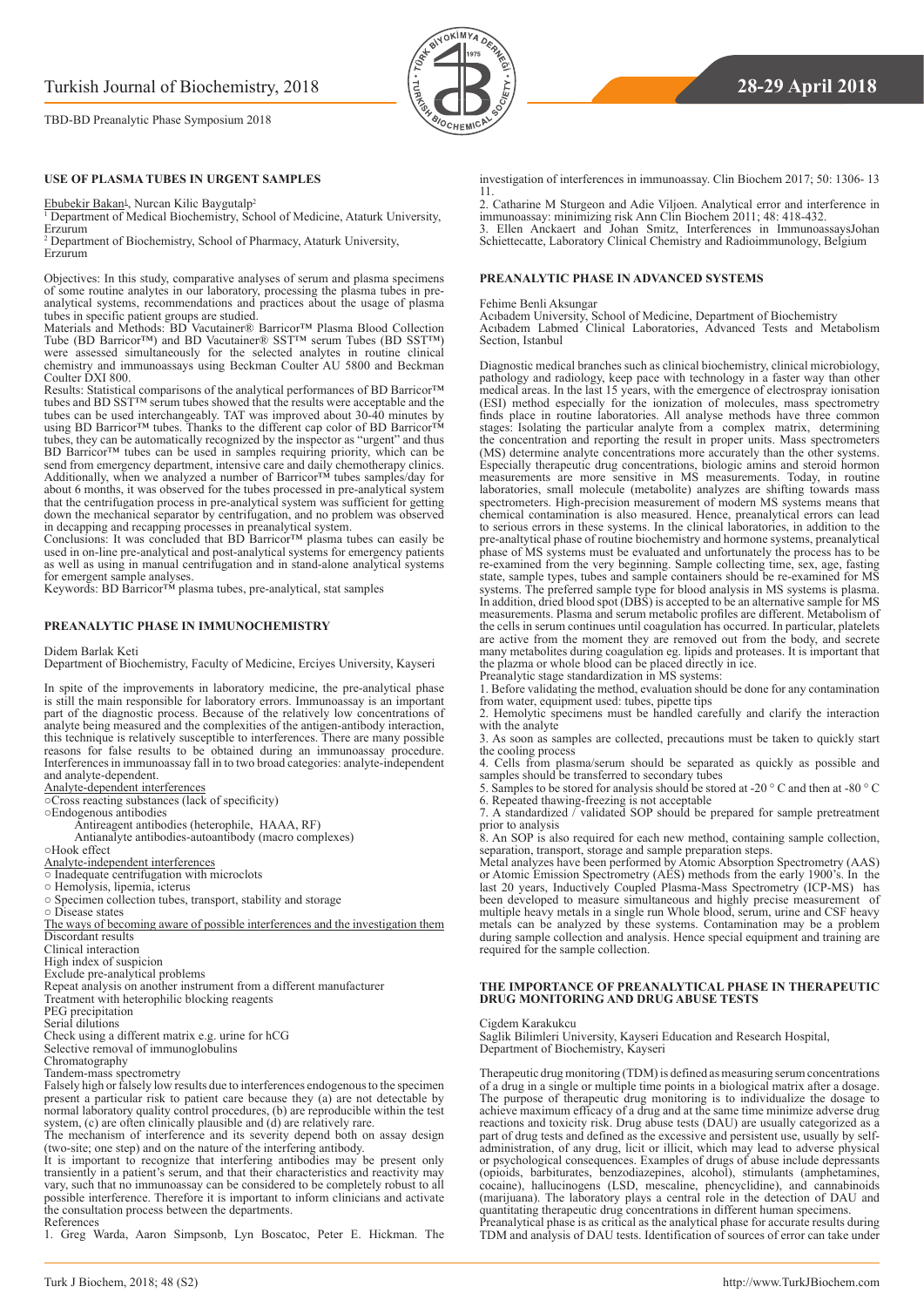## USE OF PLASMA TUBES IN URGENT SAMPLES

Ebubekir Bakan[1], Nurcan Kilic Baygutalp[2]

[1] Department of Medical Biochemistry, School of Medicine, Ataturk University, Erzurum

[2] Department of Biochemistry, School of Pharmacy, Ataturk University, Erzurum

Objectives: In this study, comparative analyses of serum and plasma specimens of some routine analytes in our laboratory, processing the plasma tubes in pre-analytical systems, recommendations and practices about the usage of plasma tubes in specific patient groups are studied.

Materials and Methods: BD Vacutainer® Barricor™ Plasma Blood Collection Tube (BD Barricor™) and BD Vacutainer® SST™ serum Tubes (BD SST™) were assessed simultaneously for the selected analytes in routine clinical chemistry and immunoassays using Beckman Coulter AU 5800 and Beckman Coulter DXI 800.

Results: Statistical comparisons of the analytical performances of BD Barricor™ tubes and BD SST™ serum tubes showed that the results were acceptable and the tubes can be used interchangeably. TAT was improved about 30-40 minutes by using BD Barricor™ tubes. Thanks to the different cap color of BD Barricor™ tubes, they can be automatically recognized by the inspector as "urgent" and thus BD Barricor™ tubes can be used in samples requiring priority, which can be send from emergency department, intensive care and daily chemotherapy clinics. Additionally, when we analyzed a number of Barricor™ tubes samples/day for about 6 months, it was observed for the tubes processed in pre-analytical system that the centrifugation process in pre-analytical system was sufficient for getting down the mechanical separator by centrifugation, and no problem was observed in decapping and recapping processes in preanalytical system.

Conclusions: It was concluded that BD Barricor™ plasma tubes can easily be used in on-line pre-analytical and post-analytical systems for emergency patients as well as using in manual centrifugation and in stand-alone analytical systems for emergent sample analyses.

Keywords: BD Barricor™ plasma tubes, pre-analytical, stat samples

## PREANALYTIC PHASE IN IMMUNOCHEMISTRY

Didem Barlak Keti

Department of Biochemistry, Faculty of Medicine, Erciyes University, Kayseri

In spite of the improvements in laboratory medicine, the pre-analytical phase is still the main responsible for laboratory errors. Immunoassay is an important part of the diagnostic process. Because of the relatively low concentrations of analyte being measured and the complexities of the antigen-antibody interaction, this technique is relatively susceptible to interferences. There are many possible reasons for false results to be obtained during an immunoassay procedure. Interferences in immunoassay fall in to two broad categories: analyte-independent and analyte-dependent.

Analyte-dependent interferences

○Cross reacting substances (lack of specificity)

○Endogenous antibodies

Antireagent antibodies (heterophile, HAAA, RF)

Antianalyte antibodies-autoantibody (macro complexes)

○Hook effect

Analyte-independent interferences

○ Inadequate centrifugation with microclots

○ Hemolysis, lipemia, icterus

○ Specimen collection tubes, transport, stability and storage

○ Disease states

The ways of becoming aware of possible interferences and the investigation them

Discordant results

Clinical interaction

High index of suspicion

Exclude pre-analytical problems

Repeat analysis on another instrument from a different manufacturer

Treatment with heterophilic blocking reagents

PEG precipitation

Serial dilutions

Check using a different matrix e.g. urine for hCG

Selective removal of immunoglobulins

Chromatography

Tandem-mass spectrometry

Falsely high or falsely low results due to interferences endogenous to the specimen present a particular risk to patient care because they (a) are not detectable by normal laboratory quality control procedures, (b) are reproducible within the test system, (c) are often clinically plausible and (d) are relatively rare.

The mechanism of interference and its severity depend both on assay design (two-site; one step) and on the nature of the interfering antibody.

It is important to recognize that interfering antibodies may be present only transiently in a patient's serum, and that their characteristics and reactivity may vary, such that no immunoassay can be considered to be completely robust to all possible interference. Therefore it is important to inform clinicians and activate the consultation process between the departments.

References

1. Greg Warda, Aaron Simpsonb, Lyn Boscatoc, Peter E. Hickman. The investigation of interferences in immunoassay. Clin Biochem 2017; 50: 1306- 13 11.

2. Catharine M Sturgeon and Adie Viljoen. Analytical error and interference in immunoassay: minimizing risk Ann Clin Biochem 2011; 48: 418-432.

3. Ellen Anckaert and Johan Smitz, Interferences in ImmunoassaysJohan Schiettecatte, Laboratory Clinical Chemistry and Radioimmunology, Belgium

## PREANALYTIC PHASE IN ADVANCED SYSTEMS

Fehime Benli Aksungar

Acıbadem University, School of Medicine, Department of Biochemistry

Acıbadem Labmed Clinical Laboratories, Advanced Tests and Metabolism Section, Istanbul

Diagnostic medical branches such as clinical biochemistry, clinical microbiology, pathology and radiology, keep pace with technology in a faster way than other medical areas. In the last 15 years, with the emergence of electrospray ionisation (ESI) method especially for the ionization of molecules, mass spectrometry finds place in routine laboratories. All analyse methods have three common stages: Isolating the particular analyte from a complex matrix, determining the concentration and reporting the result in proper units. Mass spectrometers (MS) determine analyte concentrations more accurately than the other systems. Especially therapeutic drug concentrations, biologic amins and steroid hormon measurements are more sensitive in MS measurements. Today, in routine laboratories, small molecule (metabolite) analyzes are shifting towards mass spectrometers. High-precision measurement of modern MS systems means that chemical contamination is also measured. Hence, preanalytical errors can lead to serious errors in these systems. In the clinical laboratories, in addition to the pre-analtytical phase of routine biochemistry and hormone systems, preanalytical phase of MS systems must be evaluated and unfortunately the process has to be re-examined from the very beginning. Sample collecting time, sex, age, fasting state, sample types, tubes and sample containers should be re-examined for MS systems. The preferred sample type for blood analysis in MS systems is plasma. In addition, dried blood spot (DBS) is accepted to be an alternative sample for MS measurements. Plasma and serum metabolic profiles are different. Metabolism of the cells in serum continues until coagulation has occurred. In particular, platelets are active from the moment they are removed out from the body, and secrete many metabolites during coagulation eg. lipids and proteases. It is important that the plazma or whole blood can be placed directly in ice.

Preanalytic stage standardization in MS systems:

1. Before validating the method, evaluation should be done for any contamination from water, equipment used: tubes, pipette tips

2. Hemolytic specimens must be handled carefully and clarify the interaction with the analyte

3. As soon as samples are collected, precautions must be taken to quickly start the cooling process

4. Cells from plasma/serum should be separated as quickly as possible and samples should be transferred to secondary tubes

5. Samples to be stored for analysis should be stored at -20 ° C and then at -80 ° C

6. Repeated thawing-freezing is not acceptable

7. A standardized / validated SOP should be prepared for sample pretreatment prior to analysis

8. An SOP is also required for each new method, containing sample collection, separation, transport, storage and sample preparation steps.

Metal analyzes have been performed by Atomic Absorption Spectrometry (AAS) or Atomic Emission Spectrometry (AES) methods from the early 1900's. In the last 20 years, Inductively Coupled Plasma-Mass Spectrometry (ICP-MS) has been developed to measure simultaneous and highly precise measurement of multiple heavy metals in a single run Whole blood, serum, urine and CSF heavy metals can be analyzed by these systems. Contamination may be a problem during sample collection and analysis. Hence special equipment and training are required for the sample collection.

## THE IMPORTANCE OF PREANALYTICAL PHASE IN THERAPEUTIC DRUG MONITORING AND DRUG ABUSE TESTS

Cigdem Karakukcu

Saglik Bilimleri University, Kayseri Education and Research Hospital, Department of Biochemistry, Kayseri

Therapeutic drug monitoring (TDM) is defined as measuring serum concentrations of a drug in a single or multiple time points in a biological matrix after a dosage. The purpose of therapeutic drug monitoring is to individualize the dosage to achieve maximum efficacy of a drug and at the same time minimize adverse drug reactions and toxicity risk. Drug abuse tests (DAU) are usually categorized as a part of drug tests and defined as the excessive and persistent use, usually by self-administration, of any drug, licit or illicit, which may lead to adverse physical or psychological consequences. Examples of drugs of abuse include depressants (opioids, barbiturates, benzodiazepines, alcohol), stimulants (amphetamines, cocaine), hallucinogens (LSD, mescaline, phencyclidine), and cannabinoids (marijuana). The laboratory plays a central role in the detection of DAU and quantitating therapeutic drug concentrations in different human specimens.

Preanalytical phase is as critical as the analytical phase for accurate results during TDM and analysis of DAU tests. Identification of sources of error can take under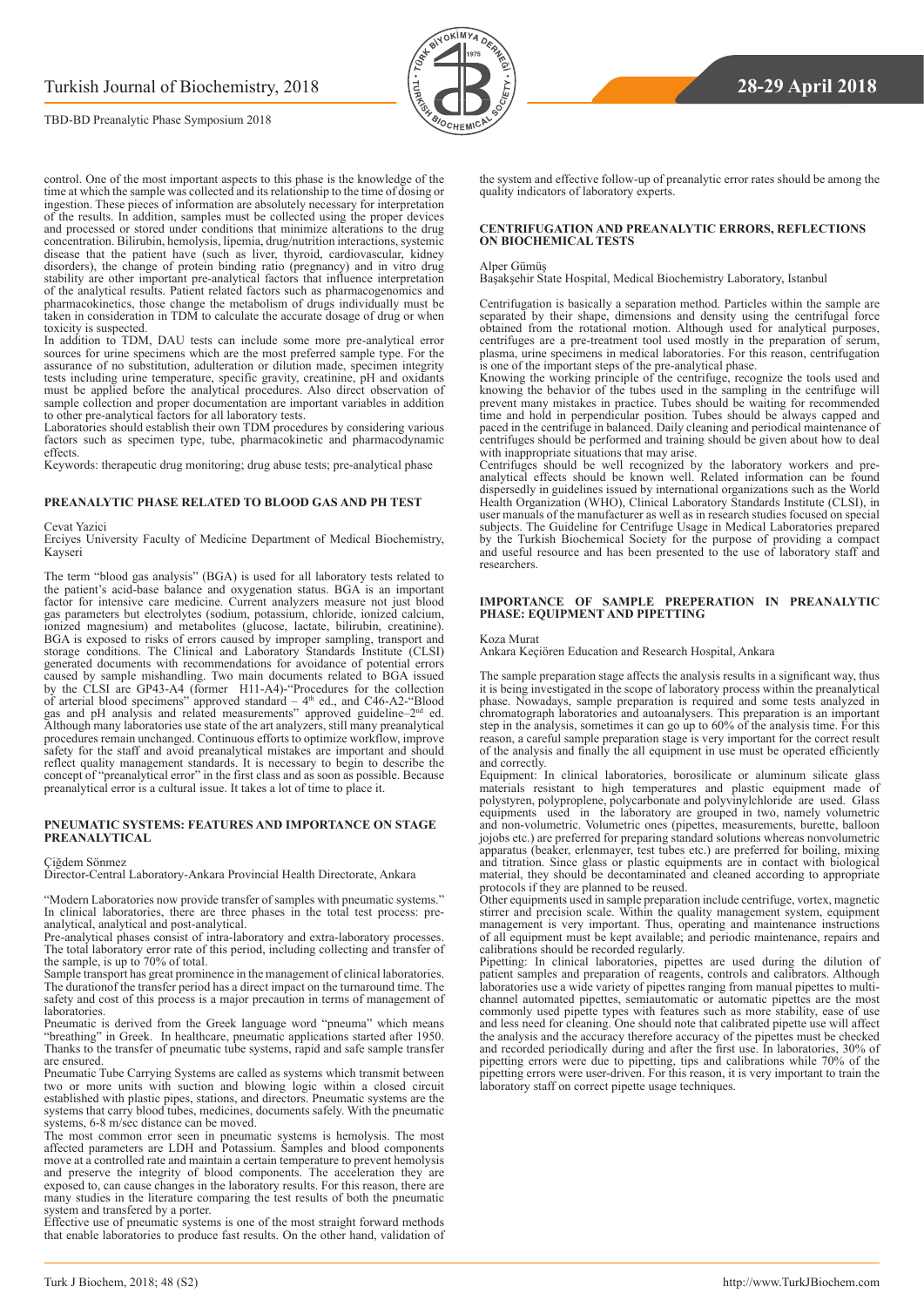control. One of the most important aspects to this phase is the knowledge of the time at which the sample was collected and its relationship to the time of dosing or ingestion. These pieces of information are absolutely necessary for interpretation of the results. In addition, samples must be collected using the proper devices and processed or stored under conditions that minimize alterations to the drug concentration. Bilirubin, hemolysis, lipemia, drug/nutrition interactions, systemic disease that the patient have (such as liver, thyroid, cardiovascular, kidney disorders), the change of protein binding ratio (pregnancy) and in vitro drug stability are other important pre-analytical factors that influence interpretation of the analytical results. Patient related factors such as pharmacogenomics and pharmacokinetics, those change the metabolism of drugs individually must be taken in consideration in TDM to calculate the accurate dosage of drug or when toxicity is suspected.

In addition to TDM, DAU tests can include some more pre-analytical error sources for urine specimens which are the most preferred sample type. For the assurance of no substitution, adulteration or dilution made, specimen integrity tests including urine temperature, specific gravity, creatinine, pH and oxidants must be applied before the analytical procedures. Also direct observation of sample collection and proper documentation are important variables in addition to other pre-analytical factors for all laboratory tests.

Laboratories should establish their own TDM procedures by considering various factors such as specimen type, tube, pharmacokinetic and pharmacodynamic effects.

Keywords: therapeutic drug monitoring; drug abuse tests; pre-analytical phase

## PREANALYTIC PHASE RELATED TO BLOOD GAS AND PH TEST

Cevat Yazici
Erciyes University Faculty of Medicine Department of Medical Biochemistry, Kayseri

The term "blood gas analysis" (BGA) is used for all laboratory tests related to the patient's acid-base balance and oxygenation status. BGA is an important factor for intensive care medicine. Current analyzers measure not just blood gas parameters but electrolytes (sodium, potassium, chloride, ionized calcium, ionized magnesium) and metabolites (glucose, lactate, bilirubin, creatinine). BGA is exposed to risks of errors caused by improper sampling, transport and storage conditions. The Clinical and Laboratory Standards Institute (CLSI) generated documents with recommendations for avoidance of potential errors caused by sample mishandling. Two main documents related to BGA issued by the CLSI are GP43-A4 (former H11-A4)-"Procedures for the collection of arterial blood specimens" approved standard – 4th ed., and C46-A2-"Blood gas and pH analysis and related measurements" approved guideline–2nd ed. Although many laboratories use state of the art analyzers, still many preanalytical procedures remain unchanged. Continuous efforts to optimize workflow, improve safety for the staff and avoid preanalytical mistakes are important and should reflect quality management standards. It is necessary to begin to describe the concept of "preanalytical error" in the first class and as soon as possible. Because preanalytical error is a cultural issue. It takes a lot of time to place it.

## PNEUMATIC SYSTEMS: FEATURES AND IMPORTANCE ON STAGE PREANALYTICAL

Çiğdem Sönmez
Director-Central Laboratory-Ankara Provincial Health Directorate, Ankara

"Modern Laboratories now provide transfer of samples with pneumatic systems." In clinical laboratories, there are three phases in the total test process: pre-analytical, analytical and post-analytical.

Pre-analytical phases consist of intra-laboratory and extra-laboratory processes. The total laboratory error rate of this period, including collecting and transfer of the sample, is up to 70% of total.

Sample transport has great prominence in the management of clinical laboratories. The durationof the transfer period has a direct impact on the turnaround time. The safety and cost of this process is a major precaution in terms of management of laboratories.

Pneumatic is derived from the Greek language word "pneuma" which means "breathing" in Greek. In healthcare, pneumatic applications started after 1950. Thanks to the transfer of pneumatic tube systems, rapid and safe sample transfer are ensured.

Pneumatic Tube Carrying Systems are called as systems which transmit between two or more units with suction and blowing logic within a closed circuit established with plastic pipes, stations, and directors. Pneumatic systems are the systems that carry blood tubes, medicines, documents safely. With the pneumatic systems, 6-8 m/sec distance can be moved.

The most common error seen in pneumatic systems is hemolysis. The most affected parameters are LDH and Potassium. Samples and blood components move at a controlled rate and maintain a certain temperature to prevent hemolysis and preserve the integrity of blood components. The acceleration they are exposed to, can cause changes in the laboratory results. For this reason, there are many studies in the literature comparing the test results of both the pneumatic system and transfered by a porter.

Effective use of pneumatic systems is one of the most straight forward methods that enable laboratories to produce fast results. On the other hand, validation of the system and effective follow-up of preanalytic error rates should be among the quality indicators of laboratory experts.

## CENTRIFUGATION AND PREANALYTIC ERRORS, REFLECTIONS ON BIOCHEMICAL TESTS

Alper Gümüş
Başakşehir State Hospital, Medical Biochemistry Laboratory, Istanbul

Centrifugation is basically a separation method. Particles within the sample are separated by their shape, dimensions and density using the centrifugal force obtained from the rotational motion. Although used for analytical purposes, centrifuges are a pre-treatment tool used mostly in the preparation of serum, plasma, urine specimens in medical laboratories. For this reason, centrifugation is one of the important steps of the pre-analytical phase.

Knowing the working principle of the centrifuge, recognize the tools used and knowing the behavior of the tubes used in the sampling in the centrifuge will prevent many mistakes in practice. Tubes should be waiting for recommended time and hold in perpendicular position. Tubes should be always capped and paced in the centrifuge in balanced. Daily cleaning and periodical maintenance of centrifuges should be performed and training should be given about how to deal with inappropriate situations that may arise.

Centrifuges should be well recognized by the laboratory workers and pre-analytical effects should be known well. Related information can be found dispersedly in guidelines issued by international organizations such as the World Health Organization (WHO), Clinical Laboratory Standards Institute (CLSI), in user manuals of the manufacturer as well as in research studies focused on special subjects. The Guideline for Centrifuge Usage in Medical Laboratories prepared by the Turkish Biochemical Society for the purpose of providing a compact and useful resource and has been presented to the use of laboratory staff and researchers.

## IMPORTANCE OF SAMPLE PREPERATION IN PREANALYTIC PHASE: EQUIPMENT AND PIPETTING

Koza Murat
Ankara Keçiören Education and Research Hospital, Ankara

The sample preparation stage affects the analysis results in a significant way, thus it is being investigated in the scope of laboratory process within the preanalytical phase. Nowadays, sample preparation is required and some tests analyzed in chromatograph laboratories and autoanalysers. This preparation is an important step in the analysis, sometimes it can go up to 60% of the analysis time. For this reason, a careful sample preparation stage is very important for the correct result of the analysis and finally the all equipment in use must be operated efficiently and correctly.

Equipment: In clinical laboratories, borosilicate or aluminum silicate glass materials resistant to high temperatures and plastic equipment made of polystyren, polyproplene, polycarbonate and polyvinylchloride are used. Glass equipments used in the laboratory are grouped in two, namely volumetric and non-volumetric. Volumetric ones (pipettes, measurements, burette, balloon jojobs etc.) are preferred for preparing standard solutions whereas nonvolumetric apparatus (beaker, erlenmayer, test tubes etc.) are preferred for boiling, mixing and titration. Since glass or plastic equipments are in contact with biological material, they should be decontaminated and cleaned according to appropriate protocols if they are planned to be reused.

Other equipments used in sample preparation include centrifuge, vortex, magnetic stirrer and precision scale. Within the quality management system, equipment management is very important. Thus, operating and maintenance instructions of all equipment must be kept available; and periodic maintenance, repairs and calibrations should be recorded regularly.

Pipetting: In clinical laboratories, pipettes are used during the dilution of patient samples and preparation of reagents, controls and calibrators. Although laboratories use a wide variety of pipettes ranging from manual pipettes to multi-channel automated pipettes, semiautomatic or automatic pipettes are the most commonly used pipette types with features such as more stability, ease of use and less need for cleaning. One should note that calibrated pipette use will affect the analysis and the accuracy therefore accuracy of the pipettes must be checked and recorded periodically during and after the first use. In laboratories, 30% of pipetting errors were due to pipetting, tips and calibrations while 70% of the pipetting errors were user-driven. For this reason, it is very important to train the laboratory staff on correct pipette usage techniques.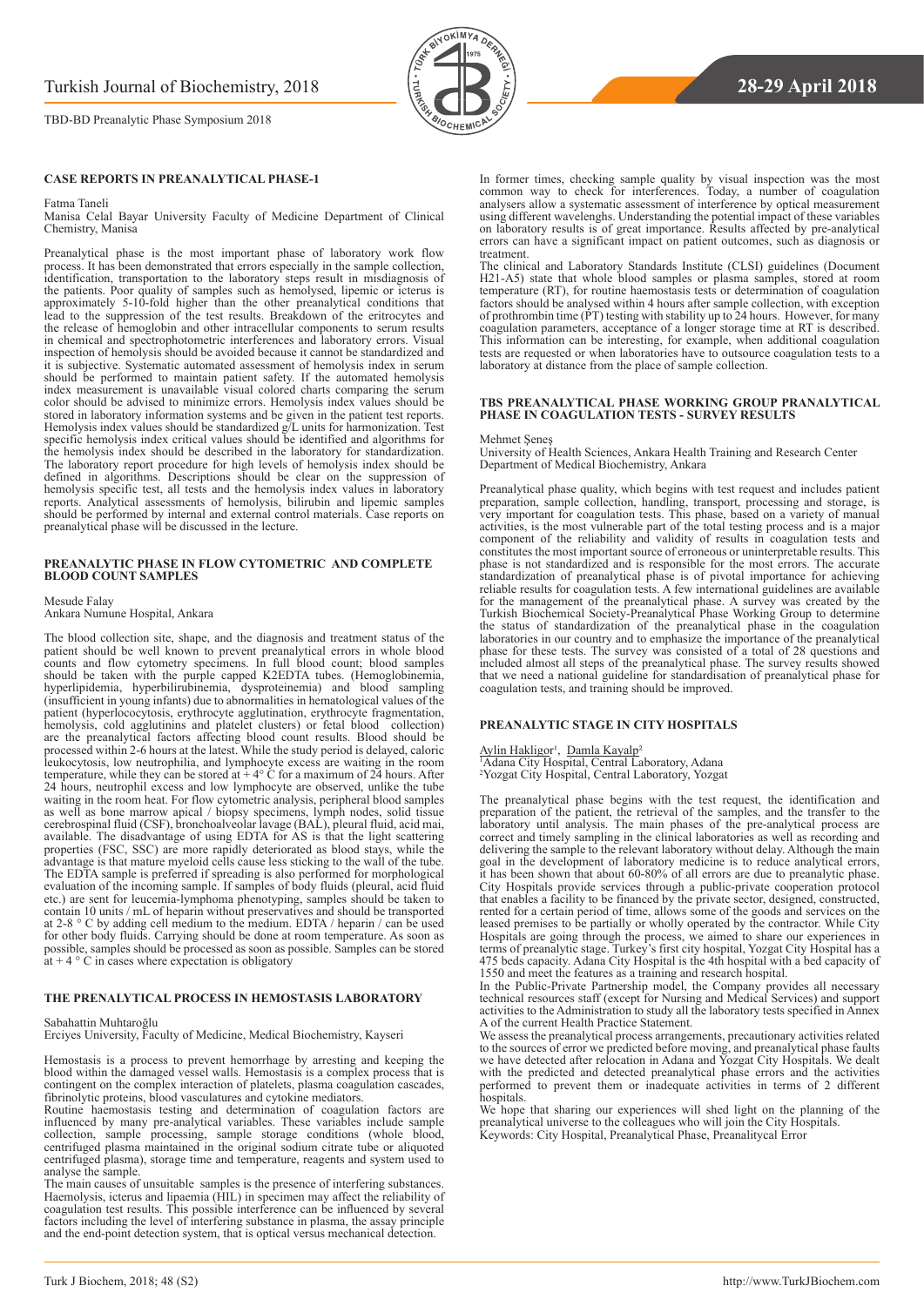## CASE REPORTS IN PREANALYTICAL PHASE-1

Fatma Taneli
Manisa Celal Bayar University Faculty of Medicine Department of Clinical Chemistry, Manisa

Preanalytical phase is the most important phase of laboratory work flow process. It has been demonstrated that errors especially in the sample collection, identification, transportation to the laboratory steps result in misdiagnosis of the patients. Poor quality of samples such as hemolysed, lipemic or icterus is approximately 5-10-fold higher than the other preanalytical conditions that lead to the suppression of the test results. Breakdown of the eritrocytes and the release of hemoglobin and other intracellular components to serum results in chemical and spectrophotometric interferences and laboratory errors. Visual inspection of hemolysis should be avoided because it cannot be standardized and it is subjective. Systematic automated assessment of hemolysis index in serum should be performed to maintain patient safety. If the automated hemolysis index measurement is unavailable visual colored charts comparing the serum color should be advised to minimize errors. Hemolysis index values should be stored in laboratory information systems and be given in the patient test reports. Hemolysis index values should be standardized g/L units for harmonization. Test specific hemolysis index critical values should be identified and algorithms for the hemolysis index should be described in the laboratory for standardization. The laboratory report procedure for high levels of hemolysis index should be defined in algorithms. Descriptions should be clear on the suppression of hemolysis specific test, all tests and the hemolysis index values in laboratory reports. Analytical assessments of hemolysis, bilirubin and lipemic samples should be performed by internal and external control materials. Case reports on preanalytical phase will be discussed in the lecture.

## PREANALYTIC PHASE IN FLOW CYTOMETRIC AND COMPLETE BLOOD COUNT SAMPLES

Mesude Falay
Ankara Numune Hospital, Ankara

The blood collection site, shape, and the diagnosis and treatment status of the patient should be well known to prevent preanalytical errors in whole blood counts and flow cytometry specimens. In full blood count; blood samples should be taken with the purple capped K2EDTA tubes. (Hemoglobinemia, hyperlipidemia, hyperbilirubinemia, dysproteinemia) and blood sampling (insufficient in young infants) due to abnormalities in hematological values of the patient (hyperleucocytosis, erythrocyte agglutination, erythrocyte fragmentation, hemolysis, cold agglutinins and platelet clusters) or fetal blood collection) are the preanalytical factors affecting blood count results. Blood should be processed within 2-6 hours at the latest. While the study period is delayed, caloric leukocytosis, low neutrophilia, and lymphocyte excess are waiting in the room temperature, while they can be stored at + 4° C for a maximum of 24 hours. After 24 hours, neutrophil excess and low lymphocyte are observed, unlike the tube waiting in the room heat. For flow cytometric analysis, peripheral blood samples as well as bone marrow apical / biopsy specimens, lymph nodes, solid tissue cerebrospinal fluid (CSF), bronchoalveolar lavage (BAL), pleural fluid, acid mai, available. The disadvantage of using EDTA for AS is that the light scattering properties (FSC, SSC) are more rapidly deteriorated as blood stays, while the advantage is that mature myeloid cells cause less sticking to the wall of the tube. The EDTA sample is preferred if spreading is also performed for morphological evaluation of the incoming sample. If samples of body fluids (pleural, acid fluid etc.) are sent for leucemia-lymphoma phenotyping, samples should be taken to contain 10 units / mL of heparin without preservatives and should be transported at 2-8 ° C by adding cell medium to the medium. EDTA / heparin / can be used for other body fluids. Carrying should be done at room temperature. As soon as possible, samples should be processed as soon as possible. Samples can be stored at + 4 ° C in cases where expectation is obligatory

## THE PRENALYTICAL PROCESS IN HEMOSTASIS LABORATORY

Sabahattin Muhtaroğlu
Erciyes University, Faculty of Medicine, Medical Biochemistry, Kayseri

Hemostasis is a process to prevent hemorrhage by arresting and keeping the blood within the damaged vessel walls. Hemostasis is a complex process that is contingent on the complex interaction of platelets, plasma coagulation cascades, fibrinolytic proteins, blood vasculatures and cytokine mediators.

Routine haemostasis testing and determination of coagulation factors are influenced by many pre-analytical variables. These variables include sample collection, sample processing, sample storage conditions (whole blood, centrifuged plasma maintained in the original sodium citrate tube or aliquoted centrifuged plasma), storage time and temperature, reagents and system used to analyse the sample.

The main causes of unsuitable samples is the presence of interfering substances. Haemolysis, icterus and lipaemia (HIL) in specimen may affect the reliability of coagulation test results. This possible interference can be influenced by several factors including the level of interfering substance in plasma, the assay principle and the end-point detection system, that is optical versus mechanical detection.

In former times, checking sample quality by visual inspection was the most common way to check for interferences. Today, a number of coagulation analysers allow a systematic assessment of interference by optical measurement using different wavelenghs. Understanding the potential impact of these variables on laboratory results is of great importance. Results affected by pre-analytical errors can have a significant impact on patient outcomes, such as diagnosis or treatment.

The clinical and Laboratory Standards Institute (CLSI) guidelines (Document H21-A5) state that whole blood samples or plasma samples, stored at room temperature (RT), for routine haemostasis tests or determination of coagulation factors should be analysed within 4 hours after sample collection, with exception of prothrombin time (PT) testing with stability up to 24 hours. However, for many coagulation parameters, acceptance of a longer storage time at RT is described. This information can be interesting, for example, when additional coagulation tests are requested or when laboratories have to outsource coagulation tests to a laboratory at distance from the place of sample collection.

## TBS PREANALYTICAL PHASE WORKING GROUP PRANALYTICAL PHASE IN COAGULATION TESTS - SURVEY RESULTS

Mehmet Şeneş
University of Health Sciences, Ankara Health Training and Research Center Department of Medical Biochemistry, Ankara

Preanalytical phase quality, which begins with test request and includes patient preparation, sample collection, handling, transport, processing and storage, is very important for coagulation tests. This phase, based on a variety of manual activities, is the most vulnerable part of the total testing process and is a major component of the reliability and validity of results in coagulation tests and constitutes the most important source of erroneous or uninterpretable results. This phase is not standardized and is responsible for the most errors. The accurate standardization of preanalytical phase is of pivotal importance for achieving reliable results for coagulation tests. A few international guidelines are available for the management of the preanalytical phase. A survey was created by the Turkish Biochemical Society-Preanalytical Phase Working Group to determine the status of standardization of the preanalytical phase in the coagulation laboratories in our country and to emphasize the importance of the preanalytical phase for these tests. The survey was consisted of a total of 28 questions and included almost all steps of the preanalytical phase. The survey results showed that we need a national guideline for standardisation of preanalytical phase for coagulation tests, and training should be improved.

## PREANALYTIC STAGE IN CITY HOSPITALS

Aylin Hakligor[1], Damla Kayalp[2]
[1]Adana City Hospital, Central Laboratory, Adana
[2]Yozgat City Hospital, Central Laboratory, Yozgat

The preanalytical phase begins with the test request, the identification and preparation of the patient, the retrieval of the samples, and the transfer to the laboratory until analysis. The main phases of the pre-analytical process are correct and timely sampling in the clinical laboratories as well as recording and delivering the sample to the relevant laboratory without delay. Although the main goal in the development of laboratory medicine is to reduce analytical errors, it has been shown that about 60-80% of all errors are due to preanalytic phase. City Hospitals provide services through a public-private cooperation protocol that enables a facility to be financed by the private sector, designed, constructed, rented for a certain period of time, allows some of the goods and services on the leased premises to be partially or wholly operated by the contractor. While City Hospitals are going through the process, we aimed to share our experiences in terms of preanalytic stage. Turkey's first city hospital, Yozgat City Hospital has a 475 beds capacity. Adana City Hospital is the 4th hospital with a bed capacity of 1550 and meet the features as a training and research hospital.

In the Public-Private Partnership model, the Company provides all necessary technical resources staff (except for Nursing and Medical Services) and support activities to the Administration to study all the laboratory tests specified in Annex A of the current Health Practice Statement.

We assess the preanalytical process arrangements, precautionary activities related to the sources of error we predicted before moving, and preanalytical phase faults we have detected after relocation in Adana and Yozgat City Hospitals. We dealt with the predicted and detected preanalytical phase errors and the activities performed to prevent them or inadequate activities in terms of 2 different hospitals.

We hope that sharing our experiences will shed light on the planning of the preanalytical universe to the colleagues who will join the City Hospitals.
Keywords: City Hospital, Preanalytical Phase, Preanalitycal Error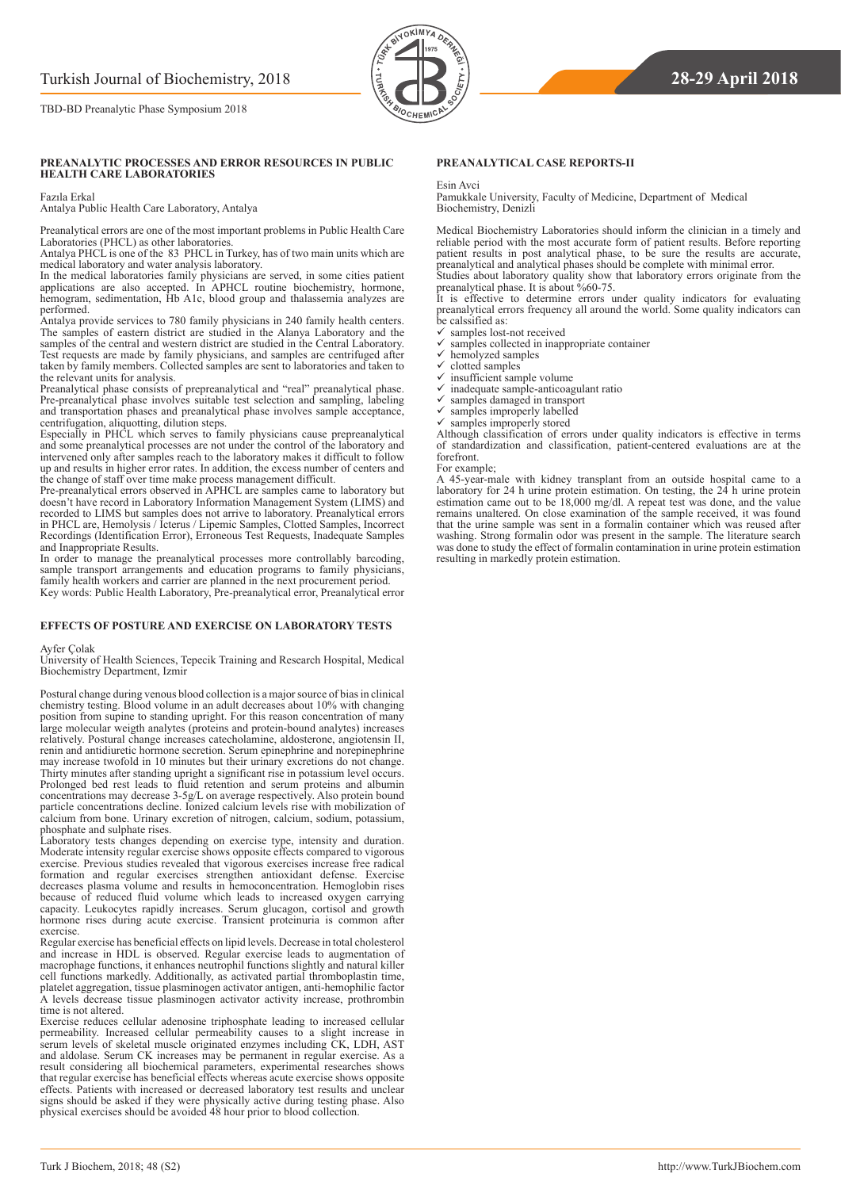## PREANALYTIC PROCESSES AND ERROR RESOURCES IN PUBLIC HEALTH CARE LABORATORIES

Fazıla Erkal
Antalya Public Health Care Laboratory, Antalya

Preanalytical errors are one of the most important problems in Public Health Care Laboratories (PHCL) as other laboratories.
Antalya PHCL is one of the 83 PHCL in Turkey, has of two main units which are medical laboratory and water analysis laboratory.
In the medical laboratories family physicians are served, in some cities patient applications are also accepted. In APHCL routine biochemistry, hormone, hemogram, sedimentation, Hb A1c, blood group and thalassemia analyzes are performed.
Antalya provide services to 780 family physicians in 240 family health centers. The samples of eastern district are studied in the Alanya Laboratory and the samples of the central and western district are studied in the Central Laboratory. Test requests are made by family physicians, and samples are centrifuged after taken by family members. Collected samples are sent to laboratories and taken to the relevant units for analysis.
Preanalytical phase consists of prepreanalytical and "real" preanalytical phase. Pre-preanalytical phase involves suitable test selection and sampling, labeling and transportation phases and preanalytical phase involves sample acceptance, centrifugation, aliquoting, dilution steps.
Especially in PHCL which serves to family physicians cause prepreanalytical and some preanalytical processes are not under the control of the laboratory and intervened only after samples reach to the laboratory makes it difficult to follow up and results in higher error rates. In addition, the excess number of centers and the change of staff over time make process management difficult.
Pre-preanalytical errors observed in APHCL are samples came to laboratory but doesn't have record in Laboratory Information Management System (LIMS) and recorded to LIMS but samples does not arrive to laboratory. Preanalytical errors in PHCL are, Hemolysis / Icterus / Lipemic Samples, Clotted Samples, Incorrect Recordings (Identification Error), Erroneous Test Requests, Inadequate Samples and Inappropriate Results.
In order to manage the preanalytical processes more controllably barcoding, sample transport arrangements and education programs to family physicians, family health workers and carrier are planned in the next procurement period.
Key words: Public Health Laboratory, Pre-preanalytical error, Preanalytical error

## EFFECTS OF POSTURE AND EXERCISE ON LABORATORY TESTS

Ayfer Çolak
University of Health Sciences, Tepecik Training and Research Hospital, Medical Biochemistry Department, Izmir

Postural change during venous blood collection is a major source of bias in clinical chemistry testing. Blood volume in an adult decreases about 10% with changing position from supine to standing upright. For this reason concentration of many large molecular weigth analytes (proteins and protein-bound analytes) increases relatively. Postural change increases catecholamine, aldosterone, angiotensin II, renin and antidiuretic hormone secretion. Serum epinephrine and norepinephrine may increase twofold in 10 minutes but their urinary excretions do not change. Thirty minutes after standing upright a significant rise in potassium level occurs. Prolonged bed rest leads to fluid retention and serum proteins and albumin concentrations may decrease 3-5g/L on average respectively. Also protein bound particle concentrations decline. Ionized calcium levels rise with mobilization of calcium from bone. Urinary excretion of nitrogen, calcium, sodium, potassium, phosphate and sulphate rises.
Laboratory tests changes depending on exercise type, intensity and duration. Moderate intensity regular exercise shows opposite effects compared to vigorous exercise. Previous studies revealed that vigorous exercises increase free radical formation and regular exercises strengthen antioxidant defense. Exercise decreases plasma volume and results in hemoconcentration. Hemoglobin rises because of reduced fluid volume which leads to increased oxygen carrying capacity. Leukocytes rapidly increases. Serum glucagon, cortisol and growth hormone rises during acute exercise. Transient proteinuria is common after exercise.
Regular exercise has beneficial effects on lipid levels. Decrease in total cholesterol and increase in HDL is observed. Regular exercise leads to augmentation of macrophage functions, it enhances neutrophil functions slightly and natural killer cell functions markedly. Additionally, as activated partial thromboplastin time, platelet aggregation, tissue plasminogen activator antigen, anti-hemophilic factor A levels decrease tissue plasminogen activator activity increase, prothrombin time is not altered.
Exercise reduces cellular adenosine triphosphate leading to increased cellular permeability. Increased cellular permeability causes to a slight increase in serum levels of skeletal muscle originated enzymes including CK, LDH, AST and aldolase. Serum CK increases may be permanent in regular exercise. As a result considering all biochemical parameters, experimental researches shows that regular exercise has beneficial effects whereas acute exercise shows opposite effects. Patients with increased or decreased laboratory test results and unclear signs should be asked if they were physically active during testing phase. Also physical exercises should be avoided 48 hour prior to blood collection.

## PREANALYTICAL CASE REPORTS-II

Esin Avci
Pamukkale University, Faculty of Medicine, Department of Medical Biochemistry, Denizli

Medical Biochemistry Laboratories should inform the clinician in a timely and reliable period with the most accurate form of patient results. Before reporting patient results in post analytical phase, to be sure the results are accurate, preanalytical and analytical phases should be complete with minimal error.
Studies about laboratory quality show that laboratory errors originate from the preanalytical phase. It is about %60-75.
It is effective to determine errors under quality indicators for evaluating preanalytical errors frequency all around the world. Some quality indicators can be calssified as:

- ✓ samples lost-not received
- ✓ samples collected in inappropriate container
- ✓ hemolyzed samples
- ✓ clotted samples
- ✓ insufficient sample volume
- ✓ inadequate sample-anticoagulant ratio
- ✓ samples damaged in transport
- ✓ samples improperly labelled
- ✓ samples improperly stored

Although classification of errors under quality indicators is effective in terms of standardization and classification, patient-centered evaluations are at the forefront.
For example;
A 45-year-male with kidney transplant from an outside hospital came to a laboratory for 24 h urine protein estimation. On testing, the 24 h urine protein estimation came out to be 18,000 mg/dl. A repeat test was done, and the value remains unaltered. On close examination of the sample received, it was found that the urine sample was sent in a formalin container which was reused after washing. Strong formalin odor was present in the sample. The literature search was done to study the effect of formalin contamination in urine protein estimation resulting in markedly protein estimation.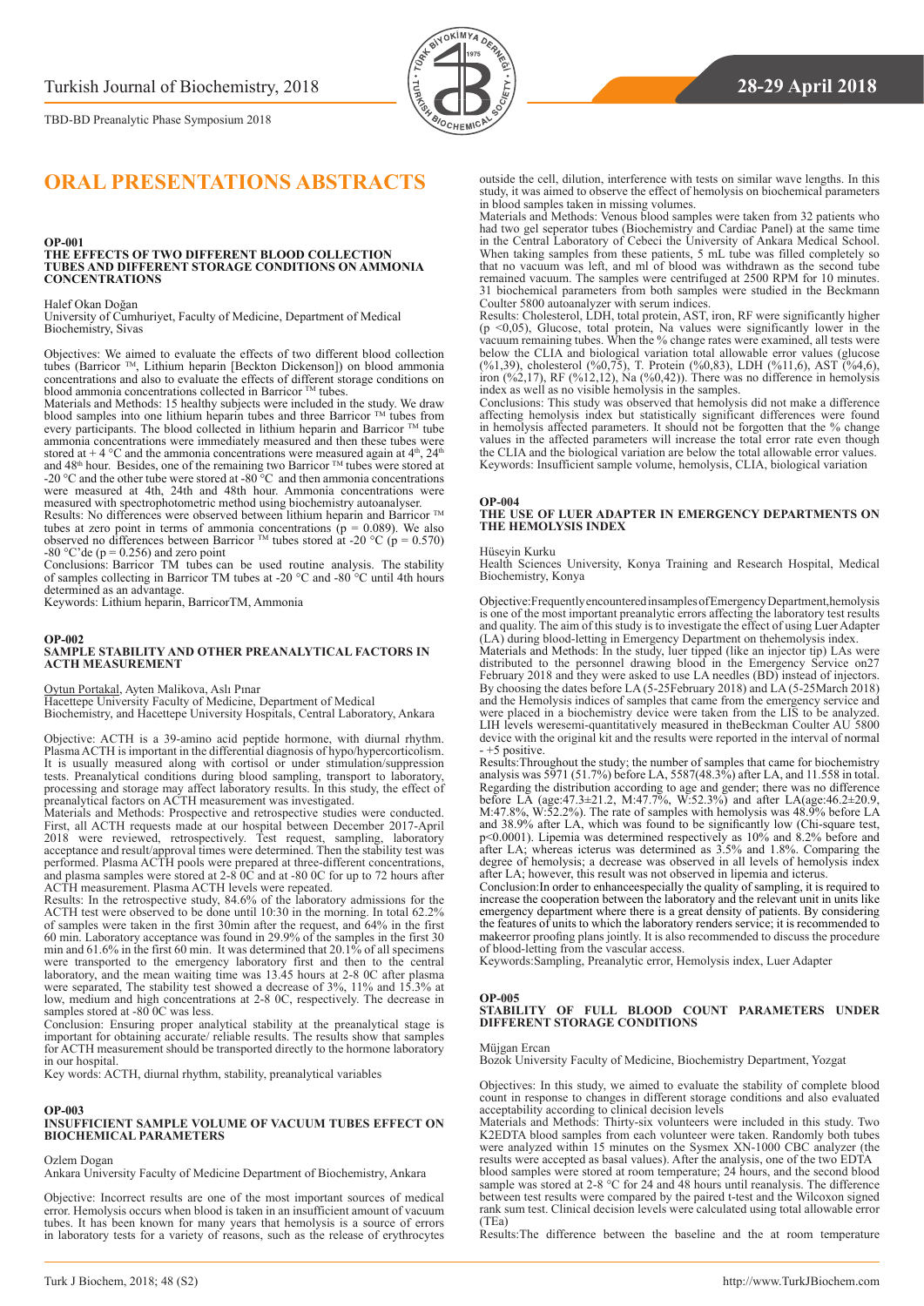# ORAL PRESENTATIONS ABSTRACTS

**OP-001**
**THE EFFECTS OF TWO DIFFERENT BLOOD COLLECTION TUBES AND DIFFERENT STORAGE CONDITIONS ON AMMONIA CONCENTRATIONS**

Halef Okan Doğan
University of Cumhuriyet, Faculty of Medicine, Department of Medical Biochemistry, Sivas

Objectives: We aimed to evaluate the effects of two different blood collection tubes (Barricor ™, Lithium heparin [Beckton Dickenson]) on blood ammonia concentrations and also to evaluate the effects of different storage conditions on blood ammonia concentrations collected in Barricor ™ tubes.
Materials and Methods: 15 healthy subjects were included in the study. We draw blood samples into one lithium heparin tubes and three Barricor ™ tubes from every participants. The blood collected in lithium heparin and Barricor ™ tube ammonia concentrations were immediately measured and then these tubes were stored at + 4 °C and the ammonia concentrations were measured again at 4th, 24th and 48th hour. Besides, one of the remaining two Barricor ™ tubes were stored at -20 °C and the other tube were stored at -80 °C and then ammonia concentrations were measured at 4th, 24th and 48th hour. Ammonia concentrations were measured with spectrophotometric method using biochemistry autoanalyser.
Results: No differences were observed between lithium heparin and Barricor ™ tubes at zero point in terms of ammonia concentrations (p = 0.089). We also observed no differences between Barricor ™ tubes stored at -20 °C (p = 0.570) -80 °C'de (p = 0.256) and zero point
Conclusions: Barricor TM tubes can be used routine analysis. The stability of samples collecting in Barricor TM tubes at -20 °C and -80 °C until 4th hours determined as an advantage.
Keywords: Lithium heparin, BarricorTM, Ammonia

**OP-002**
**SAMPLE STABILITY AND OTHER PREANALYTICAL FACTORS IN ACTH MEASUREMENT**

Oytun Portakal, Ayten Malikova, Aslı Pınar
Hacettepe University Faculty of Medicine, Department of Medical Biochemistry, and Hacettepe University Hospitals, Central Laboratory, Ankara

Objective: ACTH is a 39-amino acid peptide hormone, with diurnal rhythm. Plasma ACTH is important in the differential diagnosis of hypo/hypercorticolism. It is usually measured along with cortisol or under stimulation/suppression tests. Preanalytical conditions during blood sampling, transport to laboratory, processing and storage may affect laboratory results. In this study, the effect of preanalytical factors on ACTH measurement was investigated.
Materials and Methods: Prospective and retrospective studies were conducted. First, all ACTH requests made at our hospital between December 2017-April 2018 were reviewed, retrospectively. Test request, sampling, laboratory acceptance and result/approval times were determined. Then the stability test was performed. Plasma ACTH pools were prepared at three-different concentrations, and plasma samples were stored at 2-8 0C and at -80 0C for up to 72 hours after ACTH measurement. Plasma ACTH levels were repeated.
Results: In the retrospective study, 84.6% of the laboratory admissions for the ACTH test were observed to be done until 10:30 in the morning. In total 62.2% of samples were taken in the first 30min after the request, and 64% in the first 60 min. Laboratory acceptance was found in 29.9% of the samples in the first 30 min and 61.6% in the first 60 min. It was determined that 20.1% of all specimens were transported to the emergency laboratory first and then to the central laboratory, and the mean waiting time was 13.45 hours at 2-8 0C after plasma were separated, The stability test showed a decrease of 3%, 11% and 15.3% at low, medium and high concentrations at 2-8 0C, respectively. The decrease in samples stored at -80 0C was less.
Conclusion: Ensuring proper analytical stability at the preanalytical stage is important for obtaining accurate/ reliable results. The results show that samples for ACTH measurement should be transported directly to the hormone laboratory in our hospital.
Key words: ACTH, diurnal rhythm, stability, preanalytical variables

**OP-003**
**INSUFFICIENT SAMPLE VOLUME OF VACUUM TUBES EFFECT ON BIOCHEMICAL PARAMETERS**

Ozlem Dogan
Ankara University Faculty of Medicine Department of Biochemistry, Ankara

Objective: Incorrect results are one of the most important sources of medical error. Hemolysis occurs when blood is taken in an insufficient amount of vacuum tubes. It has been known for many years that hemolysis is a source of errors in laboratory tests for a variety of reasons, such as the release of erythrocytes outside the cell, dilution, interference with tests on similar wave lengths. In this study, it was aimed to observe the effect of hemolysis on biochemical parameters in blood samples taken in missing volumes.
Materials and Methods: Venous blood samples were taken from 32 patients who had two gel seperator tubes (Biochemistry and Cardiac Panel) at the same time in the Central Laboratory of Cebeci the University of Ankara Medical School. When taking samples from these patients, 5 mL tube was filled completely so that no vacuum was left, and ml of blood was withdrawn as the second tube remained vacuum. The samples were centrifuged at 2500 RPM for 10 minutes. 31 biochemical parameters from both samples were studied in the Beckmann Coulter 5800 autoanalyzer with serum indices.
Results: Cholesterol, LDH, total protein, AST, iron, RF were significantly higher (p <0,05), Glucose, total protein, Na values were significantly lower in the vacuum remaining tubes. When the % change rates were examined, all tests were below the CLIA and biological variation total allowable error values (glucose (%1,39), cholesterol (%0,75), T. Protein (%0,83), LDH (%11,6), AST (%4,6), iron (%2,17), RF (%12,12), Na (%0,42)). There was no difference in hemolysis index as well as no visible hemolysis in the samples.
Conclusions: This study was observed that hemolysis did not make a difference affecting hemolysis index but statistically significant differences were found in hemolysis affected parameters. It should not be forgotten that the % change values in the affected parameters will increase the total error rate even though the CLIA and the biological variation are below the total allowable error values.
Keywords: Insufficient sample volume, hemolysis, CLIA, biological variation

**OP-004**
**THE USE OF LUER ADAPTER IN EMERGENCY DEPARTMENTS ON THE HEMOLYSIS INDEX**

Hüseyin Kurku
Health Sciences University, Konya Training and Research Hospital, Medical Biochemistry, Konya

Objective:Frequently encountered insamples of Emergency Department,hemolysis is one of the most important preanalytic errors affecting the laboratory test results and quality. The aim of this study is to investigate the effect of using Luer Adapter (LA) during blood-letting in Emergency Department on thehemolysis index.
Materials and Methods: In the study, luer tipped (like an injector tip) LAs were distributed to the personnel drawing blood in the Emergency Service on27 February 2018 and they were asked to use LA needles (BD) instead of injectors. By choosing the dates before LA (5-25February 2018) and LA (5-25March 2018) and the Hemolysis indices of samples that came from the emergency service and were placed in a biochemistry device were taken from the LIS to be analyzed. LIH levels weresemi-quantitatively measured in theBeckman Coulter AU 5800 device with the original kit and the results were reported in the interval of normal - +5 positive.
Results:Throughout the study; the number of samples that came for biochemistry analysis was 5971 (51.7%) before LA, 5587(48.3%) after LA, and 11.558 in total. Regarding the distribution according to age and gender; there was no difference before LA (age:47.3±21.2, M:47.7%, W:52.3%) and after LA(age:46.2±20.9, M:47.8%, W:52.2%). The rate of samples with hemolysis was 48.9% before LA and 38.9% after LA, which was found to be significantly low (Chi-square test, p<0.0001). Lipemia was determined respectively as 10% and 8.2% before and after LA; whereas icterus was determined as 3.5% and 1.8%. Comparing the degree of hemolysis; a decrease was observed in all levels of hemolysis index after LA; however, this result was not observed in lipemia and icterus.
Conclusion:In order to enhanceespecially the quality of sampling, it is required to increase the cooperation between the laboratory and the relevant unit in units like emergency department where there is a great density of patients. By considering the features of units to which the laboratory renders service; it is recommended to makeerror proofing plans jointly. It is also recommended to discuss the procedure of blood-letting from the vascular access.
Keywords:Sampling, Preanalytic error, Hemolysis index, Luer Adapter

**OP-005**
**STABILITY OF FULL BLOOD COUNT PARAMETERS UNDER DIFFERENT STORAGE CONDITIONS**

Müjgan Ercan
Bozok University Faculty of Medicine, Biochemistry Department, Yozgat

Objectives: In this study, we aimed to evaluate the stability of complete blood count in response to changes in different storage conditions and also evaluated acceptability according to clinical decision levels
Materials and Methods: Thirty-six volunteers were included in this study. Two K2EDTA blood samples from each volunteer were taken. Randomly both tubes were analyzed within 15 minutes on the Sysmex XN-1000 CBC analyzer (the results were accepted as basal values). After the analysis, one of the two EDTA blood samples were stored at room temperature; 24 hours, and the second blood sample was stored at 2-8 °C for 24 and 48 hours until reanalysis. The difference between test results were compared by the paired t-test and the Wilcoxon signed rank sum test. Clinical decision levels were calculated using total allowable error (TEa)
Results:The difference between the baseline and the at room temperature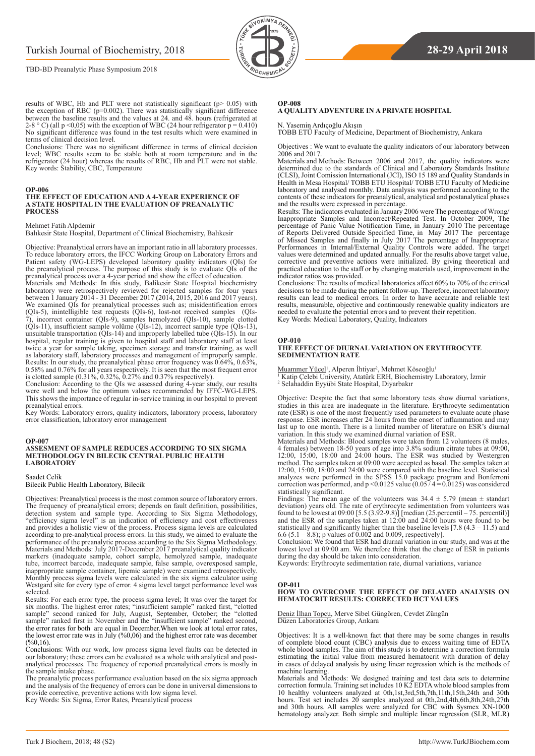results of WBC, Hb and PLT were not statistically significant (p> 0.05) with the exception of RBC (p=0.002). There was statistically significant difference between the baseline results and the values at 24. and 48. hours (refrigerated at 2-8 ° C) (all p <0,05) with the exception of WBC (24 hour refrigerator p = 0.410) No significant difference was found in the test results which were examined in terms of clinical decision level.

Conclusions: There was no significant difference in terms of clinical decision level; WBC results seem to be stable both at room temperature and in the refrigerator (24 hour) whereas the results of RBC, Hb and PLT were not stable.

Key words: Stability, CBC, Temperature

## OP-006
### THE EFFECT OF EDUCATION AND A 4-YEAR EXPERIENCE OF A STATE HOSPITAL IN THE EVALUATION OF PREANALYTIC PROCESS

Mehmet Fatih Alpdemir

Balıkesir State Hospital, Department of Clinical Biochemistry, Balıkesir

Objective: Preanalytical errors have an important ratio in all laboratory processes. To reduce laboratory errors, the IFCC Working Group on Laboratory Errors and Patient safety (WG-LEPS) developed laboratory quality indicators (QIs) for the preanalytical process. The purpose of this study is to evaluate QIs of the preanalytical process over a 4-year period and show the effect of education.

Materials and Methods: In this study, Balikesir State Hospital biochemistry laboratory were retrospectively reviewed for rejected samples for four years between 1 January 2014 - 31 December 2017 (2014, 2015, 2016 and 2017 years). We examined QIs for preanalytical processes such as; misidentification errors (QIs-5), inintelligible test requests (QIs-6), lost-not received samples (QIs-7), incorrect container (QIs-9), samples hemolyzed (QIs-10), sample clotted (QIs-11), insufficient sample volüme (QIs-12), incorrect sample type (QIs-13), unsuitable transportation (QIs-14) and improperly labelled tube (QIs-15). In our hospital, regular training is given to hospital staff and laboratory staff at least twice a year for sample taking, specimen storage and transfer training, as well as laboratory staff, laboratory processes and management of improperly sample.

Results: In our study, the preanalytical phase error frequency was 0.64%, 0.63%, 0.58% and 0.76% for all years respectively. It is seen that the most frequent error is clotted sample (0.31%, 0.32%, 0.27% and 0.37% respectively).

Conclusion: According to the QIs we assessed during 4-year study, our results were well and below the optimum values recommended by IFFC-WG-LEPS. This shows the importance of regular in-service training in our hospital to prevent preanalytical errors.

Key Words: Laboratory errors, quality indicators, laboratory process, laboratory error classification, laboratory error management

## OP-007
### ASSESMENT OF SAMPLE REDUCES ACCORDING TO SIX SIGMA METHODOLOGY IN BILECIK CENTRAL PUBLIC HEALTH LABORATORY

Saadet Celik

Bilecik Public Health Laboratory, Bilecik

Objectives: Preanalytical process is the most common source of laboratory errors. The frequency of preanalytical errors; depends on fault definition, possibilities, detection system and sample type. According to Six Sigma Methodology, "efficiency sigma level" is an indication of efficiency and cost effectiveness and provides a holistic view of the process. Process sigma levels are calculated according to pre-analytical process errors. In this study, we aimed to evaluate the performance of the preanalytic process according to the Six Sigma Methodology.

Materials and Methods: July 2017-December 2017 preanalytical quality indicator markers (inadequate sample, cohort sample, hemolyzed sample, inadequate tube, incorrect barcode, inadequate sample, false sample, overexposed sample, inappropriate sample container, lipemic sample) were examined retrospectively. Monthly process sigma levels were calculated in the six sigma calculator using Westgard site for every type of error. 4 sigma level target performance level was selected.

Results: For each error type, the process sigma level; It was over the target for six months. The highest error rates; "insufficient sample" ranked first, "clotted sample" second ranked for July, August, September, October; the "clotted sample" ranked first in November and the "insuffcient sample" ranked second, the error rates for both are equal in December.When we look at total error rates, the lowest error rate was in July (%0,06) and the highest error rate was december (%0,16).

Conclusions: With our work, low process sigma level faults can be detected in our laboratory; these errors can be evaluated as a whole with analytical and post-analytical processes. The frequency of reported preanalytical errors is mostly in the sample intake phase.

The preanalytic process performance evaluation based on the six sigma approach and the analysis of the frequency of errors can be done in universal dimensions to provide corrective, preventive actions with low sigma level.

Key Words: Six Sigma, Error Rates, Preanalytical Process

## OP-008
### A QUALITY ADVENTURE IN A PRIVATE HOSPITAL

N. Yasemin Ardıçoğlu Akışın

TOBB ETÜ Faculty of Medicine, Department of Biochemistry, Ankara

Objectives : We want to evaluate the quality indicators of our laboratory between 2006 and 2017.

Materials and Methods: Between 2006 and 2017, the quality indicators were determined due to the standards of Clinical and Laboratory Standards Institute (CLSI), Joint Comission International (JCI), ISO 15 189 and Quality Standards in Health in Mesa Hospital/ TOBB ETU Hospital/ TOBB ETU Faculty of Medicine laboratory and analysed monthly. Data analysis was performed according to the contents of these indicators for preanalytical, analytical and postanalytical phases and the results were expressed in percentage.

Results: The indicators evaluated in January 2006 were The percentage of Wrong/Inappropriate Samples and Incorrect/Repeated Test. In October 2009, The percentage of Panic Value Notification Time, in January 2010 The percentage of Reports Delivered Outside Specified Time, in May 2017 The percentage of Missed Samples and finally in July 2017 The percentage of Inappropriate Performances in Internal/External Quality Controls were added. The target values were determined and updated annually. For the results above target value, corrective and preventive actions were initialized. By giving theoretical and practical education to the staff or by changing materials used, improvement in the indicator ratios was provided.

Conclusions: The results of medical laboratories affect 60% to 70% of the critical decisions to be made during the patient follow-up. Therefore, incorrect laboratory results can lead to medical errors. In order to have accurate and reliable test results, measurable, objective and continuously renewable quality indicators are needed to evaluate the potential errors and to prevent their repetition.

Key Words: Medical Laboratory, Quality, Indicators

## OP-010
### THE EFFECT OF DIURNAL VARIATION ON ERYTHROCYTE SEDIMENTATION RATE

Muammer Yücel[1], Alperen İhtiyar[2], Mehmet Köseoğlu[1]

[1] Katip Çelebi University, Atatürk ERH, Biochemistry Laboratory, İzmir

[2] Selahaddin Eyyübi State Hospital, Diyarbakır

Objective: Despite the fact that some laboratory tests show diurnal variations, studies in this area are inadequate in the literature. Erythrocyte sedimentation rate (ESR) is one of the most frequently used parameters to evaluate acute phase response. ESR increases after 24 hours from the onset of inflammation and may last up to one month. There is a limited number of literature on ESR's diurnal variation. In this study we examined diurnal variation of ESR.

Materials and Methods: Blood samples were taken from 12 volunteers (8 males, 4 females) between 18-50 years of age into 3.8% sodium citrate tubes at 09:00, 12:00, 15:00, 18:00 and 24:00 hours. The ESR was studied by Westergren method. The samples taken at 09:00 were accepted as basal. The samples taken at 12:00, 15:00, 18:00 and 24:00 were compared with the baseline level. Statistical analyzes were performed in the SPSS 15.0 package program and Bonferroni correction was performed, and p <0.0125 value (0.05 / 4 = 0.0125) was considered statistically significant.

Findings: The mean age of the volunteers was 34.4 ± 5.79 (mean ± standart deviation) years old. The rate of erythrocyte sedimentation from volunteers was found to be lowest at 09:00 [5.5 (3.92-9.8)] [median (25.percentil – 75. percentil)] and the ESR of the samples taken at 12:00 and 24:00 hours were found to be statistically and significantly higher than the baseline levels [7.8 (4.3 – 11.5) and 6.6 (5.1 – 8.8); p values of 0.002 and 0.009, respectively].

Conclusion: We found that ESR had diurnal variation in our study, and was at the lowest level at 09:00 am. We therefore think that the change of ESR in patients during the day should be taken into consideration.

Keywords: Erythrocyte sedimentation rate, diurnal variations, variance

## OP-011
### HOW TO OVERCOME THE EFFECT OF DELAYED ANALYSIS ON HEMATOCRIT RESULTS: CORRECTED HCT VALUES

Deniz İlhan Topcu, Merve Sibel Güngören, Cevdet Züngün

Düzen Laboratories Group, Ankara

Objectives: It is a well-known fact that there may be some changes in results of complete blood count (CBC) analysis due to excess waiting time of EDTA whole blood samples. The aim of this study is to determine a correction formula estimating the initial value from measured hematocrit with duration of delay in cases of delayed analysis by using linear regression which is the methods of machine learning.

Materials and Methods: We designed training and test data sets to determine correction formula. Training set includes 10 K2 EDTA whole blood samples from 10 healthy volunteers analyzed at 0th,1st,3rd,5th,7th,11th,15th,24th and 30th hours. Test set includes 20 samples analyzed at 0th,2nd,4th,6th,8th,24th,27th and 30th hours. All samples were analyzed for CBC with Sysmex XN-1000 hematology analyzer. Both simple and multiple linear regression (SLR, MLR)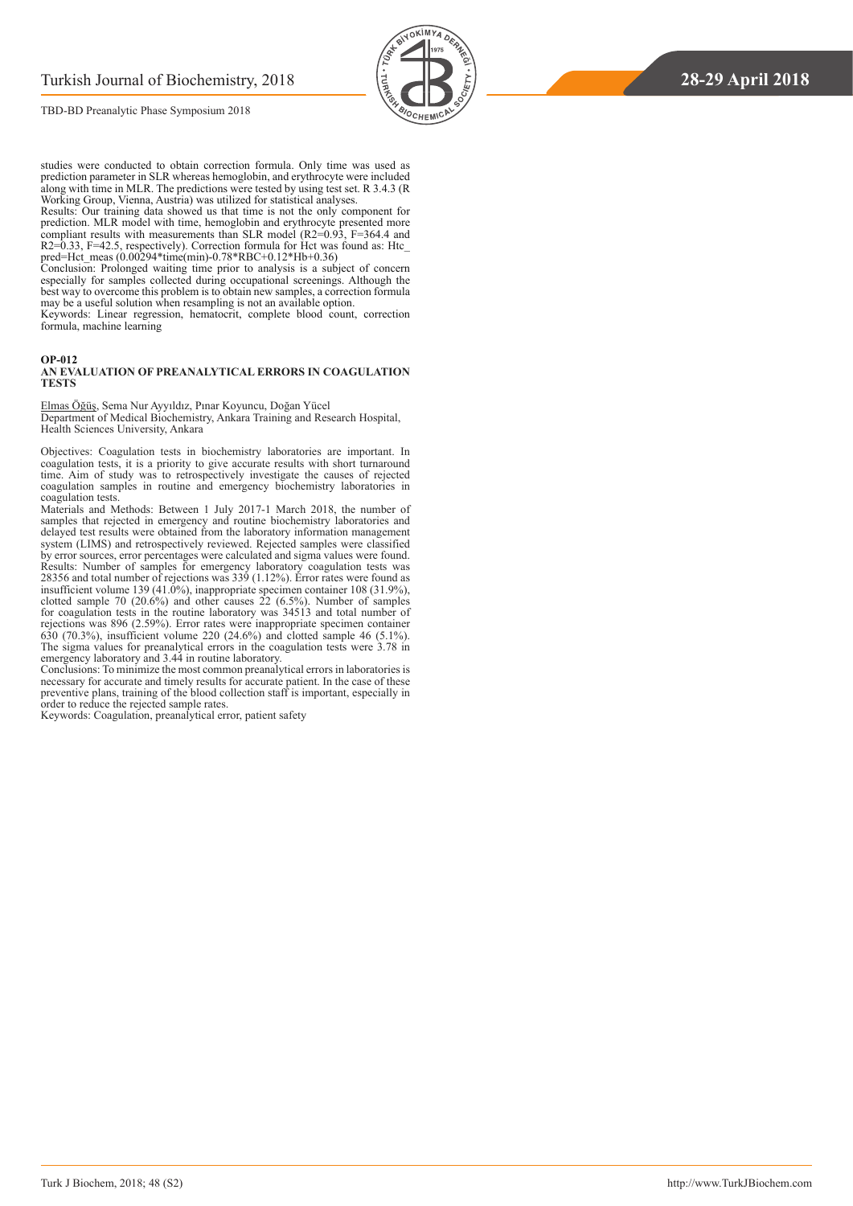studies were conducted to obtain correction formula. Only time was used as prediction parameter in SLR whereas hemoglobin, and erythrocyte were included along with time in MLR. The predictions were tested by using test set. R 3.4.3 (R Working Group, Vienna, Austria) was utilized for statistical analyses.

Results: Our training data showed us that time is not the only component for prediction. MLR model with time, hemoglobin and erythrocyte presented more compliant results with measurements than SLR model ($R2=0.93$, $F=364.4$ and $R2=0.33$, $F=42.5$, respectively). Correction formula for Hct was found as: $Htc\_pred=Hct\_meas$ $(0.00294*time(min)-0.78*RBC+0.12*Hb+0.36)$

Conclusion: Prolonged waiting time prior to analysis is a subject of concern especially for samples collected during occupational screenings. Although the best way to overcome this problem is to obtain new samples, a correction formula may be a useful solution when resampling is not an available option.

Keywords: Linear regression, hematocrit, complete blood count, correction formula, machine learning

**OP-012**

## AN EVALUATION OF PREANALYTICAL ERRORS IN COAGULATION TESTS

Elmas Öğüş, Sema Nur Ayyıldız, Pınar Koyuncu, Doğan Yücel

Department of Medical Biochemistry, Ankara Training and Research Hospital, Health Sciences University, Ankara

Objectives: Coagulation tests in biochemistry laboratories are important. In coagulation tests, it is a priority to give accurate results with short turnaround time. Aim of study was to retrospectively investigate the causes of rejected coagulation samples in routine and emergency biochemistry laboratories in coagulation tests.

Materials and Methods: Between 1 July 2017-1 March 2018, the number of samples that rejected in emergency and routine biochemistry laboratories and delayed test results were obtained from the laboratory information management system (LIMS) and retrospectively reviewed. Rejected samples were classified by error sources, error percentages were calculated and sigma values were found.

Results: Number of samples for emergency laboratory coagulation tests was 28356 and total number of rejections was 339 (1.12%). Error rates were found as insufficient volume 139 (41.0%), inappropriate specimen container 108 (31.9%), clotted sample 70 (20.6%) and other causes 22 (6.5%). Number of samples for coagulation tests in the routine laboratory was 34513 and total number of rejections was 896 (2.59%). Error rates were inappropriate specimen container 630 (70.3%), insufficient volume 220 (24.6%) and clotted sample 46 (5.1%). The sigma values for preanalytical errors in the coagulation tests were 3.78 in emergency laboratory and 3.44 in routine laboratory.

Conclusions: To minimize the most common preanalytical errors in laboratories is necessary for accurate and timely results for accurate patient. In the case of these preventive plans, training of the blood collection staff is important, especially in order to reduce the rejected sample rates.

Keywords: Coagulation, preanalytical error, patient safety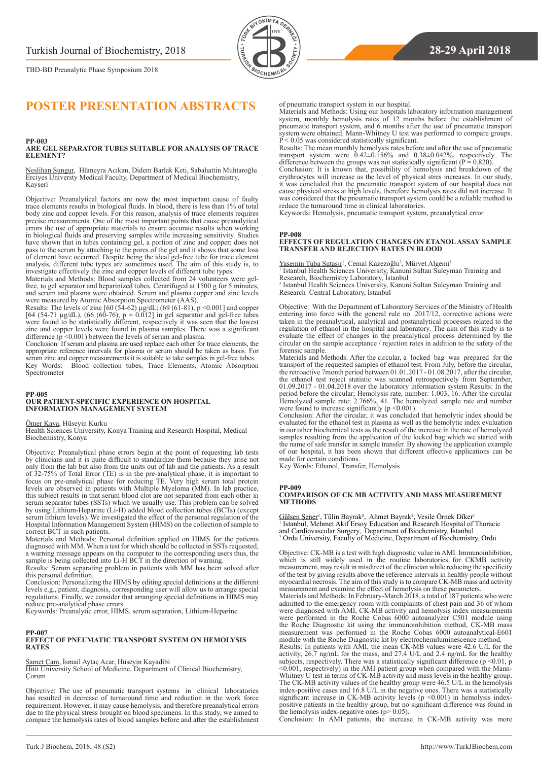# POSTER PRESENTATION ABSTRACTS

### PP-003
### ARE GEL SEPARATOR TUBES SUITABLE FOR ANALYSIS OF TRACE ELEMENT?

Neslihan Sungur, Hümeyra Acıkan, Didem Barlak Keti, Sabahattin Muhtaroğlu
Erciyes Universty Medical Faculty, Department of Medical Biochemistry, Kayseri

Objective: Preanalytical factors are now the most important cause of faulty trace elements results in biological fluids. In blood, there is less than 1% of total body zinc and copper levels. For this reason, analysis of trace elements requires precise measurements. One of the most important points that cause preanalytical errors the use of appropriate materials to ensure accurate results when working in biological fluids and preserving samples while increasing sensitivity. Studies have shown that in tubes containing gel, a portion of zinc and copper; does not pass to the serum by attaching to the pores of the gel and it shows that some loss of element have occurred. Despite being the ideal gel-free tube for trace element analysis, different tube types are sometimes used. The aim of this study is, to investigate effectively the zinc and copper levels of different tube types.
Materials and Methods: Blood samples collected from 24 volunteers were gel-free, to gel separator and heparinized tubes. Centrifuged at 1500 g for 5 minutes, and serum and plasma were obtained. Serum and plasma copper and zinc levels were measured by Atomic Absorption Spectrometer (AAS).
Results: The levels of zinc [60 (54-62) µg/dL; (69 (61-81), $p < 0.001$] and copper [64 (54-71 µg/dL), (66 (60-76), $p = 0.012$] in gel separator and gel-free tubes were found to be statistically different, respectively it was seen that the lowest zinc and copper levels were found in plasma samples. There was a significant difference ($p < 0.001$) between the levels of serum and plasma.
Conclusion: If serum and plasma are used replace each other for trace elements, the appropriate reference intervals for plasma or serum should be taken as basis. For serum zinc and copper measurements it is suitable to take samples in gel-free tubes.
Key Words: Blood collection tubes, Trace Elements, Atomic Absorption Spectrometer

### PP-005
### OUR PATIENT-SPECIFIC EXPERIENCE ON HOSPITAL INFORMATION MANAGEMENT SYSTEM

Ömer Kaya, Hüseyin Kurku
Health Sciences University, Konya Training and Research Hospital, Medical Biochemistry, Konya

Objective: Preanalytical phase errors begin at the point of requesting lab tests by clinicians and it is quite difficult to standardize them because they arise not only from the lab but also from the units out of lab and the patients. As a result of 32-75% of Total Error (TE) is in the pre-analytical phase, it is important to focus on pre-analytical phase for reducing TE. Very high serum total protein levels are observed in patients with Multiple Myeloma (MM). In lab practice, this subject results in that serum blood clot are not separated from each other in serum separator tubes (SSTs) which we usually use. This problem can be solved by using Lithium-Heparine (Li-H) added blood collection tubes (BCTs) (except serum lithium levels). We investigated the effect of the personal regulation of the Hospital Information Management System (HIMS) on the collection of sample to correct BCT in such patients.
Materials and Methods: Personal definition applied on HIMS for the patients diagnosed with MM. When a test for which should be collected in SSTs requested, a warning message appears on the computer to the corresponding users thus, the sample is being collected into Li-H BCT in the direction of warning.
Results: Serum separating problem in patients with MM has been solved after this personal definition.
Conclusion: Personalizing the HIMS by editing special definitions at the different levels e.g., patient, diagnosis, corresponding user will allow us to arrange special regulations. Finally, we consider that arranging special definitions in HIMS may reduce pre-analytical phase errors.
Keywords: Preanalytic error, HIMS, serum separation, Lithium-Heparine

### PP-007
### EFFECT OF PNEUMATIC TRANSPORT SYSTEM ON HEMOLYSIS RATES

Samet Çam, İsmail Aytaç Acar, Hüseyin Kayadibi
Hitit University School of Medicine, Department of Clinical Biochemistry, Çorum

Objective: The use of pneumatic transport systems in clinical laboratories has resulted in decrease of turnaround time and reduction in the work force requirement. However, it may cause hemolysis, and therefore preanalytical errors due to the physical stress brought on blood specimens. In this study, we aimed to compare the hemolysis rates of blood samples before and after the establishment of pneumatic transport system in our hospital.
Materials and Methods: Using our hospitals laboratory information management system, monthly hemolysis rates of 12 months before the establishment of pneumatic transport system, and 6 months after the use of pneumatic transport system were obtained. Mann-Whitney U test was performed to compare groups. $P < 0.05$ was considered statistically significant.
Results: The mean monthly hemolysis rates before and after the use of pneumatic transport system were 0.42±0.156% and 0.38±0.042%, respectively. The difference between the groups was not statistically significant ($P = 0.820$).
Conclusion: It is known that, possibility of hemolysis and breakdown of the erythrocytes will increase as the level of physical stres increases. In our study, it was concluded that the pneumatic transport system of our hospital does not cause physical stress at high levels, therefore hemolysis rates did not increase. It was considered that the pneumatic transport system could be a reliable method to reduce the turnaround time in clinical laboratories.
Keywords: Hemolysis, pneumatic transport system, preanalytical error

### PP-008
### EFFECTS OF REGULATION CHANGES ON ETANOL ASSAY SAMPLE TRANSFER AND REJECTION RATES IN BLOOD

Yasemin Tuba Sutaşır[1], Cemal Kazezoğlu[2], Mürvet Algemi[1]
[1] Istanbul Health Sciences University, Kanuni Sultan Suleyman Training and Research, Biochemistry Laboratory, İstanbul
[2] Istanbul Health Sciences University, Kanuni Sultan Suleyman Training and Research Central Laboratory, İstanbul

Objective: With the Department of Laboratory Services of the Ministry of Health entering into force with the general rule no. 2017/12, corrective actions were taken in the preanalytical, analytical and postanalytical processes related to the regulation of ethanol in the hospital and laboratory. The aim of this study is to evaluate the effect of changes in the preanalytical process determined by the circular on the sample acceptance / rejection rates in addition to the safety of the forensic sample.
Materials and Methods: After the circular, a locked bag was prepared for the transport of the requested samples of ethanol test. From July, before the circular, the retroactive 7month period between 01.01.2017 - 01.08.2017, after the circular, the ethanol test reject statistic was scanned retrospectively from September, 01.09.2017 - 01.04.2018 over the laboratory information system Results: In the period before the circular; Hemolysis rate, number: 1.003, 16. After the circular Hemolyzed sample rate: 2.766%, 41. The hemolyzed sample rate and number were found to increase significantly ($p < 0.001$).
Conclusion: After the circular, it was concluded that hemolytic index should be evaluated for the ethanol test in plasma as well as the hemolytic index evaluation in our other biochemical tests as the result of the increase in the rate of hemolyzed samples resulting from the application of the locked bag which we started with the name of safe transfer in sample transfer. By showing the application example of our hospital, it has been shown that different effective applications can be made for certain conditions.
Key Words: Ethanol, Transfer, Hemolysis

### PP-009
### COMPARISON OF CK MB ACTIVITY AND MASS MEASUREMENT METHODS

Gülsen Şener[1], Tülin Bayrak[2], Ahmet Bayrak[2], Vesile Örnek Diker[1]
[1] Istanbul, Mehmet Akif Ersoy Education and Research Hospital of Thoracic and Cardiovascular Surgery, Department of Biochemistry, Istanbul
[2] Ordu University, Faculty of Medicine, Department of Biochemistry, Ordu

Objective: CK-MB is a test with high diagnostic value in AMI. Immunoinhibition, which is still widely used in the routine laboratories for CKMB activity measurement, may result in misdirect of the clinician while reducing the specificity of the test by giving results above the reference intervals in healthy people without myocardial necrosis. The aim of this study is to compare CK-MB mass and activity measurement and examine the effect of hemolysis on these parameters.
Materials and Methods: In February-March 2018, a total of 187 patients who were admitted to the emergency room with complaints of chest pain and 36 of whom were diagnosed with AMI, CK-MB activity and hemolysis index measurements were performed in the Roche Cobas 6000 autoanalyzer C501 module using the Roche Diagnostic kit using the immunoinhibition method, CK-MB mass measurement was performed in the Roche Cobas 6000 autoanalytical-E601 module with the Roche Diagnostic kit by electrochemiluminescence method.
Results: In patients with AMI, the mean CK-MB values were 42.6 U/L for the activity, 26.7 ng/mL for the mass, and 27.4 U/L and 2.4 ng/mL for the healthy subjects, respectively. There was a statistically significant difference ($p < 0.01$, $p < 0.001$, respectively) in the AMI patient group when compared with the Mann-Whitney U test in terms of CK-MB activity and mass levels in the healthy group. The CK-MB activity values of the healthy group were 46.5 U/L in the hemolysis index-positive cases and 16.8 U/L in the negative ones. There was a statistically significant increase in CK-MB activity levels ($p < 0.001$) in hemolysis index-positive patients in the healthy group, but no significant difference was found in the hemolysis index-negative ones ($p > 0.05$).
Conclusion: In AMI patients, the increase in CK-MB activity was more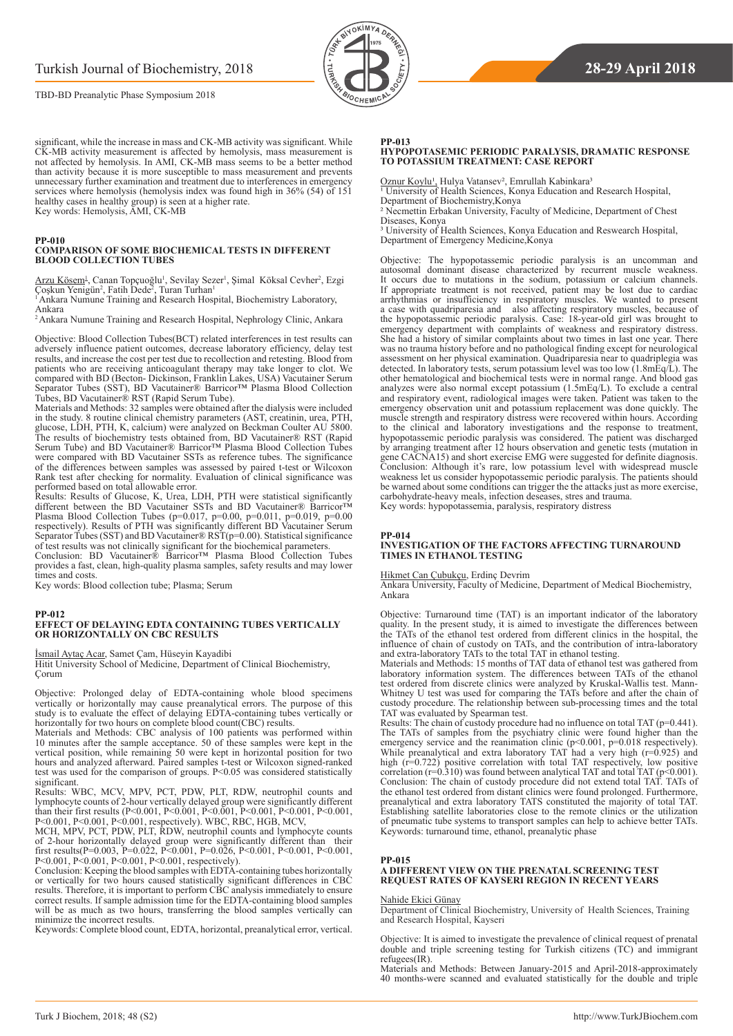significant, while the increase in mass and CK-MB activity was significant. While CK-MB activity measurement is affected by hemolysis, mass measurement is not affected by hemolysis. In AMI, CK-MB mass seems to be a better method than activity because it is more susceptible to mass measurement and prevents unnecessary further examination and treatment due to interferences in emergency services where hemolysis (hemolysis index was found high in 36% (54) of 151 healthy cases in healthy group) is seen at a higher rate.
Key words: Hemolysis, AMI, CK-MB

### PP-010
### COMPARISON OF SOME BIOCHEMICAL TESTS IN DIFFERENT BLOOD COLLECTION TUBES

Arzu Kösem[1], Canan Topçuoğlu[1], Sevilay Sezer[1], Şimal Köksal Cevher[2], Ezgi Çoşkun Yenigün[2], Fatih Dede[2], Turan Turhan[1]
[1] Ankara Numune Training and Research Hospital, Biochemistry Laboratory, Ankara
[2] Ankara Numune Training and Research Hospital, Nephrology Clinic, Ankara

Objective: Blood Collection Tubes(BCT) related interferences in test results can adversely influence patient outcomes, decrease laboratory efficiency, delay test results, and increase the cost per test due to recollection and retesting. Blood from patients who are receiving anticoagulant therapy may take longer to clot. We compared with BD (Becton- Dickinson, Franklin Lakes, USA) Vacutainer Serum Separator Tubes (SST), BD Vacutainer® Barricor™ Plasma Blood Collection Tubes, BD Vacutainer® RST (Rapid Serum Tube).
Materials and Methods: 32 samples were obtained after the dialysis were included in the study. 8 routine clinical chemistry parameters (AST, creatinin, urea, PTH, glucose, LDH, PTH, K, calcium) were analyzed on Beckman Coulter AU 5800. The results of biochemistry tests obtained from, BD Vacutainer® RST (Rapid Serum Tube) and BD Vacutainer® Barricor™ Plasma Blood Collection Tubes were compared with BD Vacutainer SSTs as reference tubes. The significance of the differences between samples was assessed by paired t-test or Wilcoxon Rank test after checking for normality. Evaluation of clinical significance was performed based on total allowable error.
Results: Results of Glucose, K, Urea, LDH, PTH were statistical significantly different between the BD Vacutainer SSTs and BD Vacutainer® Barricor™ Plasma Blood Collection Tubes (p=0.017, p=0.00, p=0.011, p=0.019, p=0.00 respectively). Results of PTH was significantly different BD Vacutainer Serum Separator Tubes (SST) and BD Vacutainer® RST(p=0.00). Statistical significance of test results was not clinically significant for the biochemical parameters.
Conclusion: BD Vacutainer® Barricor™ Plasma Blood Collection Tubes provides a fast, clean, high-quality plasma samples, safety results and may lower times and costs.
Key words: Blood collection tube; Plasma; Serum

### PP-012
### EFFECT OF DELAYING EDTA CONTAINING TUBES VERTICALLY OR HORIZONTALLY ON CBC RESULTS

İsmail Aytaç Acar, Samet Çam, Hüseyin Kayadibi
Hitit University School of Medicine, Department of Clinical Biochemistry, Çorum

Objective: Prolonged delay of EDTA-containing whole blood specimens vertically or horizontally may cause preanalytical errors. The purpose of this study is to evaluate the effect of delaying EDTA-containing tubes vertically or horizontally for two hours on complete blood count(CBC) results.
Materials and Methods: CBC analysis of 100 patients was performed within 10 minutes after the sample acceptance. 50 of these samples were kept in the vertical position, while remaining 50 were kept in horizontal position for two hours and analyzed afterward. Paired samples t-test or Wilcoxon signed-ranked test was used for the comparison of groups. P<0.05 was considered statistically significant.
Results: WBC, MCV, MPV, PCT, PDW, PLT, RDW, neutrophil counts and lymphocyte counts of 2-hour vertically delayed group were significantly different than their first results (P<0.001, P<0.001, P<0.001, P<0.001, P<0.001, P<0.001, P<0.001, P<0.001, P<0.001, respectively). WBC, RBC, HGB, MCV, MCH, MPV, PCT, PDW, PLT, RDW, neutrophil counts and lymphocyte counts of 2-hour horizontally delayed group were significantly different than their first results(P=0.003, P=0.022, P<0.001, P=0.026, P<0.001, P<0.001, P<0.001, P<0.001, P<0.001, P<0.001, P<0.001, P<0.001, respectively).
Conclusion: Keeping the blood samples with EDTA-containing tubes horizontally or vertically for two hours caused statistically significant differences in CBC results. Therefore, it is important to perform CBC analysis immediately to ensure correct results. If sample admission time for the EDTA-containing blood samples will be as much as two hours, transferring the blood samples vertically can minimize the incorrect results.
Keywords: Complete blood count, EDTA, horizontal, preanalytical error, vertical.

### PP-013
### HYPOPOTASEMIC PERIODIC PARALYSIS, DRAMATIC RESPONSE TO POTASSIUM TREATMENT: CASE REPORT

Oznur Koylu[1], Hulya Vatansev[2], Emrullah Kabinkara[3]
[1] University of Health Sciences, Konya Education and Research Hospital, Department of Biochemistry,Konya
[2] Necmettin Erbakan University, Faculty of Medicine, Department of Chest Diseases, Konya
[3] University of Health Sciences, Konya Education and Reswearch Hospital, Department of Emergency Medicine,Konya

Objective: The hypopotassemic periodic paralysis is an uncomman and autosomal dominant disease characterized by recurrent muscle weakness. It occurs due to mutations in the sodium, potassium or calcium channels. If appropriate treatment is not received, patient may be lost due to cardiac arrhythmias or insufficiency in respiratory muscles. We wanted to present a case with quadriparesia and also affecting respiratory muscles, because of the hypopotassemic periodic paralysis. Case: 18-year-old girl was brought to emergency department with complaints of weakness and respiratory distress. She had a history of similar complaints about two times in last one year. There was no trauma history before and no pathological finding except for neurological assessment on her physical examination. Quadriparesia near to quadriplegia was detected. In laboratory tests, serum potassium level was too low (1.8mEq/L). The other hematological and biochemical tests were in normal range. And blood gas analyzes were also normal except potassium (1.5mEq/L). To exclude a central and respiratory event, radiological images were taken. Patient was taken to the emergency observation unit and potassium replacement was done quickly. The muscle strength and respiratory distress were recovered within hours. According to the clinical and laboratory investigations and the response to treatment, hypopotassemic periodic paralysis was considered. The patient was discharged by arranging treatment after 12 hours observation and genetic tests (mutation in gene CACNA15) and short exercise EMG were suggested for definite diagnosis.
Conclusion: Although it's rare, low potassium level with widespread muscle weakness let us consider hypopotassemic periodic paralysis. The patients should be warned about some conditions can trigger the the attacks just as more exercise, carbohydrate-heavy meals, infection deseases, stres and trauma.
Key words: hypopotassemia, paralysis, respiratory distress

### PP-014
### INVESTIGATION OF THE FACTORS AFFECTING TURNAROUND TIMES IN ETHANOL TESTING

Hikmet Can Çubukçu, Erdinç Devrim
Ankara University, Faculty of Medicine, Department of Medical Biochemistry, Ankara

Objective: Turnaround time (TAT) is an important indicator of the laboratory quality. In the present study, it is aimed to investigate the differences between the TATs of the ethanol test ordered from different clinics in the hospital, the influence of chain of custody on TATs, and the contribution of intra-laboratory and extra-laboratory TATs to the total TAT in ethanol testing.
Materials and Methods: 15 months of TAT data of ethanol test was gathered from laboratory information system. The differences between TATs of the ethanol test ordered from discrete clinics were analyzed by Kruskal-Wallis test. Mann-Whitney U test was used for comparing the TATs before and after the chain of custody procedure. The relationship between sub-processing times and the total TAT was evaluated by Spearman test.
Results: The chain of custody procedure had no influence on total TAT (p=0.441). The TATs of samples from the psychiatry clinic were found higher than the emergency service and the reanimation clinic (p<0.001, p=0.018 respectively). While preanalytical and extra laboratory TAT had a very high (r=0.925) and high (r=0.722) positive correlation with total TAT respectively, low positive correlation (r=0.310) was found between analytical TAT and total TAT (p<0.001).
Conclusion: The chain of custody procedure did not extend total TAT. TATs of the ethanol test ordered from distant clinics were found prolonged. Furthermore, preanalytical and extra laboratory TATS constituted the majority of total TAT. Establishing satellite laboratories close to the remote clinics or the utilization of pneumatic tube systems to transport samples can help to achieve better TATs.
Keywords: turnaround time, ethanol, preanalytic phase

### PP-015
### A DIFFERENT VIEW ON THE PRENATAL SCREENING TEST REQUEST RATES OF KAYSERI REGION IN RECENT YEARS

Nahide Ekici Günay
Department of Clinical Biochemistry, University of Health Sciences, Training and Research Hospital, Kayseri

Objective: It is aimed to investigate the prevalence of clinical request of prenatal double and triple screening testing for Turkish citizens (TC) and immigrant refugees(IR).
Materials and Methods: Between January-2015 and April-2018-approximately 40 months-were scanned and evaluated statistically for the double and triple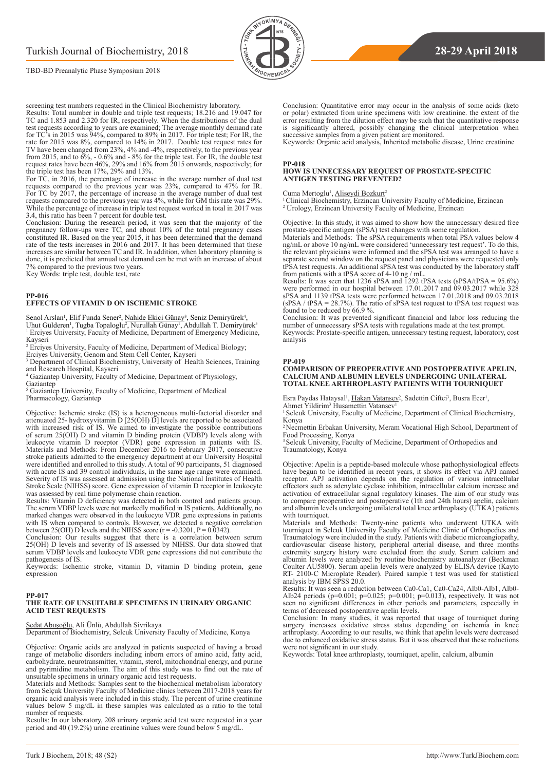screening test numbers requested in the Clinical Biochemistry laboratory.

Results: Total number in double and triple test requests; 18.216 and 19.047 for TC and 1.853 and 2.320 for IR, respectively. When the distributions of the dual test requests according to years are examined; The average monthly demand rate for TC's in 2015 was 94%, compared to 89% in 2017. For triple test; For IR, the rate for 2015 was 8%, compared to 14% in 2017. Double test request rates for TV have been changed from 23%, 4% and -4%, respectively, to the previous year from 2015, and to 6%, - 0.6% and - 8% for the triple test. For IR, the double test request rates have been 46%, 29% and 16% from 2015 onwards, respectively; for the triple test has been 17%, 29% and 13%.

For TC, in 2016, the percentage of increase in the average number of dual test requests compared to the previous year was 23%, compared to 47% for IR. For TC by 2017, the percentage of increase in the average number of dual test requests compared to the previous year was 4%, while for GM this rate was 29%. While the percentage of increase in triple test request worked in total in 2017 was 3.4, this ratio has been 7 percent for double test.

Conclusion: During the research period, it was seen that the majority of the pregnancy follow-ups were TC, and about 10% of the total pregnancy cases constituted IR. Based on the year 2015, it has been determined that the demand rate of the tests increases in 2016 and 2017. It has been determined that these increases are similar between TC and IR. In addition, when laboratory planning is done, it is predicted that annual test demand can be met with an increase of about 7% compared to the previous two years.

Key Words: triple test, double test, rate

## PP-016
### EFFECTS OF VITAMIN D ON ISCHEMIC STROKE

Senol Arslan[1], Elif Funda Sener[2], Nahide Ekici Günay[3], Seniz Demiryürek[4], Uhut Gülderen[1], Tugba Topaloglu[2], Nurullah Günay[1], Abdullah T. Demiryürek[5]

[1] Erciyes University, Faculty of Medicine, Department of Emergency Medicine, Kayseri

[2] Erciyes University, Faculty of Medicine, Department of Medical Biology; Erciyes University, Genom and Stem Cell Center, Kayseri

[3] Department of Clinical Biochemistry, University of Health Sciences, Training and Research Hospital, Kayseri

[4] Gaziantep University, Faculty of Medicine, Department of Physiology, Gaziantep

[5] Gaziantep University, Faculty of Medicine, Department of Medical Pharmacology, Gaziantep

Objective: Ischemic stroke (IS) is a heterogeneous multi-factorial disorder and attenuated 25- hydroxyvitamin D [25(OH) D] levels are reported to be associated with increased risk of IS. We aimed to investigate the possible contributions of serum 25(OH) D and vitamin D binding protein (VDBP) levels along with leukocyte vitamin D receptor (VDR) gene expression in patients with IS.

Materials and Methods: From December 2016 to February 2017, consecutive stroke patients admitted to the emergency department at our University Hospital were identified and enrolled to this study. A total of 90 participants, 51 diagnosed with acute IS and 39 control individuals, in the same age range were examined. Severity of IS was assessed at admission using the National Institutes of Health Stroke Scale (NIHSS) score. Gene expression of vitamin D receptor in leukocyte was assessed by real time polymerase chain reaction.

Results: Vitamin D deficiency was detected in both control and patients group. The serum VDBP levels were not markedly modified in IS patients. Additionally, no marked changes were observed in the leukocyte VDR gene expressions in patients with IS when compared to controls. However, we detected a negative correlation between 25(OH) D levels and the NIHSS score ($r = -0.3201$, $P = 0.0342$).

Conclusion: Our results suggest that there is a correlation between serum 25(OH) D levels and severity of IS assessed by NIHSS. Our data showed that serum VDBP levels and leukocyte VDR gene expressions did not contribute the pathogenesis of IS.

Keywords: Ischemic stroke, vitamin D, vitamin D binding protein, gene expression

## PP-017
### THE RATE OF UNSUITABLE SPECIMENS IN URINARY ORGANIC ACID TEST REQUESTS

Sedat Abuşoğlu, Ali Ünlü, Abdullah Sivrikaya

Department of Biochemistry, Selcuk University Faculty of Medicine, Konya

Objective: Organic acids are analyzed in patients suspected of having a broad range of metabolic disorders including inborn errors of amino acid, fatty acid, carbohydrate, neurotransmitter, vitamin, sterol, mitochondrial energy, and purine and pyrimidine metabolism. The aim of this study was to find out the rate of unsuitable specimens in urinary organic acid test requests.

Materials and Methods: Samples sent to the biochemical metabolism laboratory from Selçuk University Faculty of Medicine clinics between 2017-2018 years for organic acid analysis were included in this study. The percent of urine creatinine values below 5 mg/dL in these samples was calculated as a ratio to the total number of requests.

Results: In our laboratory, 208 urinary organic acid test were requested in a year period and 40 (19.2%) urine creatinine values were found below 5 mg/dL.

Conclusion: Quantitative error may occur in the analysis of some acids (keto or polar) extracted from urine specimens with low creatinine. the extent of the error resulting from the dilution effect may be such that the quantitative response is significantly altered, possibly changing the clinical interpretation when successive samples from a given patient are monitored.

Keywords: Organic acid analysis, Inherited metabolic disease, Urine creatinine

## PP-018
### HOW IS UNNECESSARY REQUEST OF PROSTATE-SPECIFIC ANTIGEN TESTING PREVENTED?

Cuma Mertoglu[1], Aliseydi Bozkurt[2]

[1] Clinical Biochemistry, Erzincan University Faculty of Medicine, Erzincan

[2] Urology, Erzincan University Faculty of Medicine, Erzincan

Objective: In this study, it was aimed to show how the unnecessary desired free prostate-specific antigen (sPSA) test changes with some regulation.

Materials and Methods: The sPSA requirements when total PSA values below 4 ng/mL or above 10 ng/mL were considered 'unnecessary test request'. To do this, the relevant physicians were informed and the sPSA test was arranged to have a separate second window on the request panel and physicians were requested only tPSA test requests. An additional sPSA test was conducted by the laboratory staff from patients with a tPSA score of 4-10 ng / mL.

Results: It was seen that 1236 sPSA and 1292 tPSA tests (sPSA/tPSA = 95.6%) were performed in our hospital between 17.01.2017 and 09.03.2017 while 328 sPSA and 1139 tPSA tests were performed between 17.01.2018 and 09.03.2018 (sPSA / tPSA = 28.7%). The ratio of sPSA test request to tPSA test request was found to be reduced by 66.9 %.

Conclusion: It was prevented significant financial and labor loss reducing the number of unnecessary sPSA tests with regulations made at the test prompt.

Keywords: Prostate-specific antigen, unnecessary testing request, laboratory, cost analysis

## PP-019
### COMPARISON OF PREOPERATIVE AND POSTOPERATIVE APELIN, CALCIUM AND ALBUMIN LEVELS UNDERGOING UNILATERAL TOTAL KNEE ARTHROPLASTY PATIENTS WITH TOURNIQUET

Esra Paydas Hataysal[1], Hakan Vatansev[2], Sadettin Ciftci[3], Busra Ecer[1], Ahmet Yildirim[3] Husamettin Vatansev[1]

[1] Selcuk University, Faculty of Medicine, Department of Clinical Biochemistry, Konya

[2] Necmettin Erbakan University, Meram Vocational High School, Department of Food Processing, Konya

[3] Selcuk University, Faculty of Medicine, Department of Orthopedics and Traumatology, Konya

Objective: Apelin is a peptide-based molecule whose pathophysiological effects have begun to be identified in recent years, it shows its effect via APJ named receptor. APJ activation depends on the regulation of various intracellular effectors such as adenylate cyclase inhibition, intracellular calcium increase and activation of extracellular signal regulatory kinases. The aim of our study was to compare preoperative and postoperative (1th and 24th hours) apelin, calcium and albumin levels undergoing unilateral total knee arthroplasty (UTKA) patients with tourniquet.

Materials and Methods: Twenty-nine patients who underwent UTKA with tourniquet in Selcuk University Faculty of Medicine Clinic of Orthopedics and Traumatology were included in the study. Patients with diabetic microangiopathy, cardiovascular disease history, peripheral arterial disease, and three months extremity surgery history were excluded from the study. Serum calcium and albumin levels were analyzed by routine biochemistry autoanalyzer (Beckman Coulter AU5800). Serum apelin levels were analyzed by ELISA device (Kayto RT- 2100-C Microplate Reader). Paired sample t test was used for statistical analysis by IBM SPSS 20.0.

Results: It was seen a reduction between Ca0-Ca1, Ca0-Ca24, Alb0-Alb1, Alb0-Alb24 periods ($p=0.001$; $p=0.025$; $p=0.001$; $p=0.013$), respectively. It was not seen no significant differences in other periods and parameters, especially in terms of decreased postoperative apelin levels.

Conclusion: In many studies, it was reported that usage of tourniquet during surgery increases oxidative stress status depending on ischemia in knee arthroplasty. According to our results, we think that apelin levels were decreased due to enhanced oxidative stress status. But it was observed that these reductions were not significant in our study.

Keywords: Total knee arthroplasty, tourniquet, apelin, calcium, albumin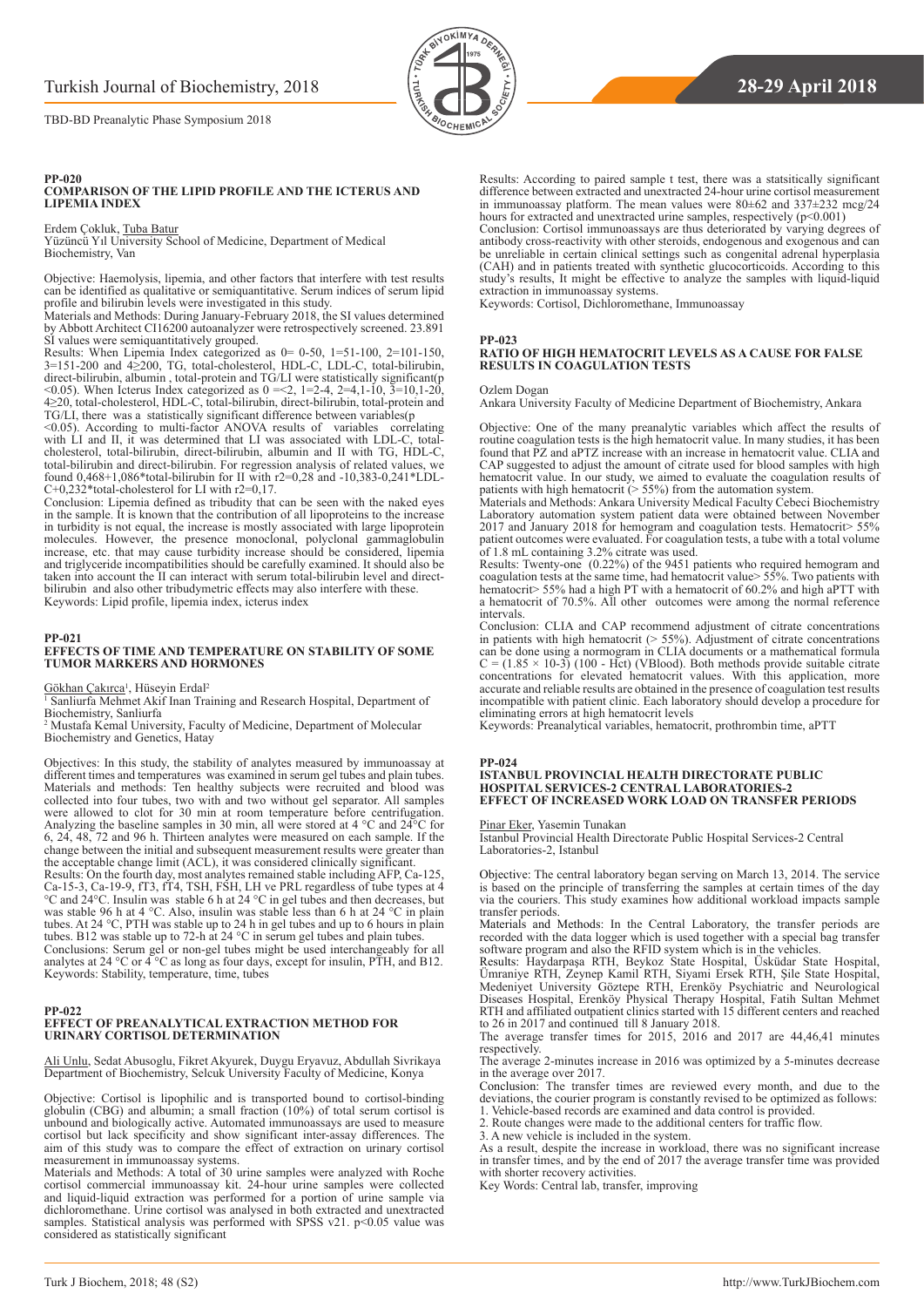## PP-020

### COMPARISON OF THE LIPID PROFILE AND THE ICTERUS AND LIPEMIA INDEX

Erdem Çokluk, Tuba Batur

Yüzüncü Yıl University School of Medicine, Department of Medical Biochemistry, Van

Objective: Haemolysis, lipemia, and other factors that interfere with test results can be identified as qualitative or semiquantitative. Serum indices of serum lipid profile and bilirubin levels were investigated in this study.

Materials and Methods: During January-February 2018, the SI values determined by Abbott Architect CI16200 autoanalyzer were retrospectively screened. 23.891 SI values were semiquantitatively grouped.

Results: When Lipemia Index categorized as 0= 0-50, 1=51-100, 2=101-150, 3=151-200 and 4≥200, TG, total-cholesterol, HDL-C, LDL-C, total-bilirubin, direct-bilirubin, albumin , total-protein and TG/LI were statistically significant(p <0.05). When Icterus Index categorized as 0 =<2, 1=2-4, 2=4,1-10, 3=10,1-20, 4≥20, total-cholesterol, HDL-C, total-bilirubin, direct-bilirubin, total-protein and TG/LI, there was a statistically significant difference between variables(p <0.05). According to multi-factor ANOVA results of variables correlating with LI and II, it was determined that LI was associated with LDL-C, total-cholesterol, total-bilirubin, direct-bilirubin, albumin and II with TG, HDL-C, total-bilirubin and direct-bilirubin. For regression analysis of related values, we found 0,468+1,086*total-bilirubin for II with r2=0,28 and -10,383-0,241*LDL-C+0,232*total-cholesterol for LI with r2=0,17.

Conclusion: Lipemia defined as tribudity that can be seen with the naked eyes in the sample. It is known that the contribution of all lipoproteins to the increase in turbidity is not equal, the increase is mostly associated with large lipoprotein molecules. However, the presence monoclonal, polyclonal gammaglobulin increase, etc. that may cause turbidity increase should be considered, lipemia and triglyceride incompatibilities should be carefully examined. It should also be taken into account the II can interact with serum total-bilirubin level and direct-bilirubin and also other tribudymetric effects may also interfere with these.

Keywords: Lipid profile, lipemia index, icterus index

## PP-021

### EFFECTS OF TIME AND TEMPERATURE ON STABILITY OF SOME TUMOR MARKERS AND HORMONES

Gökhan Çakırca[1], Hüseyin Erdal[2]

[1] Sanliurfa Mehmet Akif Inan Training and Research Hospital, Department of Biochemistry, Sanliurfa

[2] Mustafa Kemal University, Faculty of Medicine, Department of Molecular Biochemistry and Genetics, Hatay

Objectives: In this study, the stability of analytes measured by immunoassay at different times and temperatures was examined in serum gel tubes and plain tubes.

Materials and Methods: Ten healthy subjects were recruited and blood was collected into four tubes, two with and two without gel separator. All samples were allowed to clot for 30 min at room temperature before centrifugation. Analyzing the baseline samples in 30 min, all were stored at 4 °C and 24°C for 6, 24, 48, 72 and 96 h. Thirteen analytes were measured on each sample. If the change between the initial and subsequent measurement results were greater than the acceptable change limit (ACL), it was considered clinically significant.

Results: On the fourth day, most analytes remained stable including AFP, Ca-125, Ca-15-3, Ca-19-9, fT3, fT4, TSH, FSH, LH ve PRL regardless of tube types at 4 °C and 24°C. Insulin was stable 6 h at 24 °C in gel tubes and then decreases, but was stable 96 h at 4 °C. Also, insulin was stable less than 6 h at 24 °C in plain tubes. At 24 °C, PTH was stable up to 24 h in gel tubes and up to 6 hours in plain tubes. B12 was stable up to 72-h at 24 °C in serum gel tubes and plain tubes.

Conclusions: Serum gel or non-gel tubes might be used interchangeably for all analytes at 24 °C or 4 °C as long as four days, except for insulin, PTH, and B12.

Keywords: Stability, temperature, time, tubes

## PP-022

### EFFECT OF PREANALYTICAL EXTRACTION METHOD FOR URINARY CORTISOL DETERMINATION

Ali Unlu, Sedat Abusoglu, Fikret Akyurek, Duygu Eryavuz, Abdullah Sivrikaya

Department of Biochemistry, Selcuk University Faculty of Medicine, Konya

Objective: Cortisol is lipophilic and is transported bound to cortisol-binding globulin (CBG) and albumin; a small fraction (10%) of total serum cortisol is unbound and biologically active. Automated immunoassays are used to measure cortisol but lack specificity and show significant inter-assay differences. The aim of this study was to compare the effect of extraction on urinary cortisol measurement in immunoassay systems.

Materials and Methods: A total of 30 urine samples were analyzed with Roche cortisol commercial immunoassay kit. 24-hour urine samples were collected and liquid-liquid extraction was performed for a portion of urine sample via dichloromethane. Urine cortisol was analysed in both extracted and unextracted samples. Statistical analysis was performed with SPSS v21. p<0.05 value was considered as statistically significant

Results: According to paired sample t test, there was a statsitically significant difference between extracted and unextracted 24-hour urine cortisol measurement in immunoassay platform. The mean values were 80±62 and 337±232 mcg/24 hours for extracted and unextracted urine samples, respectively (p<0.001)

Conclusion: Cortisol immunoassays are thus deteriorated by varying degrees of antibody cross-reactivity with other steroids, endogenous and exogenous and can be unreliable in certain clinical settings such as congenital adrenal hyperplasia (CAH) and in patients treated with synthetic glucocorticoids. According to this study's results, It might be effective to analyze the samples with liquid-liquid extraction in immunoassay systems.

Keywords: Cortisol, Dichloromethane, Immunoassay

## PP-023

### RATIO OF HIGH HEMATOCRIT LEVELS AS A CAUSE FOR FALSE RESULTS IN COAGULATION TESTS

Ozlem Dogan

Ankara University Faculty of Medicine Department of Biochemistry, Ankara

Objective: One of the many preanalytic variables which affect the results of routine coagulation tests is the high hematocrit value. In many studies, it has been found that PZ and aPTZ increase with an increase in hematocrit value. CLIA and CAP suggested to adjust the amount of citrate used for blood samples with high hematocrit value. In our study, we aimed to evaluate the coagulation results of patients with high hematocrit (> 55%) from the automation system.

Materials and Methods: Ankara University Medical Faculty Cebeci Biochemistry Laboratory automation system patient data were obtained between November 2017 and January 2018 for hemogram and coagulation tests. Hematocrit> 55% patient outcomes were evaluated. For coagulation tests, a tube with a total volume of 1.8 mL containing 3.2% citrate was used.

Results: Twenty-one (0.22%) of the 9451 patients who required hemogram and coagulation tests at the same time, had hematocrit value> 55%. Two patients with hematocrit> 55% had a high PT with a hematocrit of 60.2% and high aPTT with a hematocrit of 70.5%. All other outcomes were among the normal reference intervals.

Conclusion: CLIA and CAP recommend adjustment of citrate concentrations in patients with high hematocrit (> 55%). Adjustment of citrate concentrations can be done using a normogram in CLIA documents or a mathematical formula $C = (1.85 \times 10\text{-}3)$ (100 - Hct) (VBlood). Both methods provide suitable citrate concentrations for elevated hematocrit values. With this application, more accurate and reliable results are obtained in the presence of coagulation test results incompatible with patient clinic. Each laboratory should develop a procedure for eliminating errors at high hematocrit levels

Keywords: Preanalytical variables, hematocrit, prothrombin time, aPTT

## PP-024

### ISTANBUL PROVINCIAL HEALTH DIRECTORATE PUBLIC HOSPITAL SERVICES-2 CENTRAL LABORATORIES-2 EFFECT OF INCREASED WORK LOAD ON TRANSFER PERIODS

Pinar Eker, Yasemin Tunakan

Istanbul Provincial Health Directorate Public Hospital Services-2 Central Laboratories-2, Istanbul

Objective: The central laboratory began serving on March 13, 2014. The service is based on the principle of transferring the samples at certain times of the day via the couriers. This study examines how additional workload impacts sample transfer periods.

Materials and Methods: In the Central Laboratory, the transfer periods are recorded with the data logger which is used together with a special bag transfer software program and also the RFID system which is in the vehicles.

Results: Haydarpaşa RTH, Beykoz State Hospital, Üsküdar State Hospital, Ümraniye RTH, Zeynep Kamil RTH, Siyami Ersek RTH, Şile State Hospital, Medeniyet University Göztepe RTH, Erenköy Psychiatric and Neurological Diseases Hospital, Erenköy Physical Therapy Hospital, Fatih Sultan Mehmet RTH and affiliated outpatient clinics started with 15 different centers and reached to 26 in 2017 and continued till 8 January 2018.

The average transfer times for 2015, 2016 and 2017 are 44,46,41 minutes respectively.

The average 2-minutes increase in 2016 was optimized by a 5-minutes decrease in the average over 2017.

Conclusion: The transfer times are reviewed every month, and due to the deviations, the courier program is constantly revised to be optimized as follows:

1. Vehicle-based records are examined and data control is provided.
2. Route changes were made to the additional centers for traffic flow.
3. A new vehicle is included in the system.

As a result, despite the increase in workload, there was no significant increase in transfer times, and by the end of 2017 the average transfer time was provided with shorter recovery activities.

Key Words: Central lab, transfer, improving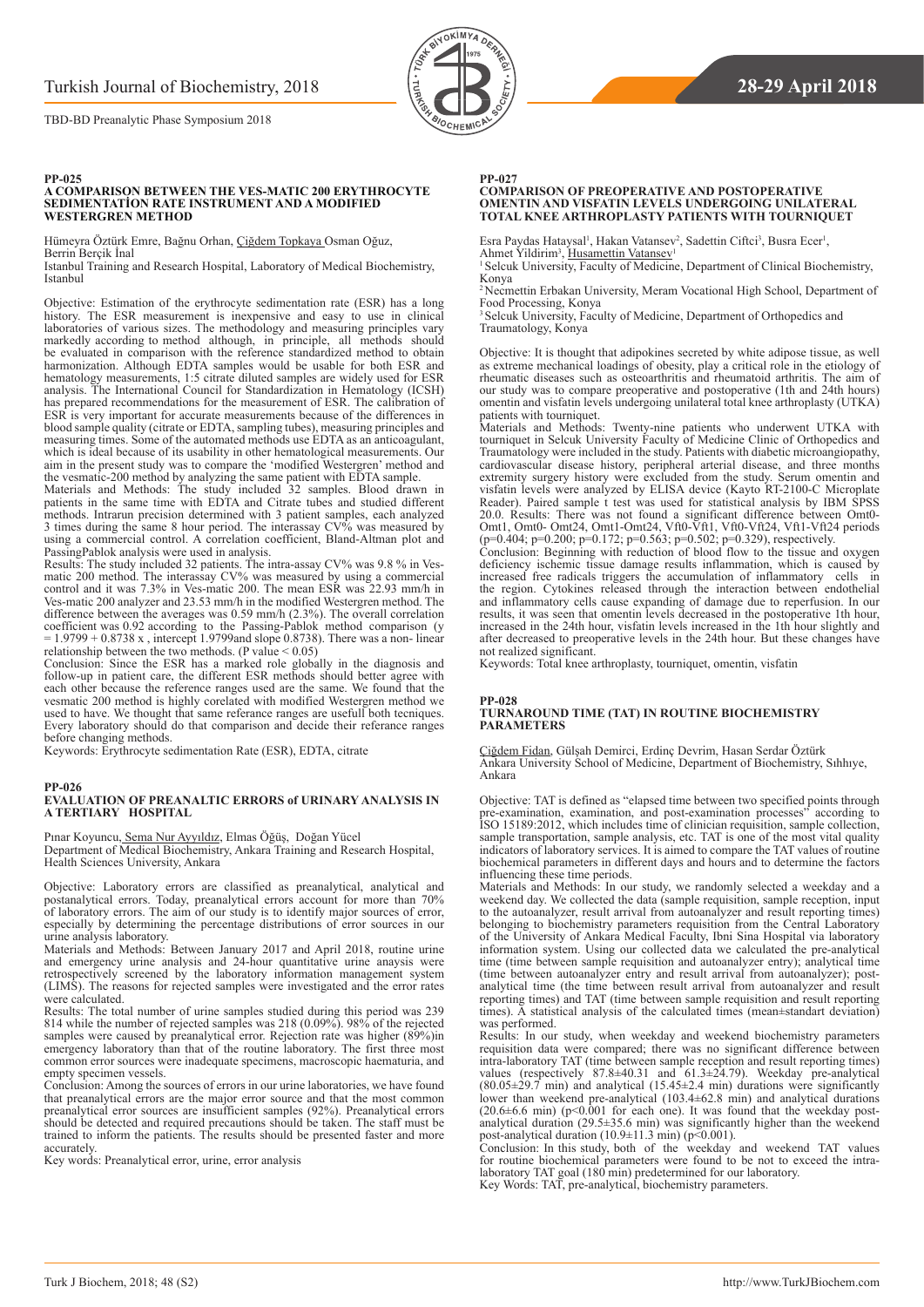## PP-025

### A COMPARISON BETWEEN THE VES-MATIC 200 ERYTHROCYTE SEDIMENTATİON RATE INSTRUMENT AND A MODIFIED WESTERGREN METHOD

Hümeyra Öztürk Emre, Bağnu Orhan, Çiğdem Topkaya Osman Oğuz, Berrin Berçik İnal

Istanbul Training and Research Hospital, Laboratory of Medical Biochemistry, Istanbul

Objective: Estimation of the erythrocyte sedimentation rate (ESR) has a long history. The ESR measurement is inexpensive and easy to use in clinical laboratories of various sizes. The methodology and measuring principles vary markedly according to method although, in principle, all methods should be evaluated in comparison with the reference standardized method to obtain harmonization. Although EDTA samples would be usable for both ESR and hematology measurements, 1:5 citrate diluted samples are widely used for ESR analysis. The International Council for Standardization in Hematology (ICSH) has prepared recommendations for the measurement of ESR. The calibration of ESR is very important for accurate measurements because of the differences in blood sample quality (citrate or EDTA, sampling tubes), measuring principles and measuring times. Some of the automated methods use EDTA as an anticoagulant, which is ideal because of its usability in other hematological measurements. Our aim in the present study was to compare the 'modified Westergren' method and the vesmatic-200 method by analyzing the same patient with EDTA sample.

Materials and Methods: The study included 32 samples. Blood drawn in patients in the same time with EDTA and Citrate tubes and studied different methods. Intrarun precision determined with 3 patient samples, each analyzed 3 times during the same 8 hour period. The interassay CV% was measured by using a commercial control. A correlation coefficient, Bland-Altman plot and PassingPablok analysis were used in analysis.

Results: The study included 32 patients. The intra-assay CV% was 9.8 % in Ves-matic 200 method. The interassay CV% was measured by using a commercial control and it was 7.3% in Ves-matic 200. The mean ESR was 22.93 mm/h in Ves-matic 200 analyzer and 23.53 mm/h in the modified Westergren method. The difference between the averages was 0.59 mm/h (2.3%). The overall correlation coefficient was 0.92 according to the Passing-Pablok method comparison (y = 1.9799 + 0.8738 x , intercept 1.9799and slope 0.8738). There was a non- linear relationship between the two methods. (P value < 0.05)

Conclusion: Since the ESR has a marked role globally in the diagnosis and follow-up in patient care, the different ESR methods should better agree with each other because the reference ranges used are the same. We found that the vesmatic 200 method is highly corelated with modified Westergren method we used to have. We thought that same referance ranges are usefull both tecniques. Every laboratory should do that comparison and decide their referance ranges before changing methods.

Keywords: Erythrocyte sedimentation Rate (ESR), EDTA, citrate

## PP-026

### EVALUATION OF PREANALTIC ERRORS of URINARY ANALYSIS IN A TERTIARY HOSPITAL

Pınar Koyuncu, Sema Nur Ayyıldız, Elmas Öğüş, Doğan Yücel

Department of Medical Biochemistry, Ankara Training and Research Hospital, Health Sciences University, Ankara

Objective: Laboratory errors are classified as preanalytical, analytical and postanalytical errors. Today, preanalytical errors account for more than 70% of laboratory errors. The aim of our study is to identify major sources of error, especially by determining the percentage distributions of error sources in our urine analysis laboratory.

Materials and Methods: Between January 2017 and April 2018, routine urine and emergency urine analysis and 24-hour quantitative urine anaysis were retrospectively screened by the laboratory information management system (LIMS). The reasons for rejected samples were investigated and the error rates were calculated.

Results: The total number of urine samples studied during this period was 239 814 while the number of rejected samples was 218 (0.09%). 98% of the rejected samples were caused by preanalytical error. Rejection rate was higher (89%)in emergency laboratory than that of the routine laboratory. The first three most common error sources were inadequate specimens, macroscopic haematuria, and empty specimen vessels.

Conclusion: Among the sources of errors in our urine laboratories, we have found that preanalytical errors are the major error source and that the most common preanalytical error sources are insufficient samples (92%). Preanalytical errors should be detected and required precautions should be taken. The staff must be trained to inform the patients. The results should be presented faster and more accurately.

Key words: Preanalytical error, urine, error analysis

## PP-027

### COMPARISON OF PREOPERATIVE AND POSTOPERATIVE OMENTIN AND VISFATIN LEVELS UNDERGOING UNILATERAL TOTAL KNEE ARTHROPLASTY PATIENTS WITH TOURNIQUET

Esra Paydas Hataysal[1], Hakan Vatansev[2], Sadettin Ciftci[3], Busra Ecer[1], Ahmet Yildirim[3], Husamettin Vatansev[1]

[1] Selcuk University, Faculty of Medicine, Department of Clinical Biochemistry, Konya

[2] Necmettin Erbakan University, Meram Vocational High School, Department of Food Processing, Konya

[3] Selcuk University, Faculty of Medicine, Department of Orthopedics and Traumatology, Konya

Objective: It is thought that adipokines secreted by white adipose tissue, as well as extreme mechanical loadings of obesity, play a critical role in the etiology of rheumatic diseases such as osteoarthritis and rheumatoid arthritis. The aim of our study was to compare preoperative and postoperative (1th and 24th hours) omentin and visfatin levels undergoing unilateral total knee arthroplasty (UTKA) patients with tourniquet.

Materials and Methods: Twenty-nine patients who underwent UTKA with tourniquet in Selcuk University Faculty of Medicine Clinic of Orthopedics and Traumatology were included in the study. Patients with diabetic microangiopathy, cardiovascular disease history, peripheral arterial disease, and three months extremity surgery history were excluded from the study. Serum omentin and visfatin levels were analyzed by ELISA device (Kayto RT-2100-C Microplate Reader). Paired sample t test was used for statistical analysis by IBM SPSS 20.0. Results: There was not found a significant difference between Omt0-Omt1, Omt0- Omt24, Omt1-Omt24, Vft0-Vft1, Vft0-Vft24, Vft1-Vft24 periods (p=0.404; p=0.200; p=0.172; p=0.563; p=0.502; p=0.329), respectively.

Conclusion: Beginning with reduction of blood flow to the tissue and oxygen deficiency ischemic tissue damage results inflammation, which is caused by increased free radicals triggers the accumulation of inflammatory cells in the region. Cytokines released through the interaction between endothelial and inflammatory cells cause expanding of damage due to reperfusion. In our results, it was seen that omentin levels decreased in the postoperative 1th hour, increased in the 24th hour, visfatin levels increased in the 1th hour slightly and after decreased to preoperative levels in the 24th hour. But these changes have not realized significant.

Keywords: Total knee arthroplasty, tourniquet, omentin, visfatin

## PP-028

### TURNAROUND TIME (TAT) IN ROUTINE BIOCHEMISTRY PARAMETERS

Çiğdem Fidan, Gülşah Demirci, Erdinç Devrim, Hasan Serdar Öztürk

Ankara University School of Medicine, Department of Biochemistry, Sıhhıye, Ankara

Objective: TAT is defined as "elapsed time between two specified points through pre-examination, examination, and post-examination processes" according to ISO 15189:2012, which includes time of clinician requisition, sample collection, sample transportation, sample analysis, etc. TAT is one of the most vital quality indicators of laboratory services. It is aimed to compare the TAT values of routine biochemical parameters in different days and hours and to determine the factors influencing these time periods.

Materials and Methods: In our study, we randomly selected a weekday and a weekend day. We collected the data (sample requisition, sample reception, input to the autoanalyzer, result arrival from autoanalyzer and result reporting times) belonging to biochemistry parameters requisition from the Central Laboratory of the University of Ankara Medical Faculty, Ibni Sina Hospital via laboratory information system. Using our collected data we calculated the pre-analytical time (time between sample requisition and autoanalyzer entry); analytical time (time between autoanalyzer entry and result arrival from autoanalyzer); post-analytical time (the time between result arrival from autoanalyzer and result reporting times) and TAT (time between sample requisition and result reporting times). A statistical analysis of the calculated times (mean±standart deviation) was performed.

Results: In our study, when weekday and weekend biochemistry parameters requisition data were compared; there was no significant difference between intra-laboratory TAT (time between sample reception and result reporting times) values (respectively 87.8±40.31 and 61.3±24.79). Weekday pre-analytical (80.05±29.7 min) and analytical (15.45±2.4 min) durations were significantly lower than weekend pre-analytical (103.4±62.8 min) and analytical durations (20.6±6.6 min) (p<0.001 for each one). It was found that the weekday post-analytical duration (29.5±35.6 min) was significantly higher than the weekend post-analytical duration (10.9±11.3 min) (p<0.001).

Conclusion: In this study, both of the weekday and weekend TAT values for routine biochemical parameters were found to be not to exceed the intra-laboratory TAT goal (180 min) predetermined for our laboratory.

Key Words: TAT, pre-analytical, biochemistry parameters.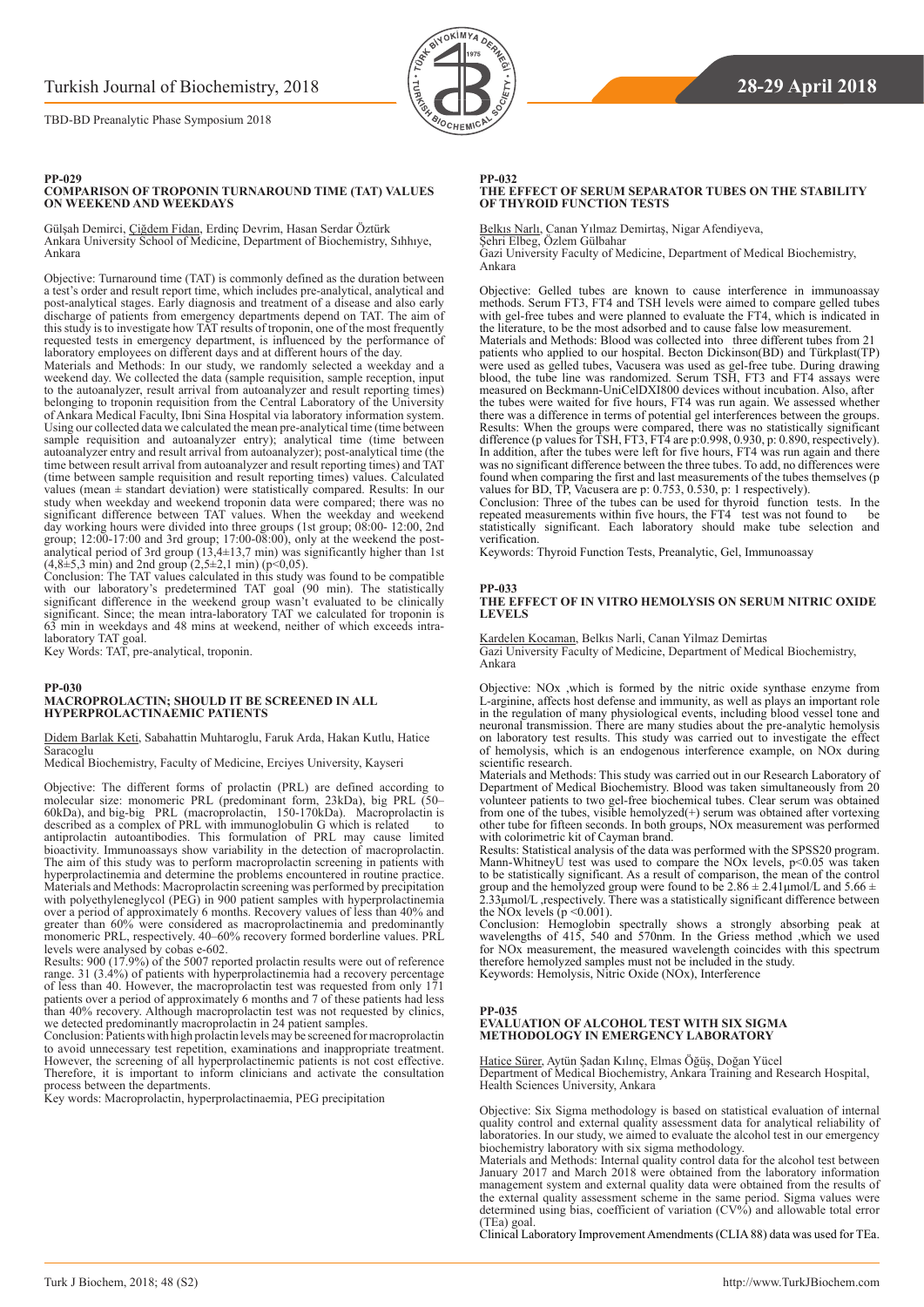## PP-029
### COMPARISON OF TROPONIN TURNAROUND TIME (TAT) VALUES ON WEEKEND AND WEEKDAYS

Gülşah Demirci, Çiğdem Fidan, Erdinç Devrim, Hasan Serdar Öztürk
Ankara University School of Medicine, Department of Biochemistry, Sıhhıye, Ankara

Objective: Turnaround time (TAT) is commonly defined as the duration between a test's order and result report time, which includes pre-analytical, analytical and post-analytical stages. Early diagnosis and treatment of a disease and also early discharge of patients from emergency departments depend on TAT. The aim of this study is to investigate how TAT results of troponin, one of the most frequently requested tests in emergency department, is influenced by the performance of laboratory employees on different days and at different hours of the day.
Materials and Methods: In our study, we randomly selected a weekday and a weekend day. We collected the data (sample requisition, sample reception, input to the autoanalyzer, result arrival from autoanalyzer and result reporting times) belonging to troponin requisition from the Central Laboratory of the University of Ankara Medical Faculty, Ibni Sina Hospital via laboratory information system. Using our collected data we calculated the mean pre-analytical time (time between sample requisition and autoanalyzer entry); analytical time (time between autoanalyzer entry and result arrival from autoanalyzer); post-analytical time (the time between result arrival from autoanalyzer and result reporting times) and TAT (time between sample requisition and result reporting times) values. Calculated values (mean ± standart deviation) were statistically compared. Results: In our study when weekday and weekend troponin data were compared; there was no significant difference between TAT values. When the weekday and weekend day working hours were divided into three groups (1st group; 08:00- 12:00, 2nd group; 12:00-17:00 and 3rd group; 17:00-08:00), only at the weekend the post-analytical period of 3rd group (13,4±13,7 min) was significantly higher than 1st (4,8±5,3 min) and 2nd group (2,5±2,1 min) (p<0,05).
Conclusion: The TAT values calculated in this study was found to be compatible with our laboratory's predetermined TAT goal (90 min). The statistically significant difference in the weekend group wasn't evaluated to be clinically significant. Since; the mean intra-laboratory TAT we calculated for troponin is 63 min in weekdays and 48 mins at weekend, neither of which exceeds intra-laboratory TAT goal.
Key Words: TAT, pre-analytical, troponin.

## PP-030
### MACROPROLACTIN; SHOULD IT BE SCREENED IN ALL HYPERPROLACTINAEMIC PATIENTS

Didem Barlak Keti, Sabahattin Muhtaroglu, Faruk Arda, Hakan Kutlu, Hatice Saracoglu
Medical Biochemistry, Faculty of Medicine, Erciyes University, Kayseri

Objective: The different forms of prolactin (PRL) are defined according to molecular size: monomeric PRL (predominant form, 23kDa), big PRL (50–60kDa), and big-big PRL (macroprolactin, 150-170kDa). Macroprolactin is described as a complex of PRL with immunoglobulin G which is related to antiprolactin autoantibodies. This formulation of PRL may cause limited bioactivity. Immunoassays show variability in the detection of macroprolactin. The aim of this study was to perform macroprolactin screening in patients with hyperprolactinemia and determine the problems encountered in routine practice.
Materials and Methods: Macroprolactin screening was performed by precipitation with polyethyleneglycol (PEG) in 900 patient samples with hyperprolactinemia over a period of approximately 6 months. Recovery values of less than 40% and greater than 60% were considered as macroprolactinemia and predominantly monomeric PRL, respectively. 40–60% recovery formed borderline values. PRL levels were analysed by cobas e-602.
Results: 900 (17.9%) of the 5007 reported prolactin results were out of reference range. 31 (3.4%) of patients with hyperprolactinemia had a recovery percentage of less than 40. However, the macroprolactin test was requested from only 171 patients over a period of approximately 6 months and 7 of these patients had less than 40% recovery. Although macroprolactin test was not requested by clinics, we detected predominantly macroprolactin in 24 patient samples.
Conclusion: Patients with high prolactin levels may be screened for macroprolactin to avoid unnecessary test repetition, examinations and inappropriate treatment. However, the screening of all hyperprolactinemic patients is not cost effective. Therefore, it is important to inform clinicians and activate the consultation process between the departments.
Key words: Macroprolactin, hyperprolactinaemia, PEG precipitation

## PP-032
### THE EFFECT OF SERUM SEPARATOR TUBES ON THE STABILITY OF THYROID FUNCTION TESTS

Belkıs Narlı, Canan Yılmaz Demirtaş, Nigar Afendiyeva, Şehri Elbeg, Özlem Gülbahar
Gazi University Faculty of Medicine, Department of Medical Biochemistry, Ankara

Objective: Gelled tubes are known to cause interference in immunoassay methods. Serum FT3, FT4 and TSH levels were aimed to compare gelled tubes with gel-free tubes and were planned to evaluate the FT4, which is indicated in the literature, to be the most adsorbed and to cause false low measurement.
Materials and Methods: Blood was collected into three different tubes from 21 patients who applied to our hospital. Becton Dickinson(BD) and Türkplast(TP) were used as gelled tubes, Vacusera was used as gel-free tubes. During drawing blood, the tube line was randomized. Serum TSH, FT3 and FT4 assays were measured on Beckmann-UniCelDXI800 devices without incubation. Also, after the tubes were waited for five hours, FT4 was run again. We assessed whether there was a difference in terms of potential gel interferences between the groups.
Results: When the groups were compared, there was no statistically significant difference (p values for TSH, FT3, FT4 are p:0.998, 0.930, p: 0.890, respectively). In addition, after the tubes were left for five hours, FT4 was run again and there was no significant difference between the three tubes. To add, no differences were found when comparing the first and last measurements of the tubes themselves (p values for BD, TP, Vacusera are p: 0.753, 0.530, p: 1 respectively).
Conclusion: Three of the tubes can be used for thyroid function tests. In the repeated measurements within five hours, the FT4 test was not found to be statistically significant. Each laboratory should make tube selection and verification.
Keywords: Thyroid Function Tests, Preanalytic, Gel, Immunoassay

## PP-033
### THE EFFECT OF IN VITRO HEMOLYSIS ON SERUM NITRIC OXIDE LEVELS

Kardelen Kocaman, Belkıs Narli, Canan Yilmaz Demirtas
Gazi University Faculty of Medicine, Department of Medical Biochemistry, Ankara

Objective: NOx ,which is formed by the nitric oxide synthase enzyme from L-arginine, affects host defense and immunity, as well as plays an important role in the regulation of many physiological events, including blood vessel tone and neuronal transmission. There are many studies about the pre-analytic hemolysis on laboratory test results. This study was carried out to investigate the effect of hemolysis, which is an endogenous interference example, on NOx during scientific research.
Materials and Methods: This study was carried out in our Research Laboratory of Department of Medical Biochemistry. Blood was taken simultaneously from 20 volunteer patients to two gel-free biochemical tubes. Clear serum was obtained from one of the tubes, visible hemolyzed(+) serum was obtained after vortexing other tube for fifteen seconds. In both groups, NOx measurement was performed with colorimetric kit of Cayman brand.
Results: Statistical analysis of the data was performed with the SPSS20 program. Mann-WhitneyU test was used to compare the NOx levels, p<0.05 was taken to be statistically significant. As a result of comparison, the mean of the control group and the hemolyzed group were found to be 2.86 ± 2.41µmol/L and 5.66 ± 2.33µmol/L ,respectively. There was a statistically significant difference between the NOx levels (p <0.001).
Conclusion: Hemoglobin spectrally shows a strongly absorbing peak at wavelengths of 415, 540 and 570nm. In the Griess method ,which we used for NOx measurement, the measured wavelength coincides with this spectrum therefore hemolyzed samples must not be included in the study.
Keywords: Hemolysis, Nitric Oxide (NOx), Interference

## PP-035
### EVALUATION OF ALCOHOL TEST WITH SIX SIGMA METHODOLOGY IN EMERGENCY LABORATORY

Hatice Sürer, Aytün Şadan Kılınç, Elmas Öğüş, Doğan Yücel
Department of Medical Biochemistry, Ankara Training and Research Hospital, Health Sciences University, Ankara

Objective: Six Sigma methodology is based on statistical evaluation of internal quality control and external quality assessment data for analytical reliability of laboratories. In our study, we aimed to evaluate the alcohol test in our emergency biochemistry laboratory with six sigma methodology.
Materials and Methods: Internal quality control data for the alcohol test between January 2017 and March 2018 were obtained from the laboratory information management system and external quality data were obtained from the results of the external quality assessment scheme in the same period. Sigma values were determined using bias, coefficient of variation (CV%) and allowable total error (TEa) goal.
Clinical Laboratory Improvement Amendments (CLIA 88) data was used for TEa.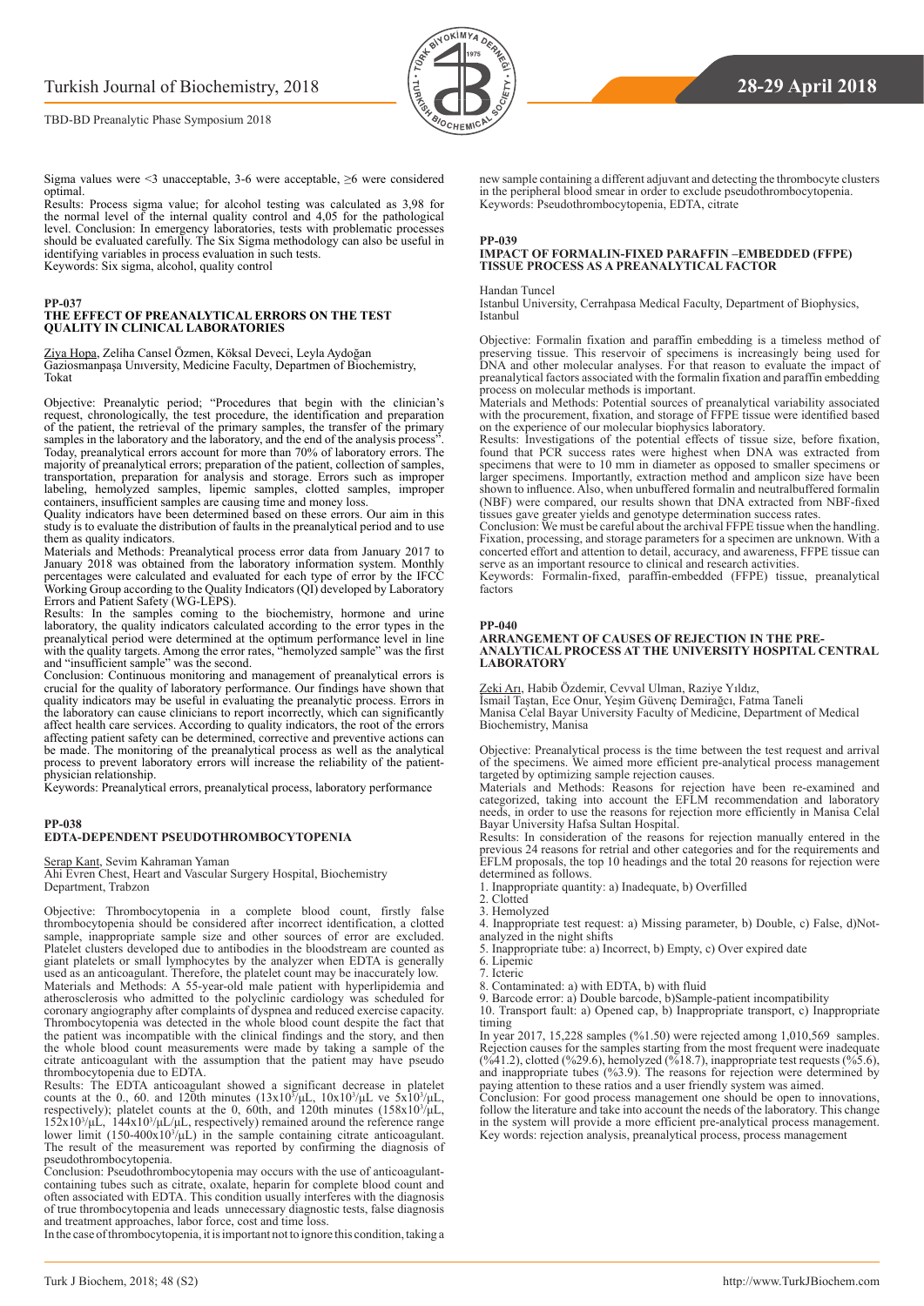Sigma values were <3 unacceptable, 3-6 were acceptable, ≥6 were considered optimal.
Results: Process sigma value; for alcohol testing was calculated as 3,98 for the normal level of the internal quality control and 4,05 for the pathological level. Conclusion: In emergency laboratories, tests with problematic processes should be evaluated carefully. The Six Sigma methodology can also be useful in identifying variables in process evaluation in such tests.
Keywords: Six sigma, alcohol, quality control

**PP-037**
**THE EFFECT OF PREANALYTICAL ERRORS ON THE TEST QUALITY IN CLINICAL LABORATORIES**

Ziya Hopa, Zeliha Cansel Özmen, Köksal Deveci, Leyla Aydoğan
Gaziosmanpaşa Unıversity, Medicine Faculty, Departmen of Biochemistry, Tokat

Objective: Preanalytic period; "Procedures that begin with the clinician's request, chronologically, the test procedure, the identification and preparation of the patient, the retrieval of the primary samples, the transfer of the primary samples in the laboratory and the laboratory, and the end of the analysis process". Today, preanalytical errors account for more than 70% of laboratory errors. The majority of preanalytical errors; preparation of the patient, collection of samples, transportation, preparation for analysis and storage. Errors such as improper labeling, hemolyzed samples, lipemic samples, clotted samples, improper containers, insufficient samples are causing time and money loss.
Quality indicators have been determined based on these errors. Our aim in this study is to evaluate the distribution of faults in the preanalytical period and to use them as quality indicators.
Materials and Methods: Preanalytical process error data from January 2017 to January 2018 was obtained from the laboratory information system. Monthly percentages were calculated and evaluated for each type of error by the IFCC Working Group according to the Quality Indicators (QI) developed by Laboratory Errors and Patient Safety (WG-LEPS).
Results: In the samples coming to the biochemistry, hormone and urine laboratory, the quality indicators calculated according to the error types in the preanalytical period were determined at the optimum performance level in line with the quality targets. Among the error rates, "hemolyzed sample" was the first and "insufficient sample" was the second.
Conclusion: Continuous monitoring and management of preanalytical errors is crucial for the quality of laboratory performance. Our findings have shown that quality indicators may be useful in evaluating the preanalytic process. Errors in the laboratory can cause clinicians to report incorrectly, which can significantly affect health care services. According to quality indicators, the root of the errors affecting patient safety can be determined, corrective and preventive actions can be made. The monitoring of the preanalytical process as well as the analytical process to prevent laboratory errors will increase the reliability of the patient-physician relationship.
Keywords: Preanalytical errors, preanalytical process, laboratory performance

**PP-038**
**EDTA-DEPENDENT PSEUDOTHROMBOCYTOPENIA**

Serap Kant, Sevim Kahraman Yaman
Ahi Evren Chest, Heart and Vascular Surgery Hospital, Biochemistry Department, Trabzon

Objective: Thrombocytopenia in a complete blood count, firstly false thrombocytopenia should be considered after incorrect identification, a clotted sample, inappropriate sample size and other sources of error are excluded. Platelet clusters developed due to antibodies in the bloodstream are counted as giant platelets or small lymphocytes by the analyzer when EDTA is generally used as an anticoagulant. Therefore, the platelet count may be inaccurately low.
Materials and Methods: A 55-year-old male patient with hyperlipidemia and atherosclerosis who admitted to the polyclinic cardiology was scheduled for coronary angiography after complaints of dyspnea and reduced exercise capacity. Thrombocytopenia was detected in the whole blood count despite the fact that the patient was incompatible with the clinical findings and the story, and then the whole blood count measurements were made by taking a sample of the citrate anticoagulant with the assumption that the patient may have pseudo thrombocytopenia due to EDTA.
Results: The EDTA anticoagulant showed a significant decrease in platelet counts at the 0., 60. and 120th minutes ($13x10^3/\mu L$, $10x10^3/\mu L$ ve $5x10^3/\mu L$, respectively); platelet counts at the 0, 60th, and 120th minutes ($158x10^3/\mu L$, $152x10^3/\mu L$, $144x10^3/\mu L/\mu L$, respectively) remained around the reference range lower limit ($150\text{-}400x10^3/\mu L$) in the sample containing citrate anticoagulant. The result of the measurement was reported by confirming the diagnosis of pseudothrombocytopenia.
Conclusion: Pseudothrombocytopenia may occurs with the use of anticoagulant-containing tubes such as citrate, oxalate, heparin for complete blood count and often associated with EDTA. This condition usually interferes with the diagnosis of true thrombocytopenia and leads unnecessary diagnostic tests, false diagnosis and treatment approaches, labor force, cost and time loss.
In the case of thrombocytopenia, it is important not to ignore this condition, taking a new sample containing a different adjuvant and detecting the thrombocyte clusters in the peripheral blood smear in order to exclude pseudothrombocytopenia.
Keywords: Pseudothrombocytopenia, EDTA, citrate

**PP-039**
**IMPACT OF FORMALIN-FIXED PARAFFIN –EMBEDDED (FFPE) TISSUE PROCESS AS A PREANALYTICAL FACTOR**

Handan Tuncel
Istanbul University, Cerrahpasa Medical Faculty, Department of Biophysics, Istanbul

Objective: Formalin fixation and paraffin embedding is a timeless method of preserving tissue. This reservoir of specimens is increasingly being used for DNA and other molecular analyses. For that reason to evaluate the impact of preanalytical factors associated with the formalin fixation and paraffin embedding process on molecular methods is important.
Materials and Methods: Potential sources of preanalytical variability associated with the procurement, fixation, and storage of FFPE tissue were identified based on the experience of our molecular biophysics laboratory.
Results: Investigations of the potential effects of tissue size, before fixation, found that PCR success rates were highest when DNA was extracted from specimens that were to 10 mm in diameter as opposed to smaller specimens or larger specimens. Importantly, extraction method and amplicon size have been shown to influence. Also, when unbuffered formalin and neutralbuffered formalin (NBF) were compared, our results shown that DNA extracted from NBF-fixed tissues gave greater yields and genotype determination success rates.
Conclusion: We must be careful about the archival FFPE tissue when the handling. Fixation, processing, and storage parameters for a specimen are unknown. With a concerted effort and attention to detail, accuracy, and awareness, FFPE tissue can serve as an important resource to clinical and research activities.
Keywords: Formalin-fixed, paraffin-embedded (FFPE) tissue, preanalytical factors

**PP-040**
**ARRANGEMENT OF CAUSES OF REJECTION IN THE PRE-ANALYTICAL PROCESS AT THE UNIVERSITY HOSPITAL CENTRAL LABORATORY**

Zeki Arı, Habib Özdemir, Cevval Ulman, Raziye Yıldız,
İsmail Taştan, Ece Onur, Yeşim Güvenç Demirağcı, Fatma Taneli
Manisa Celal Bayar University Faculty of Medicine, Department of Medical Biochemistry, Manisa

Objective: Preanalytical process is the time between the test request and arrival of the specimens. We aimed more efficient pre-analytical process management targeted by optimizing sample rejection causes.
Materials and Methods: Reasons for rejection have been re-examined and categorized, taking into account the EFLM recommendation and laboratory needs, in order to use the reasons for rejection more efficiently in Manisa Celal Bayar University Hafsa Sultan Hospital.
Results: In consideration of the reasons for rejection manually entered in the previous 24 reasons for retrial and other categories and for the requirements and EFLM proposals, the top 10 headings and the total 20 reasons for rejection were determined as follows.

1. Inappropriate quantity: a) Inadequate, b) Overfilled
2. Clotted
3. Hemolyzed
4. Inappropriate test request: a) Missing parameter, b) Double, c) False, d)Not-analyzed in the night shifts
5. Inappropriate tube: a) Incorrect, b) Empty, c) Over expired date
6. Lipemic
7. Icteric
8. Contaminated: a) with EDTA, b) with fluid
9. Barcode error: a) Double barcode, b)Sample-patient incompatibility
10. Transport fault: a) Opened cap, b) Inappropriate transport, c) Inappropriate timing

In year 2017, 15,228 samples (%1.50) were rejected among 1,010,569 samples. Rejection causes for the samples starting from the most frequent were inadequate (%41.2), clotted (%29.6), hemolyzed (%18.7), inappropriate test requests (%5.6), and inappropriate tubes (%3.9). The reasons for rejection were determined by paying attention to these ratios and a user friendly system was aimed.
Conclusion: For good process management one should be open to innovations, follow the literature and take into account the needs of the laboratory. This change in the system will provide a more efficient pre-analytical process management.
Key words: rejection analysis, preanalytical process, process management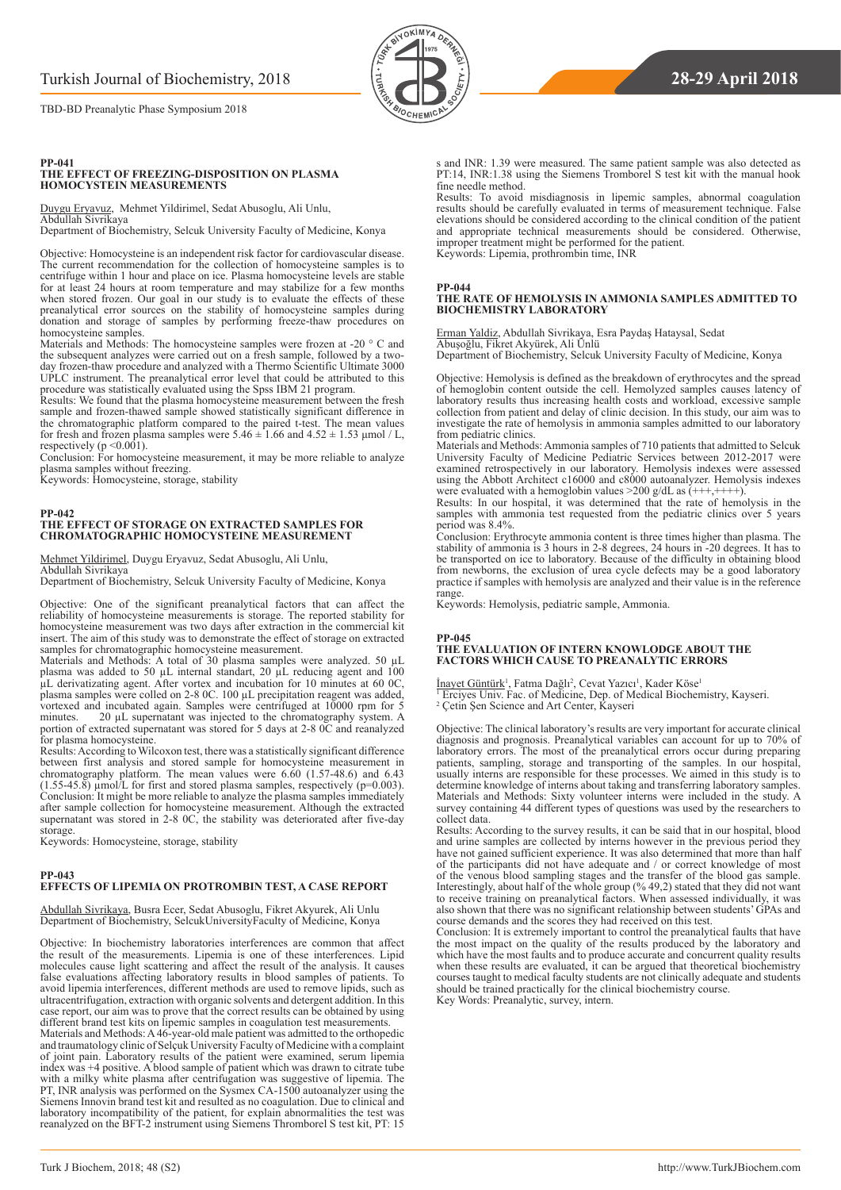## PP-041
### THE EFFECT OF FREEZING-DISPOSITION ON PLASMA HOMOCYSTEIN MEASUREMENTS

Duygu Eryavuz, Mehmet Yildirimel, Sedat Abusoglu, Ali Unlu, Abdullah Sivrikaya
Department of Biochemistry, Selcuk University Faculty of Medicine, Konya

Objective: Homocysteine is an independent risk factor for cardiovascular disease. The current recommendation for the collection of homocysteine samples is to centrifuge within 1 hour and place on ice. Plasma homocysteine levels are stable for at least 24 hours at room temperature and may stabilize for a few months when stored frozen. Our goal in our study is to evaluate the effects of these preanalytical error sources on the stability of homocysteine samples during donation and storage of samples by performing freeze-thaw procedures on homocysteine samples.
Materials and Methods: The homocysteine samples were frozen at -20 ° C and the subsequent analyzes were carried out on a fresh sample, followed by a two-day frozen-thaw procedure and analyzed with a Thermo Scientific Ultimate 3000 UPLC instrument. The preanalytical error level that could be attributed to this procedure was statistically evaluated using the Spss IBM 21 program.
Results: We found that the plasma homocysteine measurement between the fresh sample and frozen-thawed sample showed statistically significant difference in the chromatographic platform compared to the paired t-test. The mean values for fresh and frozen plasma samples were 5.46 ± 1.66 and 4.52 ± 1.53 μmol / L, respectively (p <0.001).
Conclusion: For homocysteine measurement, it may be more reliable to analyze plasma samples without freezing.
Keywords: Homocysteine, storage, stability

## PP-042
### THE EFFECT OF STORAGE ON EXTRACTED SAMPLES FOR CHROMATOGRAPHIC HOMOCYSTEINE MEASUREMENT

Mehmet Yildirimel, Duygu Eryavuze, Sedat Abusoglu, Ali Unlu, Abdullah Sivrikaya
Department of Biochemistry, Selcuk University Faculty of Medicine, Konya

Objective: One of the significant preanalytical factors that can affect the reliability of homocysteine measurements is storage. The reported stability for homocysteine measurement was two days after extraction in the commercial kit insert. The aim of this study was to demonstrate the effect of storage on extracted samples for chromatographic homocysteine measurement.
Materials and Methods: A total of 30 plasma samples were analyzed. 50 µL plasma was added to 50 µL internal standart, 20 µL reducing agent and 100 µL derivatizing agent. After vortex and incubation for 10 minutes at 60 0C, plasma samples were colled on 2-8 0C. 100 µL precipitation reagent was added, vortexed and incubated again. Samples were centrifuged at 10000 rpm for 5 minutes. 20 µL supernatant was injected to the chromatography system. A portion of extracted supernatant was stored for 5 days at 2-8 0C and reanalyzed for plasma homocysteine.
Results: According to Wilcoxon test, there was a statistically significant difference between first analysis and stored sample for homocysteine measurement in chromatography platform. The mean values were 6.60 (1.57-48.6) and 6.43 (1.55-45.8) µmol/L for first and stored plasma samples, respectively (p=0.003).
Conclusion: It might be more reliable to analyze the plasma samples immediately after sample collection for homocysteine measurement. Although the extracted supernatant was stored in 2-8 0C, the stability was deteriorated after five-day storage.
Keywords: Homocysteine, storage, stability

## PP-043
### EFFECTS OF LIPEMIA ON PROTROMBIN TEST, A CASE REPORT

Abdullah Sivrikaya, Busra Ecer, Sedat Abusoglu, Fikret Akyurek, Ali Unlu
Department of Biochemistry, SelcukUniversityFaculty of Medicine, Konya

Objective: In biochemistry laboratories interferences are common that affect the result of the measurements. Lipemia is one of these interferences. Lipid molecules cause light scattering and affect the result of the analysis. It causes false evaluations affecting laboratory results in blood samples of patients. To avoid lipemia interferences, different methods are used to remove lipids, such as ultracentrifugation, extraction with organic solvents and detergent addition. In this case report, our aim was to prove that the correct results can be obtained by using different brand test kits on lipemic samples in coagulation test measurements.
Materials and Methods: A 46-year-old male patient was admitted to the orthopedic and traumatology clinic of Selçuk University Faculty of Medicine with a complaint of joint pain. Laboratory results of the patient were examined, serum lipemia index was +4 positive. A blood sample of patient which was drawn to citrate tube with a milky white plasma after centrifugation was suggestive of lipemia. The PT, INR analysis was performed on the Sysmex CA-1500 autoanalyzer using the Siemens Innovin brand test kit and resulted as no coagulation. Due to clinical and laboratory incompatibility of the patient, for explain abnormalities the test was reanalyzed on the BFT-2 instrument using Siemens Thromborel S test kit, PT: 15 s and INR: 1.39 were measured. The same patient sample was also detected as PT:14, INR:1.38 using the Siemens Tromborel S test kit with the manual hook fine needle method.
Results: To avoid misdiagnosis in lipemic samples, abnormal coagulation results should be carefully evaluated in terms of measurement technique. False elevations should be considered according to the clinical condition of the patient and appropriate technical measurements should be considered. Otherwise, improper treatment might be performed for the patient.
Keywords: Lipemia, prothrombin time, INR

## PP-044
### THE RATE OF HEMOLYSIS IN AMMONIA SAMPLES ADMITTED TO BIOCHEMISTRY LABORATORY

Erman Yaldiz, Abdullah Sivrikaya, Esra Paydaş Hataysal, Sedat Abuşoğlu, Fikret Akyürek, Ali Ünlü
Department of Biochemistry, Selcuk University Faculty of Medicine, Konya

Objective: Hemolysis is defined as the breakdown of erythrocytes and the spread of hemoglobin content outside the cell. Hemolyzed samples causes latency of laboratory results thus increasing health costs and workload, excessive sample collection from patient and delay of clinic decision. In this study, our aim was to investigate the rate of hemolysis in ammonia samples admitted to our laboratory from pediatric clinics.
Materials and Methods: Ammonia samples of 710 patients that admitted to Selcuk University Faculty of Medicine Pediatric Services between 2012-2017 were examined retrospectively in our laboratory. Hemolysis indexes were assessed using the Abbott Architect c16000 and c8000 autoanalyzer. Hemolysis indexes were evaluated with a hemoglobin values >200 g/dL as (+++,++++).
Results: In our hospital, it was determined that the rate of hemolysis in the samples with ammonia test requested from the pediatric clinics over 5 years period was 8.4%.
Conclusion: Erythrocyte ammonia content is three times higher than plasma. The stability of ammonia is 3 hours in 2-8 degrees, 24 hours in -20 degrees. It has to be transported on ice to laboratory. Because of the difficulty in obtaining blood from newborns, the exclusion of urea cycle defects may be a good laboratory practice if samples with hemolysis are analyzed and their value is in the reference range.
Keywords: Hemolysis, pediatric sample, Ammonia.

## PP-045
### THE EVALUATION OF INTERN KNOWLODGE ABOUT THE FACTORS WHICH CAUSE TO PREANALYTIC ERRORS

İnayet Güntürk[1], Fatma Dağlı[2], Cevat Yazıcı[1], Kader Köse[1]
[1] Erciyes Univ. Fac. of Medicine, Dep. of Medical Biochemistry, Kayseri.
[2] Çetin Şen Science and Art Center, Kayseri

Objective: The clinical laboratory's results are very important for accurate clinical diagnosis and prognosis. Preanalytical variables can account for up to 70% of laboratory errors. The most of the preanalytical errors occur during preparing patients, sampling, storage and transporting of the samples. In our hospital, usually interns are responsible for these processes. We aimed in this study is to determine knowledge of interns about taking and transferring laboratory samples.
Materials and Methods: Sixty volunteer interns were included in the study. A survey containing 44 different types of questions was used by the researchers to collect data.
Results: According to the survey results, it can be said that in our hospital, blood and urine samples are collected by interns however in the previous period they have not gained sufficient experience. It was also determined that more than half of the participants did not have adequate and / or correct knowledge of most of the venous blood sampling stages and the transfer of the blood gas sample. Interestingly, about half of the whole group (% 49,2) stated that they did not want to receive training on preanalytical factors. When assessed individually, it was also shown that there was no significant relationship between students' GPAs and course demands and the scores they had received on this test.
Conclusion: It is extremely important to control the preanalytical faults that have the most impact on the quality of the results produced by the laboratory and which have the most faults and to produce accurate and concurrent quality results when these results are evaluated, it can be argued that theoretical biochemistry courses taught to medical faculty students are not clinically adequate and students should be trained practically for the clinical biochemistry course.
Key Words: Preanalytic, survey, intern.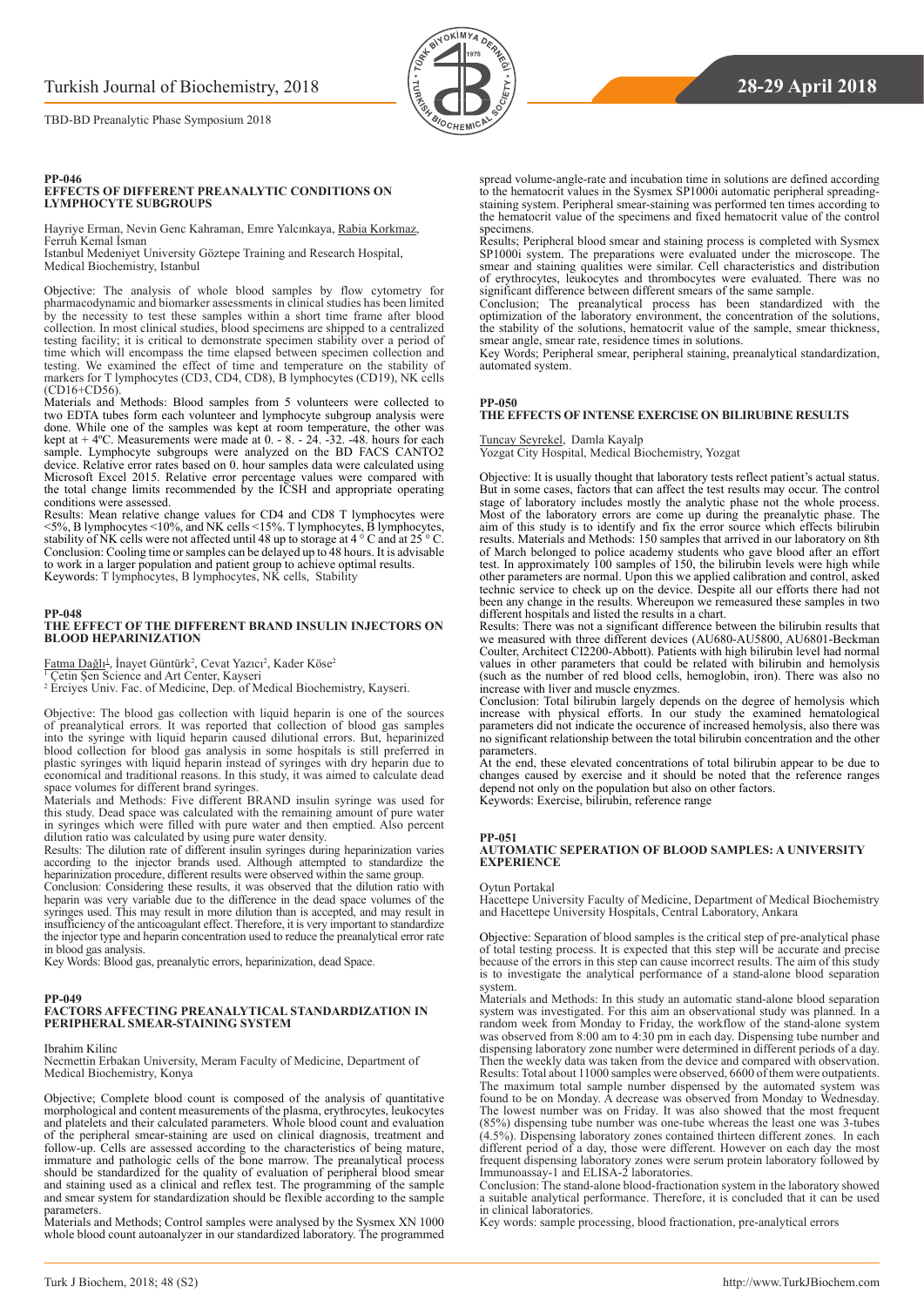### PP-046
### EFFECTS OF DIFFERENT PREANALYTIC CONDITIONS ON LYMPHOCYTE SUBGROUPS

Hayriye Erman, Nevin Genc Kahraman, Emre Yalcınkaya, Rabia Korkmaz, Ferruh Kemal İsman

Istanbul Medeniyet University Göztepe Training and Research Hospital, Medical Biochemistry, Istanbul

Objective: The analysis of whole blood samples by flow cytometry for pharmacodynamic and biomarker assessments in clinical studies has been limited by the necessity to test these samples within a short time frame after blood collection. In most clinical studies, blood specimens are shipped to a centralized testing facility; it is critical to demonstrate specimen stability over a period of time which will encompass the time elapsed between specimen collection and testing. We examined the effect of time and temperature on the stability of markers for T lymphocytes (CD3, CD4, CD8), B lymphocytes (CD19), NK cells (CD16+CD56).

Materials and Methods: Blood samples from 5 volunteers were collected to two EDTA tubes form each volunteer and lymphocyte subgroup analysis were done. While one of the samples was kept at room temperature, the other was kept at + 4ºC. Measurements were made at 0. - 8. - 24. -32. -48. hours for each sample. Lymphocyte subgroups were analyzed on the BD FACS CANTO2 device. Relative error rates based on 0. hour samples data were calculated using Microsoft Excel 2015. Relative error percentage values were compared with the total change limits recommended by the ICSH and appropriate operating conditions were assessed.

Results: Mean relative change values for CD4 and CD8 T lymphocytes were <5%, B lymphocytes <10%, and NK cells <15%. T lymphocytes, B lymphocytes, stability of NK cells were not affected until 48 up to storage at 4 ° C and at 25 ° C.

Conclusion: Cooling time or samples can be delayed up to 48 hours. It is advisable to work in a larger population and patient group to achieve optimal results.

Keywords: T lymphocytes, B lymphocytes, NK cells, Stability

### PP-048
### THE EFFECT OF THE DIFFERENT BRAND INSULIN INJECTORS ON BLOOD HEPARINIZATION

Fatma Dağlı[1], İnayet Güntürk[2], Cevat Yazıcı[2], Kader Köse[2]

[1] Çetin Şen Science and Art Center, Kayseri

[2] Erciyes Univ. Fac. of Medicine, Dep. of Medical Biochemistry, Kayseri.

Objective: The blood gas collection with liquid heparin is one of the sources of preanalytical errors. It was reported that collection of blood gas samples into the syringe with liquid heparin caused dilutional errors. But, heparinized blood collection for blood gas analysis in some hospitals is still preferred in plastic syringes with liquid heparin instead of syringes with dry heparin due to economical and traditional reasons. In this study, it was aimed to calculate dead space volumes for different brand syringes.

Materials and Methods: Five different BRAND insulin syringe was used for this study. Dead space was calculated with the remaining amount of pure water in syringes which were filled with pure water and then emptied. Also percent dilution ratio was calculated by using pure water density.

Results: The dilution rate of different insulin syringes during heparinization varies according to the injector brands used. Although attempted to standardize the heparinization procedure, different results were observed within the same group.

Conclusion: Considering these results, it was observed that the dilution ratio with heparin was very variable due to the difference in the dead space volumes of the syringes used. This may result in more dilution than is accepted, and may result in insufficiency of the anticoagulant effect. Therefore, it is very important to standardize the injector type and heparin concentration used to reduce the preanalytical error rate in blood gas analysis.

Key Words: Blood gas, preanalytic errors, heparinization, dead Space.

### PP-049
### FACTORS AFFECTING PREANALYTICAL STANDARDIZATION IN PERIPHERAL SMEAR-STAINING SYSTEM

Ibrahim Kilinc

Necmettin Erbakan University, Meram Faculty of Medicine, Department of Medical Biochemistry, Konya

Objective; Complete blood count is composed of the analysis of quantitative morphological and content measurements of the plasma, erythrocytes, leukocytes and platelets and their calculated parameters. Whole blood count and evaluation of the peripheral smear-staining are used on clinical diagnosis, treatment and follow-up. Cells are assessed according to the characteristics of being mature, immature and pathologic cells of the bone marrow. The preanalytical process should be standardized for the quality of evaluation of peripheral blood smear and staining used as a clinical and reflex test. The programming of the sample and smear system for standardization should be flexible according to the sample parameters.

Materials and Methods; Control samples were analysed by the Sysmex XN 1000 whole blood count autoanalyzer in our standardized laboratory. The programmed spread volume-angle-rate and incubation time in solutions are defined according to the hematocrit values in the Sysmex SP1000i automatic peripheral spreading-staining system. Peripheral smear-staining was performed ten times according to the hematocrit value of the specimens and fixed hematocrit value of the control specimens.

Results; Peripheral blood smear and staining process is completed with Sysmex SP1000i system. The preparations were evaluated under the microscope. The smear and staining qualities were similar. Cell characteristics and distribution of erythrocytes, leukocytes and thrombocytes were evaluated. There was no significant difference between different smears of the same sample.

Conclusion; The preanalytical process has been standardized with the optimization of the laboratory environment, the concentration of the solutions, the stability of the solutions, hematocrit value of the sample, smear thickness, smear angle, smear rate, residence times in solutions.

Key Words; Peripheral smear, peripheral staining, preanalytical standardization, automated system.

### PP-050
### THE EFFECTS OF INTENSE EXERCISE ON BILIRUBINE RESULTS

Tuncay Seyrekel, Damla Kayalp

Yozgat City Hospital, Medical Biochemistry, Yozgat

Objective: It is usually thought that laboratory tests reflect patient's actual status. But in some cases, factors that can affect the test results may occur. The control stage of laboratory includes mostly the analytic phase not the whole process. Most of the laboratory errors are come up during the preanalytic phase. The aim of this study is to identify and fix the error source which effects bilirubin results. Materials and Methods: 150 samples that arrived in our laboratory on 8th of March belonged to police academy students who gave blood after an effort test. In approximately 100 samples of 150, the bilirubin levels were high while other parameters are normal. Upon this we applied calibration and control, asked technic service to check up on the device. Despite all our efforts there had not been any change in the results. Whereupon we remeasured these samples in two different hospitals and listed the results in a chart.

Results: There was not a significant difference between the bilirubin results that we measured with three different devices (AU680-AU5800, AU6801-Beckman Coulter, Architect CI2200-Abbott). Patients with high bilirubin level had normal values in other parameters that could be related with bilirubin and hemolysis (such as the number of red blood cells, hemoglobin, iron). There was also no increase with liver and muscle enyzmes.

Conclusion: Total bilirubin largely depends on the degree of hemolysis which increase with physical efforts. In our study the examined hematological parameters did not indicate the occurence of increased hemolysis, also there was no significant relationship between the total bilirubin concentration and the other parameters.

At the end, these elevated concentrations of total bilirubin appear to be due to changes caused by exercise and it should be noted that the reference ranges depend not only on the population but also on other factors.

Keywords: Exercise, bilirubin, reference range

### PP-051
### AUTOMATIC SEPERATION OF BLOOD SAMPLES: A UNIVERSITY EXPERIENCE

Oytun Portakal

Hacettepe University Faculty of Medicine, Department of Medical Biochemistry and Hacettepe University Hospitals, Central Laboratory, Ankara

Objective: Separation of blood samples is the critical step of pre-analytical phase of total testing process. It is expected that this step will be accurate and precise because of the errors in this step can cause incorrect results. The aim of this study is to investigate the analytical performance of a stand-alone blood separation system.

Materials and Methods: In this study an automatic stand-alone blood separation system was investigated. For this aim an observational study was planned. In a random week from Monday to Friday, the workflow of the stand-alone system was observed from 8:00 am to 4:30 pm in each day. Dispensing tube number and dispensing laboratory zone number were determined in different periods of a day. Then the weekly data was taken from the device and compared with observation.

Results: Total about 11000 samples were observed, 6600 of them were outpatients. The maximum total sample number dispensed by the automated system was found to be on Monday. A decrease was observed from Monday to Wednesday. The lowest number was on Friday. It was also showed that the most frequent (85%) dispensing tube number was one-tube whereas the least one was 3-tubes (4.5%). Dispensing laboratory zones contained thirteen different zones. In each different period of a day, those were different. However on each day the most frequent dispensing laboratory zones were serum protein laboratory followed by Immunoassay-1 and ELISA-2 laboratories.

Conclusion: The stand-alone blood-fractionation system in the laboratory showed a suitable analytical performance. Therefore, it is concluded that it can be used in clinical laboratories.

Key words: sample processing, blood fractionation, pre-analytical errors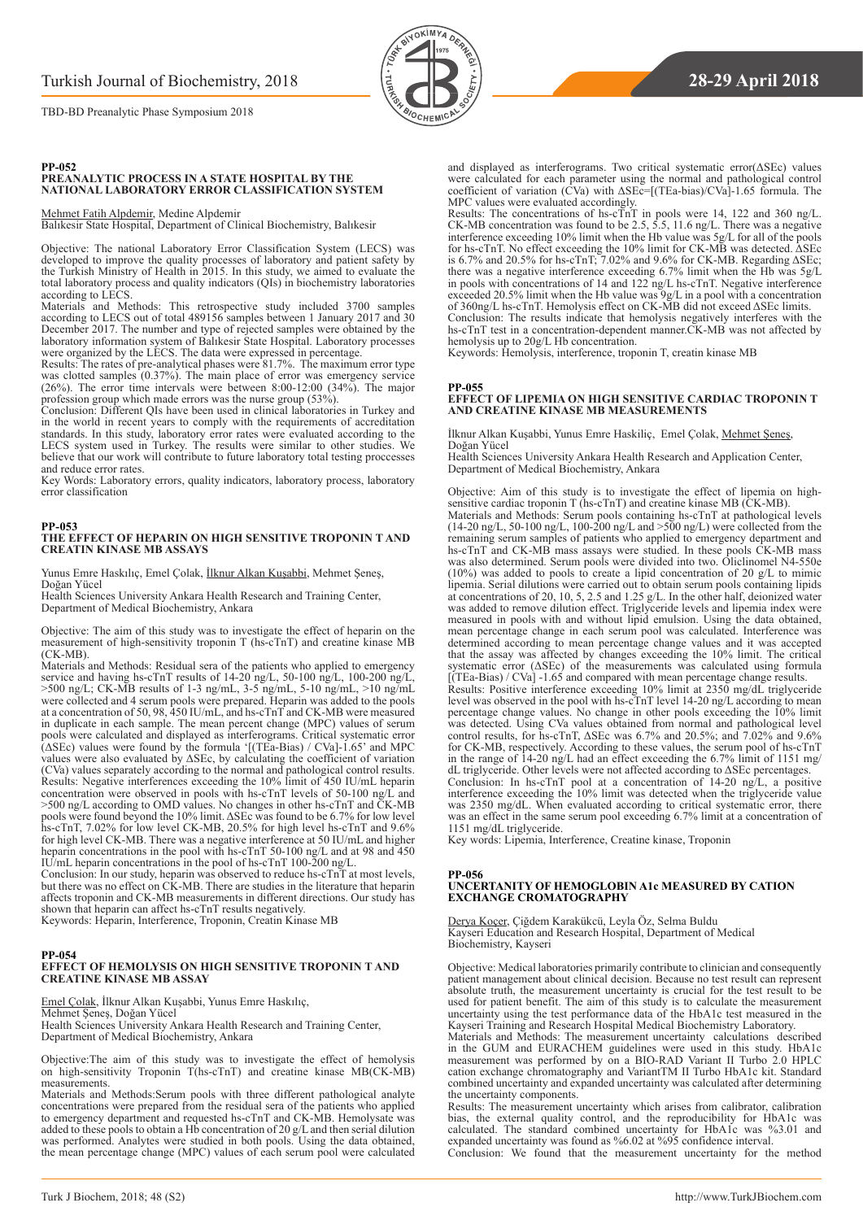### PP-052

#### PREANALYTIC PROCESS IN A STATE HOSPITAL BY THE NATIONAL LABORATORY ERROR CLASSIFICATION SYSTEM

Mehmet Fatih Alpdemir, Medine Alpdemir
Balıkesir State Hospital, Department of Clinical Biochemistry, Balıkesir

Objective: The national Laboratory Error Classification System (LECS) was developed to improve the quality processes of laboratory and patient safety by the Turkish Ministry of Health in 2015. In this study, we aimed to evaluate the total laboratory process and quality indicators (QIs) in biochemistry laboratories according to LECS.

Materials and Methods: This retrospective study included 3700 samples according to LECS out of total 489156 samples between 1 January 2017 and 30 December 2017. The number and type of rejected samples were obtained by the laboratory information system of Balıkesir State Hospital. Laboratory processes were organized by the LECS. The data were expressed in percentage.

Results: The rates of pre-analytical phases were 81.7%. The maximum error type was clotted samples (0.37%). The main place of error was emergency service (26%). The error time intervals were between 8:00-12:00 (34%). The major profession group which made errors was the nurse group (53%).

Conclusion: Different QIs have been used in clinical laboratories in Turkey and in the world in recent years to comply with the requirements of accreditation standards. In this study, laboratory error rates were evaluated according to the LECS system used in Turkey. The results were similar to other studies. We believe that our work will contribute to future laboratory total testing proccesses and reduce error rates.

Key Words: Laboratory errors, quality indicators, laboratory process, laboratory error classification

### PP-053

#### THE EFFECT OF HEPARIN ON HIGH SENSITIVE TROPONIN T AND CREATIN KINASE MB ASSAYS

Yunus Emre Haskılıç, Emel Çolak, İlknur Alkan Kuşabbi, Mehmet Şeneş, Doğan Yücel
Health Sciences University Ankara Health Research and Training Center, Department of Medical Biochemistry, Ankara

Objective: The aim of this study was to investigate the effect of heparin on the measurement of high-sensitivity troponin T (hs-cTnT) and creatine kinase MB (CK-MB).

Materials and Methods: Residual sera of the patients who applied to emergency service and having hs-cTnT results of 14-20 ng/L, 50-100 ng/L, 100-200 ng/L, >500 ng/L; CK-MB results of 1-3 ng/mL, 3-5 ng/mL, 5-10 ng/mL, >10 ng/mL were collected and 4 serum pools were prepared. Heparin was added to the pools at a concentration of 50, 98, 450 IU/mL, and hs-cTnT and CK-MB were measured in duplicate in each sample. The mean percent change (MPC) values of serum pools were calculated and displayed as interferograms. Critical systematic error (ΔSEc) values were found by the formula '[(TEa-Bias) / CVa]-1.65' and MPC values were also evaluated by ΔSEc, by calculating the coefficient of variation (CVa) values separately according to the normal and pathological control results.

Results: Negative interferences exceeding the 10% limit of 450 IU/mL heparin concentration were observed in pools with hs-cTnT levels of 50-100 ng/L and >500 ng/L according to OMD values. No changes in other hs-cTnT and CK-MB pools were found beyond the 10% limit. ΔSEc was found to be 6.7% for low level hs-cTnT, 7.02% for low level CK-MB, 20.5% for high level hs-cTnT and 9.6% for high level CK-MB. There was a negative interference at 50 IU/mL and higher heparin concentrations in the pool with hs-cTnT 50-100 ng/L and at 98 and 450 IU/mL heparin concentrations in the pool of hs-cTnT 100-200 ng/L.

Conclusion: In our study, heparin was observed to reduce hs-cTnT at most levels, but there was no effect on CK-MB. There are studies in the literature that heparin affects troponin and CK-MB measurements in different directions. Our study has shown that heparin can affect hs-cTnT results negatively.

Keywords: Heparin, Interference, Troponin, Creatin Kinase MB

### PP-054

#### EFFECT OF HEMOLYSIS ON HIGH SENSITIVE TROPONIN T AND CREATINE KINASE MB ASSAY

Emel Çolak, İlknur Alkan Kuşabbi, Yunus Emre Haskılıç, Mehmet Şeneş, Doğan Yücel
Health Sciences University Ankara Health Research and Training Center, Department of Medical Biochemistry, Ankara

Objective:The aim of this study was to investigate the effect of hemolysis on high-sensitivity Troponin T(hs-cTnT) and creatine kinase MB(CK-MB) measurements.

Materials and Methods:Serum pools with three different pathological analyte concentrations were prepared from the residual sera of the patients who applied to emergency department and requested hs-cTnT and CK-MB. Hemolysate was added to these pools to obtain a Hb concentration of 20 g/L and then serial dilution was performed. Analytes were studied in both pools. Using the data obtained, the mean percentage change (MPC) values of each serum pool were calculated and displayed as interferograms. Two critical systematic error(ΔSEc) values were calculated for each parameter using the normal and pathological control coefficient of variation (CVa) with ΔSEc=[(TEa-bias)/CVa]-1.65 formula. The MPC values were evaluated accordingly.

Results: The concentrations of hs-cTnT in pools were 14, 122 and 360 ng/L. CK-MB concentration was found to be 2.5, 5.5, 11.6 ng/L. There was a negative interference exceeding 10% limit when the Hb value was 5g/L for all of the pools for hs-cTnT. No effect exceeding the 10% limit for CK-MB was detected. ΔSEc is 6.7% and 20.5% for hs-cTnT; 7.02% and 9.6% for CK-MB. Regarding ΔSEc; there was a negative interference exceeding 6.7% limit when the Hb was 5g/L in pools with concentrations of 14 and 122 ng/L hs-cTnT. Negative interference exceeded 20.5% limit when the Hb value was 9g/L in a pool with a concentration of 360ng/L hs-cTnT. Hemolysis effect on CK-MB did not exceed ΔSEc limits.

Conclusion: The results indicate that hemolysis negatively interferes with the hs-cTnT test in a concentration-dependent manner.CK-MB was not affected by hemolysis up to 20g/L Hb concentration.

Keywords: Hemolysis, interference, troponin T, creatin kinase MB

### PP-055

#### EFFECT OF LIPEMIA ON HIGH SENSITIVE CARDIAC TROPONIN T AND CREATINE KINASE MB MEASUREMENTS

İlknur Alkan Kuşabbi, Yunus Emre Haskiliç, Emel Çolak, Mehmet Şeneş, Doğan Yücel
Health Sciences University Ankara Health Research and Application Center, Department of Medical Biochemistry, Ankara

Objective: Aim of this study is to investigate the effect of lipemia on high-sensitive cardiac troponin T (hs-cTnT) and creatine kinase MB (CK-MB).

Materials and Methods: Serum pools containing hs-cTnT at pathological levels (14-20 ng/L, 50-100 ng/L, 100-200 ng/L and >500 ng/L) were collected from the remaining serum samples of patients who applied to emergency department and hs-cTnT and CK-MB mass assays were studied. In these pools CK-MB mass was also determined. Serum pools were divided into two. Oliclinomel N4-550e (10%) was added to pools to create a lipid concentration of 20 g/L to mimic lipemia. Serial dilutions were carried out to obtain serum pools containing lipids at concentrations of 20, 10, 5, 2.5 and 1.25 g/L. In the other half, deionized water was added to remove dilution effect. Triglyceride levels and lipemia index were measured in pools with and without lipid emulsion. Using the data obtained, mean percentage change in each serum pool was calculated. Interference was determined according to mean percentage change values and it was accepted that the assay was affected by changes exceeding the 10% limit. The critical systematic error (ΔSEc) of the measurements was calculated using formula [(TEa-Bias) / CVa] -1.65 and compared with mean percentage change results.

Results: Positive interference exceeding 10% limit at 2350 mg/dL triglyceride level was observed in the pool with hs-cTnT level 14-20 ng/L according to mean percentage change values. No change in other pools exceeding the 10% limit was detected. Using CVa values obtained from normal and pathological level control results, for hs-cTnT, ΔSEc was 6.7% and 20.5%; and 7.02% and 9.6% for CK-MB, respectively. According to these values, the serum pool of hs-cTnT in the range of 14-20 ng/L had an effect exceeding the 6.7% limit of 1151 mg/dL triglyceride. Other levels were not affected according to ΔSEc percentages.

Conclusion: In hs-cTnT pool at a concentration of 14-20 ng/L, a positive interference exceeding the 10% limit was detected when the triglyceride value was 2350 mg/dL. When evaluated according to critical systematic error, there was an effect in the same serum pool exceeding 6.7% limit at a concentration of 1151 mg/dL triglyceride.

Key words: Lipemia, Interference, Creatine kinase, Troponin

### PP-056

#### UNCERTANITY OF HEMOGLOBIN A1c MEASURED BY CATION EXCHANGE CHROMATOGRAPHY

Derya Koçer, Çiğdem Karakükcü, Leyla Öz, Selma Buldu
Kayseri Education and Research Hospital, Department of Medical Biochemistry, Kayseri

Objective: Medical laboratories primarily contribute to clinician and consequently patient management about clinical decision. Because no test result can represent absolute truth, the measurement uncertainty is crucial for the test result to be used for patient benefit. The aim of this study is to calculate the measurement uncertainty using the test performance data of the HbA1c test measured in the Kayseri Training and Research Hospital Medical Biochemistry Laboratory.

Materials and Methods: The measurement uncertainty calculations described in the GUM and EURACHEM guidelines were used in this study. HbA1c measurement was performed by on a BIO-RAD Variant II Turbo 2.0 HPLC cation exchange chromatography and VariantTM II Turbo HbA1c kit. Standard combined uncertainty and expanded uncertainty was calculated after determining the uncertainty components.

Results: The measurement uncertainty which arises from calibrator, calibration bias, the external quality control, and the reproducibility for HbA1c was calculated. The standard combined uncertainty for HbA1c was %3.01 and expanded uncertainty was found as %6.02 at %95 confidence interval.

Conclusion: We found that the measurement uncertainty for the method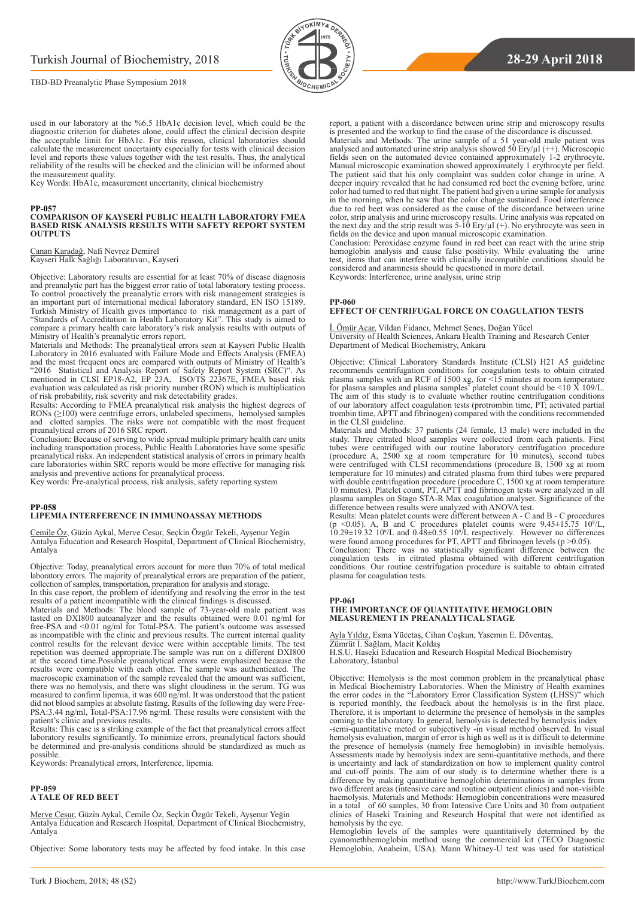used in our laboratory at the %6.5 HbA1c decision level, which could be the diagnostic criterion for diabetes alone, could affect the clinical decision despite the acceptable limit for HbA1c. For this reason, clinical laboratories should calculate the measurement uncertainty especially for tests with clinical decision level and reports these values together with the test results. Thus, the analytical reliability of the results will be checked and the clinician will be informed about the measurement quality.

Key Words: HbA1c, measurement uncertanity, clinical biochemistry

### PP-057
### COMPARISON OF KAYSERİ PUBLIC HEALTH LABORATORY FMEA BASED RISK ANALYSIS RESULTS WITH SAFETY REPORT SYSTEM OUTPUTS

Canan Karadağ, Nafi Nevrez Demirel
Kayseri Halk Sağlığı Laboratuvarı, Kayseri

Objective: Laboratory results are essential for at least 70% of disease diagnosis and preanalytic part has the biggest error ratio of total laboratory testing process. To control proactively the preanalytic errors with risk management strategies is an important part of international medical laboratory standard, EN ISO 15189. Turkish Ministry of Health gives importance to risk management as a part of "Standards of Accreditation in Health Laboratory Kit". This study is aimed to compare a primary health care laboratory's risk analysis results with outputs of Ministry of Health's preanalytic errors report.

Materials and Methods: The preanalytical errors seen at Kayseri Public Health Laboratory in 2016 evaluated with Failure Mode and Effects Analysis (FMEA) and the most frequent ones are compared with outputs of Ministry of Health's "2016 Statistical and Analysis Report of Safety Report System (SRC)". As mentioned in CLSI EP18-A2, EP 23A, ISO/TS 22367E, FMEA based risk evaluation was calculated as risk priority number (RON) which is multiplication of risk probability, risk severity and risk detectability grades.

Results: According to FMEA preanalytical risk analysis the highest degrees of RONs (≥100) were centrifuge errors, unlabeled specimens, hemolysed samples and clotted samples. The risks were not compatible with the most frequent preanalytical errors of 2016 SRC report.

Conclusion: Because of serving to wide spread multiple primary health care units including transportation process, Public Health Laboratories have some spesific preanalytical risks. An independent statistical analysis of errors in primary health care laboratories within SRC reports would be more effective for managing risk analysis and preventive actions for preanalytical process.

Key words: Pre-analytical process, risk analysis, safety reporting system

### PP-058
### LIPEMIA INTERFERENCE IN IMMUNOASSAY METHODS

Cemile Öz, Güzin Aykal, Merve Cesur, Seçkin Özgür Tekeli, Ayşenur Yeğin
Antalya Education and Research Hospital, Department of Clinical Biochemistry, Antalya

Objective: Today, preanalytical errors account for more than 70% of total medical laboratory errors. The majority of preanalytical errors are preparation of the patient, collection of samples, transportation, preparation for analysis and storage.

In this case report, the problem of identifying and resolving the error in the test results of a patient incompatible with the clinical findings is discussed.

Materials and Methods: The blood sample of 73-year-old male patient was tasted on DXI800 autoanalyzer and the results obtained were 0.01 ng/ml for free-PSA and <0.01 ng/ml for Total-PSA. The patient's outcome was assessed as incompatible with the clinic and previous results. The current internal quality control results for the relevant device were within acceptable limits. The test repetition was deemed appropriate.The sample was run on a different DXI800 at the second time.Possible preanalytical errors were emphasized because the results were compatible with each other. The sample was authenticated. The macroscopic examination of the sample revealed that the amount was sufficient, there was no hemolysis, and there was slight cloudiness in the serum. TG was measured to confirm lipemia, it was 600 ng/ml. It was understood that the patient did not blood samples at absolute fasting. Results of the following day were Free-PSA:3.44 ng/ml, Total-PSA:17.96 ng/ml. These results were consistent with the patient's clinic and previous results.

Results: This case is a striking example of the fact that preanalytical errors affect laboratory results significantly. To minimize errors, preanalytical factors should be determined and pre-analysis conditions should be standardized as much as possible.

Keywords: Preanalytical errors, Interference, lipemia.

### PP-059
### A TALE OF RED BEET

Merve Cesur, Güzin Aykal, Cemile Öz, Seçkin Özgür Tekeli, Ayşenur Yeğin
Antalya Education and Research Hospital, Department of Clinical Biochemistry, Antalya

Objective: Some laboratory tests may be affected by food intake. In this case report, a patient with a discordance between urine strip and microscopy results is presented and the workup to find the cause of the discordance is discussed.

Materials and Methods: The urine sample of a 51 year-old male patient was analysed and automated urine strip analysis showed 50 Ery/μl (++). Microscopic fields seen on the automated device contained approximately 1-2 erythrocyte. Manual microscopic examination showed approximately 1 erythrocyte per field. The patient said that his only complaint was sudden color change in urine. A deeper inquiry revealed that he had consumed red beet the evening before, urine color had turned to red that night. The patient had given a urine sample for analysis in the morning, when he saw that the color change sustained. Food interference due to red beet was considered as the cause of the discordance between urine color, strip analysis and urine microscopy results. Urine analysis was repeated on the next day and the strip result was 5-10 Ery/μl (+). No erythrocyte was seen in fields on the device and upon manual microscopic examination.

Conclusion: Peroxidase enzyme found in red beet can react with the urine strip hemoglobin analysis and cause false positivity. While evaluating the urine test, items that can interfere with clinically incompatible conditions should be considered and anamnesis should be questioned in more detail.

Keywords: Interference, urine analysis, urine strip

### PP-060
### EFFECT OF CENTRIFUGAL FORCE ON COAGULATION TESTS

İ. Ömür Acar, Vildan Fidancı, Mehmet Şeneş, Doğan Yücel
University of Health Sciences, Ankara Health Training and Research Center Department of Medical Biochemistry, Ankara

Objective: Clinical Laboratory Standards Institute (CLSI) H21 A5 guideline recommends centrifugation conditions for coagulation tests to obtain citrated plasma samples with an RCF of 1500 xg, for <15 minutes at room temperature for plasma samples and plasma samples' platelet count should be <10 X 109/L. The aim of this study is to evaluate whether routine centrifugation conditions of our laboratory affect coagulation tests (protrombin time, PT; activated partial trombin time, APTT and fibrinogen) compared with the conditions recommended in the CLSI guideline.

Materials and Methods: 37 patients (24 female, 13 male) were included in the study. Three citrated blood samples were collected from each patients. First tubes were centrifuged with our routine laboratory centrifugation procedure (procedure A, 2500 xg at room temperature for 10 minutes), second tubes were centrifuged with CLSI recommendations (procedure B, 1500 xg at room temperature for 10 minutes) and citrated plasma from third tubes were prepared with double centrifugation procedure (procedure C, 1500 xg at room temperature 10 minutes). Platelet count, PT, APTT and fibrinogen tests were analyzed in all plasma samples on Stago STA-R Max coagulation analyser. Significance of the difference between results were analyzed with ANOVA test.

Results: Mean platelet counts were different between A - C and B - C procedures ($p < 0.05$). A, B and C procedures platelet counts were 9.45±15.75 $10^9$/L, 10.29±19.32 $10^9$/L and 0.48±0.55 $10^9$/L respectively. However no differences were found among procedures for PT, APTT and fibrinogen levels ($p > 0.05$).

Conclusion: There was no statistically significant difference between the coagulation tests in citrated plasma obtained with different centrifugation conditions. Our routine centrifugation procedure is suitable to obtain citrated plasma for coagulation tests.

### PP-061
### THE IMPORTANCE OF QUANTITATIVE HEMOGLOBIN MEASUREMENT IN PREANALYTICAL STAGE

Ayla Yıldız, Esma Yücetaş, Cihan Coşkun, Yasemin E. Döventaş, Zümrüt I. Sağlam, Macit Koldaş
H.S.U. Haseki Education and Research Hospital Medical Biochemistry Laboratory, İstanbul

Objective: Hemolysis is the most common problem in the preanalytical phase in Medical Biochemistry Laboratories. When the Ministry of Health examines the error codes in the "Laboratory Error Classification System (LHSS)" which is reported monthly, the feedback about the hemolysis is in the first place. Therefore, it is important to determine the presence of hemolysis in the samples coming to the laboratory. In general, hemolysis is detected by hemolysis index -semi-quantitative metod or subjectively -in visual method observed. In visual hemolysis evaluation, margin of error is high as well as it is difficult to determine the presence of hemolysis (namely free hemoglobin) in invisible hemolysis. Assessments made by hemolysis index are semi-quantitative methods, and there is uncertainty and lack of standardization on how to implement quality control and cut-off points. The aim of our study is to determine whether there is a difference by making quantitative hemoglobin determinations in samples from two different areas (intensive care and routine outpatient clinics) and non-visible haemolysis. Materials and Methods: Hemoglobin concentrations were measured in a total of 60 samples, 30 from Intensive Care Units and 30 from outpatient clinics of Haseki Training and Research Hospital that were not identified as hemolysis by the eye.

Hemoglobin levels of the samples were quantitatively determined by the cyanomethhemoglobin method using the commercial kit (TECO Diagnostic Hemoglobin, Anaheim, USA). Mann Whitney-U test was used for statistical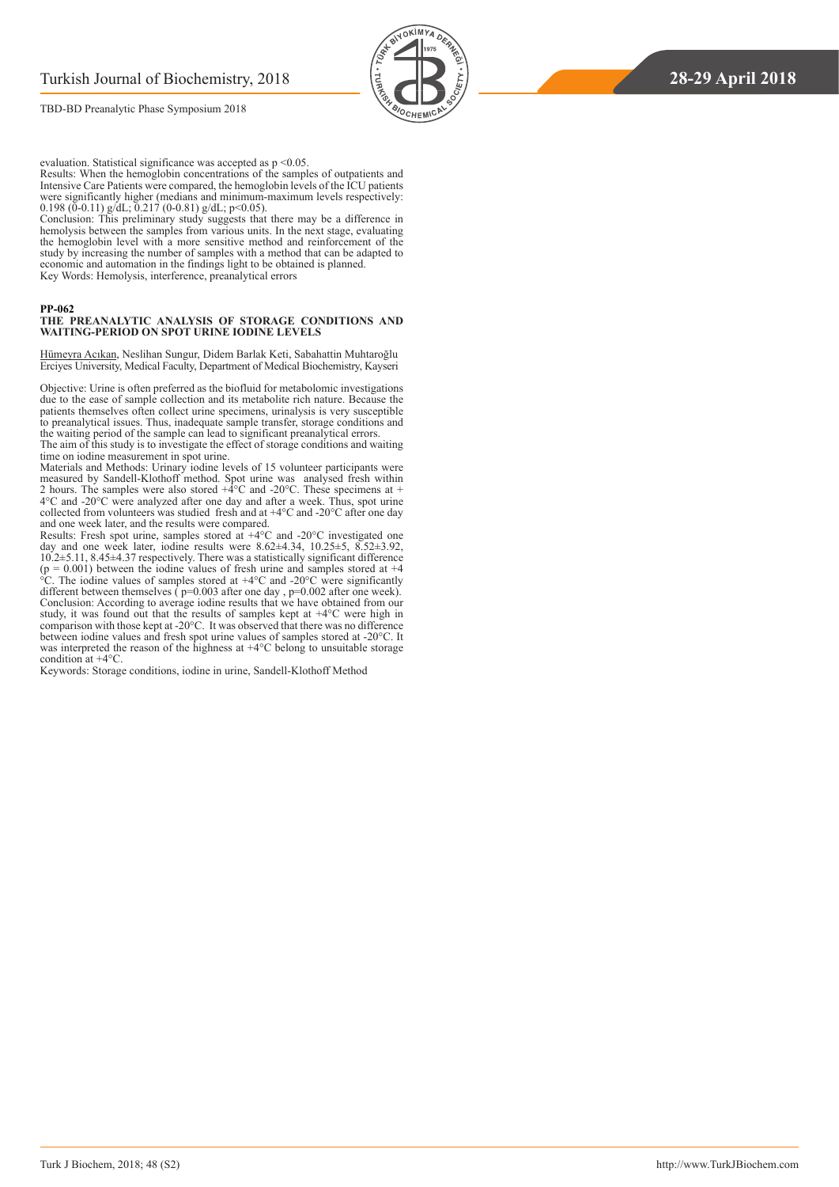evaluation. Statistical significance was accepted as $p < 0.05$.

Results: When the hemoglobin concentrations of the samples of outpatients and Intensive Care Patients were compared, the hemoglobin levels of the ICU patients were significantly higher (medians and minimum-maximum levels respectively: 0.198 (0-0.11) g/dL; 0.217 (0-0.81) g/dL; $p < 0.05$).

Conclusion: This preliminary study suggests that there may be a difference in hemolysis between the samples from various units. In the next stage, evaluating the hemoglobin level with a more sensitive method and reinforcement of the study by increasing the number of samples with a method that can be adapted to economic and automation in the findings light to be obtained is planned.

Key Words: Hemolysis, interference, preanalytical errors

**PP-062**

### THE PREANALYTIC ANALYSIS OF STORAGE CONDITIONS AND WAITING-PERIOD ON SPOT URINE IODINE LEVELS

Hümeyra Acıkan, Neslihan Sungur, Didem Barlak Keti, Sabahattin Muhtaroğlu

Erciyes University, Medical Faculty, Department of Medical Biochemistry, Kayseri

Objective: Urine is often preferred as the biofluid for metabolomic investigations due to the ease of sample collection and its metabolite rich nature. Because the patients themselves often collect urine specimens, urinalysis is very susceptible to preanalytical issues. Thus, inadequate sample transfer, storage conditions and the waiting period of the sample can lead to significant preanalytical errors.

The aim of this study is to investigate the effect of storage conditions and waiting time on iodine measurement in spot urine.

Materials and Methods: Urinary iodine levels of 15 volunteer participants were measured by Sandell-Klothoff method. Spot urine was analysed fresh within 2 hours. The samples were also stored +4°C and -20°C. These specimens at + 4°C and -20°C were analyzed after one day and after a week. Thus, spot urine collected from volunteers was studied fresh and at +4°C and -20°C after one day and one week later, and the results were compared.

Results: Fresh spot urine, samples stored at +4°C and -20°C investigated one day and one week later, iodine results were 8.62±4.34, 10.25±5, 8.52±3.92, 10.2±5.11, 8.45±4.37 respectively. There was a statistically significant difference ($p = 0.001$) between the iodine values of fresh urine and samples stored at +4 °C. The iodine values of samples stored at +4°C and -20°C were significantly different between themselves ( $p=0.003$ after one day , $p=0.002$ after one week).

Conclusion: According to average iodine results that we have obtained from our study, it was found out that the results of samples kept at +4°C were high in comparison with those kept at -20°C. It was observed that there was no difference between iodine values and fresh spot urine values of samples stored at -20°C. It was interpreted the reason of the highness at +4°C belong to unsuitable storage condition at +4°C.

Keywords: Storage conditions, iodine in urine, Sandell-Klothoff Method